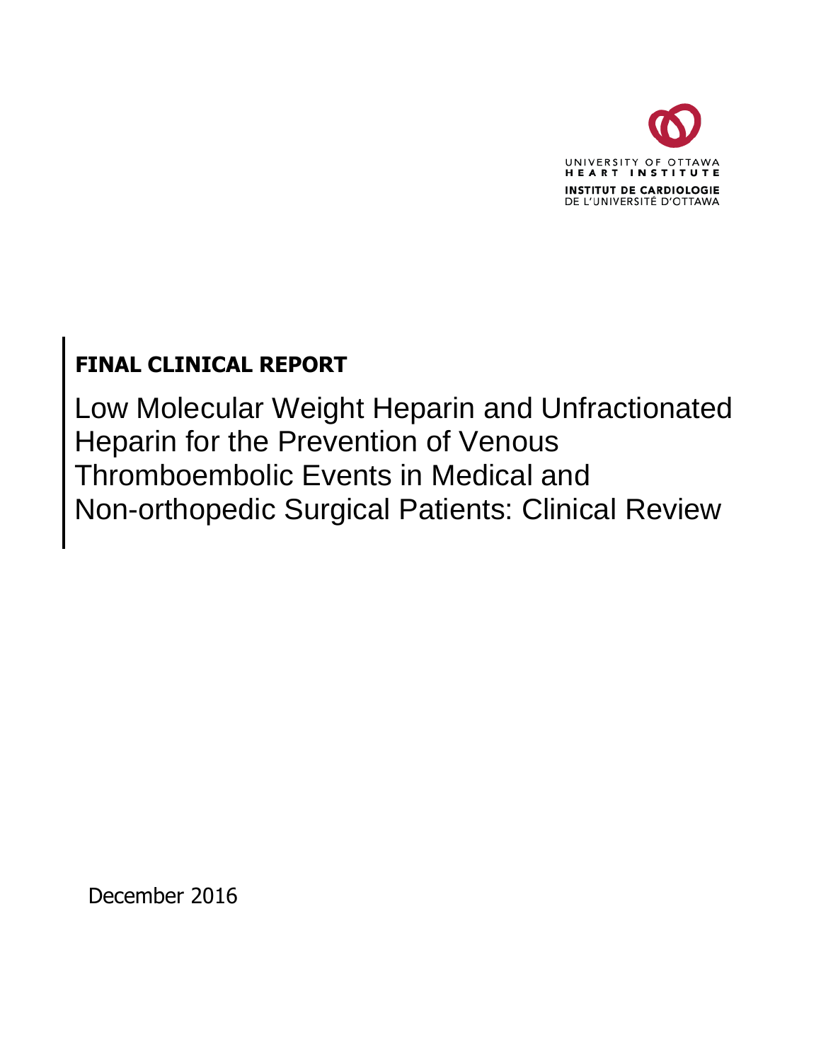UNIVERSITY OF OTTAWA
HEART INSTITUTE
INSTITUT DE CARDIOLOGIE
DE L'UNIVERSITÉ D'OTTAWA

**FINAL CLINICAL REPORT**

# Low Molecular Weight Heparin and Unfractionated Heparin for the Prevention of Venous Thromboembolic Events in Medical and Non-orthopedic Surgical Patients: Clinical Review

December 2016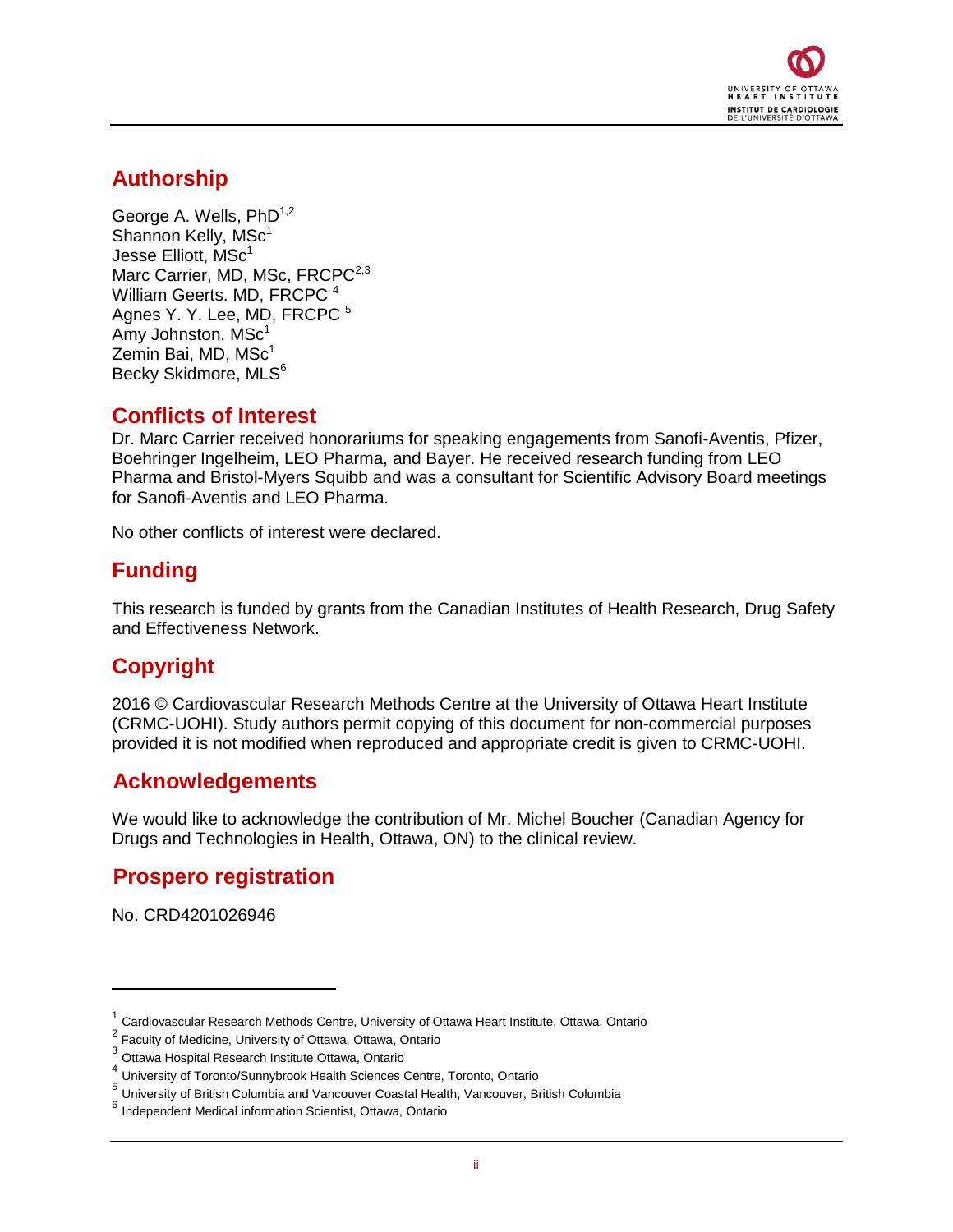## Authorship

George A. Wells, PhD[1,2]
Shannon Kelly, MSc[1]
Jesse Elliott, MSc[1]
Marc Carrier, MD, MSc, FRCPC[2,3]
William Geerts. MD, FRCPC [4]
Agnes Y. Y. Lee, MD, FRCPC [5]
Amy Johnston, MSc[1]
Zemin Bai, MD, MSc[1]
Becky Skidmore, MLS[6]

## Conflicts of Interest

Dr. Marc Carrier received honorariums for speaking engagements from Sanofi-Aventis, Pfizer, Boehringer Ingelheim, LEO Pharma, and Bayer. He received research funding from LEO Pharma and Bristol-Myers Squibb and was a consultant for Scientific Advisory Board meetings for Sanofi-Aventis and LEO Pharma.

No other conflicts of interest were declared.

## Funding

This research is funded by grants from the Canadian Institutes of Health Research, Drug Safety and Effectiveness Network.

## Copyright

2016 © Cardiovascular Research Methods Centre at the University of Ottawa Heart Institute (CRMC-UOHI). Study authors permit copying of this document for non-commercial purposes provided it is not modified when reproduced and appropriate credit is given to CRMC-UOHI.

## Acknowledgements

We would like to acknowledge the contribution of Mr. Michel Boucher (Canadian Agency for Drugs and Technologies in Health, Ottawa, ON) to the clinical review.

## Prospero registration

No. CRD4201026946

---

[1] Cardiovascular Research Methods Centre, University of Ottawa Heart Institute, Ottawa, Ontario
[2] Faculty of Medicine, University of Ottawa, Ottawa, Ontario
[3] Ottawa Hospital Research Institute Ottawa, Ontario
[4] University of Toronto/Sunnybrook Health Sciences Centre, Toronto, Ontario
[5] University of British Columbia and Vancouver Coastal Health, Vancouver, British Columbia
[6] Independent Medical information Scientist, Ottawa, Ontario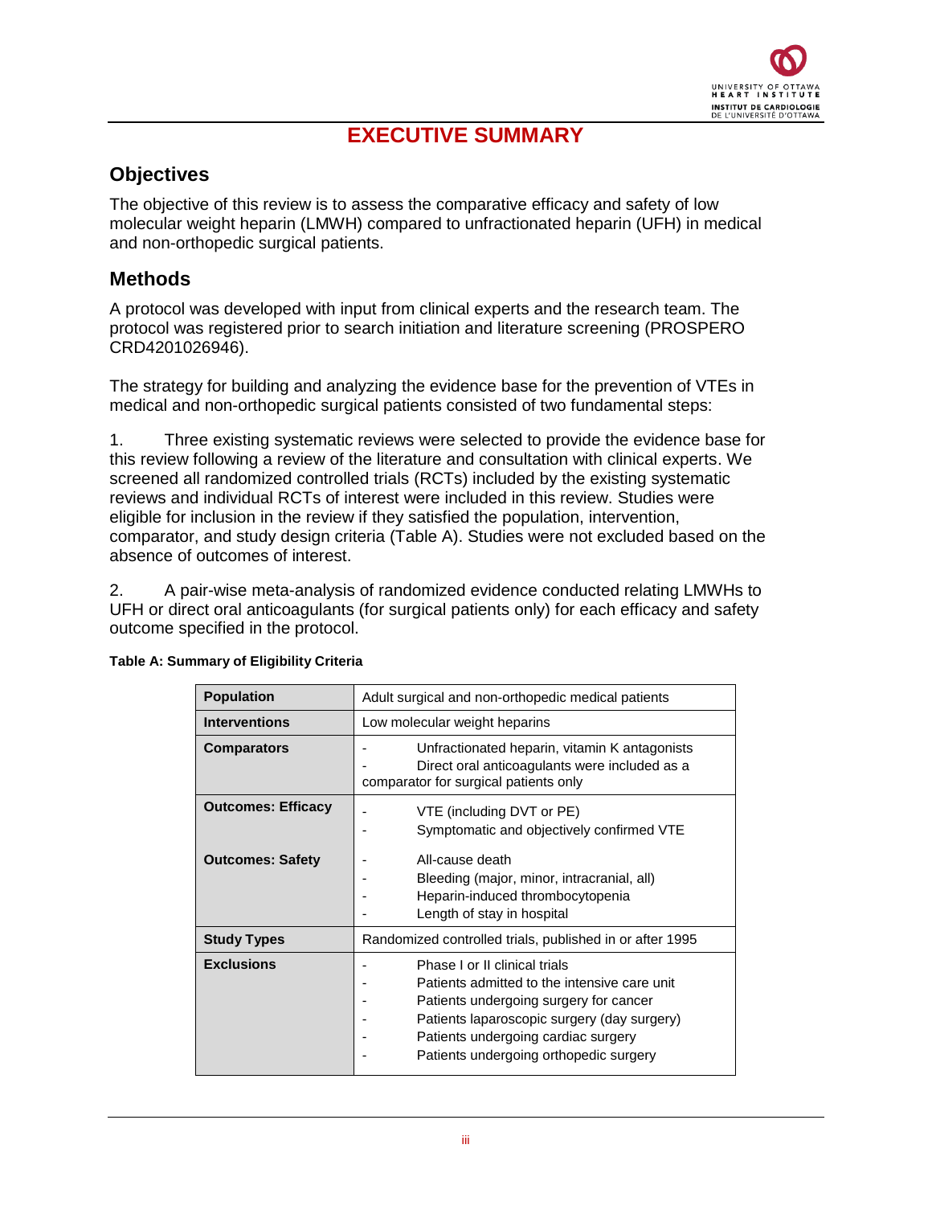# EXECUTIVE SUMMARY

## Objectives

The objective of this review is to assess the comparative efficacy and safety of low molecular weight heparin (LMWH) compared to unfractionated heparin (UFH) in medical and non-orthopedic surgical patients.

## Methods

A protocol was developed with input from clinical experts and the research team. The protocol was registered prior to search initiation and literature screening (PROSPERO CRD4201026946).

The strategy for building and analyzing the evidence base for the prevention of VTEs in medical and non-orthopedic surgical patients consisted of two fundamental steps:

1. Three existing systematic reviews were selected to provide the evidence base for this review following a review of the literature and consultation with clinical experts. We screened all randomized controlled trials (RCTs) included by the existing systematic reviews and individual RCTs of interest were included in this review. Studies were eligible for inclusion in the review if they satisfied the population, intervention, comparator, and study design criteria (Table A). Studies were not excluded based on the absence of outcomes of interest.

2. A pair-wise meta-analysis of randomized evidence conducted relating LMWHs to UFH or direct oral anticoagulants (for surgical patients only) for each efficacy and safety outcome specified in the protocol.

**Table A: Summary of Eligibility Criteria**

| | |
|---|---|
| **Population** | Adult surgical and non-orthopedic medical patients |
| **Interventions** | Low molecular weight heparins |
| **Comparators** | - Unfractionated heparin, vitamin K antagonists<br>- Direct oral anticoagulants were included as a comparator for surgical patients only |
| **Outcomes: Efficacy** | - VTE (including DVT or PE)<br>- Symptomatic and objectively confirmed VTE |
| **Outcomes: Safety** | - All-cause death<br>- Bleeding (major, minor, intracranial, all)<br>- Heparin-induced thrombocytopenia<br>- Length of stay in hospital |
| **Study Types** | Randomized controlled trials, published in or after 1995 |
| **Exclusions** | - Phase I or II clinical trials<br>- Patients admitted to the intensive care unit<br>- Patients undergoing surgery for cancer<br>- Patients laparoscopic surgery (day surgery)<br>- Patients undergoing cardiac surgery<br>- Patients undergoing orthopedic surgery |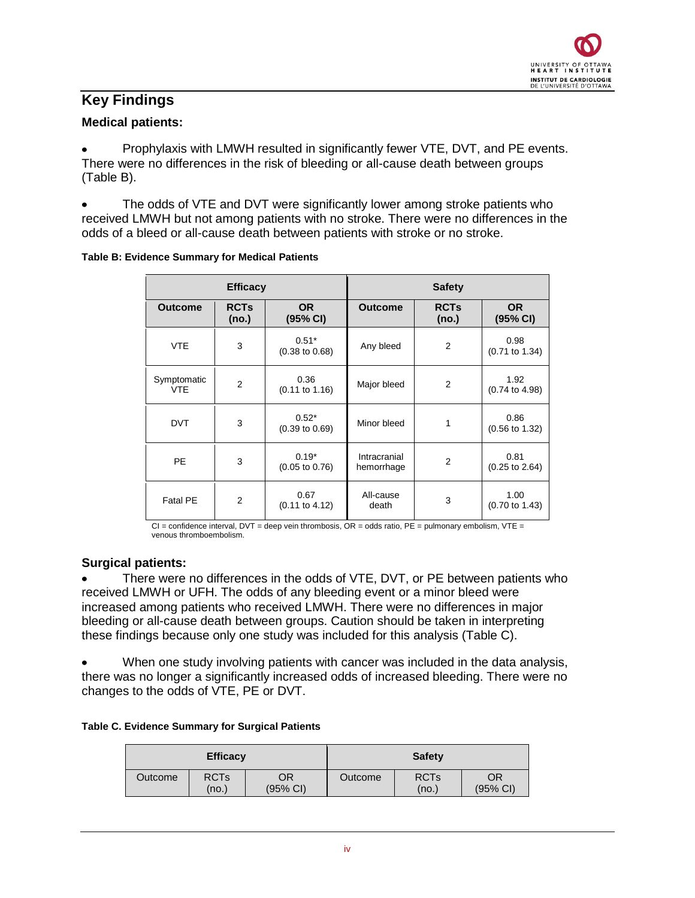## Key Findings

### Medical patients:

- Prophylaxis with LMWH resulted in significantly fewer VTE, DVT, and PE events. There were no differences in the risk of bleeding or all-cause death between groups (Table B).

- The odds of VTE and DVT were significantly lower among stroke patients who received LMWH but not among patients with no stroke. There were no differences in the odds of a bleed or all-cause death between patients with stroke or no stroke.

**Table B: Evidence Summary for Medical Patients**

| Efficacy | | | Safety | | |
|---|---|---|---|---|---|
| **Outcome** | **RCTs (no.)** | **OR (95% CI)** | **Outcome** | **RCTs (no.)** | **OR (95% CI)** |
| VTE | 3 | 0.51* (0.38 to 0.68) | Any bleed | 2 | 0.98 (0.71 to 1.34) |
| Symptomatic VTE | 2 | 0.36 (0.11 to 1.16) | Major bleed | 2 | 1.92 (0.74 to 4.98) |
| DVT | 3 | 0.52* (0.39 to 0.69) | Minor bleed | 1 | 0.86 (0.56 to 1.32) |
| PE | 3 | 0.19* (0.05 to 0.76) | Intracranial hemorrhage | 2 | 0.81 (0.25 to 2.64) |
| Fatal PE | 2 | 0.67 (0.11 to 4.12) | All-cause death | 3 | 1.00 (0.70 to 1.43) |

CI = confidence interval, DVT = deep vein thrombosis, OR = odds ratio, PE = pulmonary embolism, VTE = venous thromboembolism.

### Surgical patients:

- There were no differences in the odds of VTE, DVT, or PE between patients who received LMWH or UFH. The odds of any bleeding event or a minor bleed were increased among patients who received LMWH. There were no differences in major bleeding or all-cause death between groups. Caution should be taken in interpreting these findings because only one study was included for this analysis (Table C).

- When one study involving patients with cancer was included in the data analysis, there was no longer a significantly increased odds of increased bleeding. There were no changes to the odds of VTE, PE or DVT.

**Table C. Evidence Summary for Surgical Patients**

| Efficacy | | | Safety | | |
|---|---|---|---|---|---|
| Outcome | RCTs (no.) | OR (95% CI) | Outcome | RCTs (no.) | OR (95% CI) |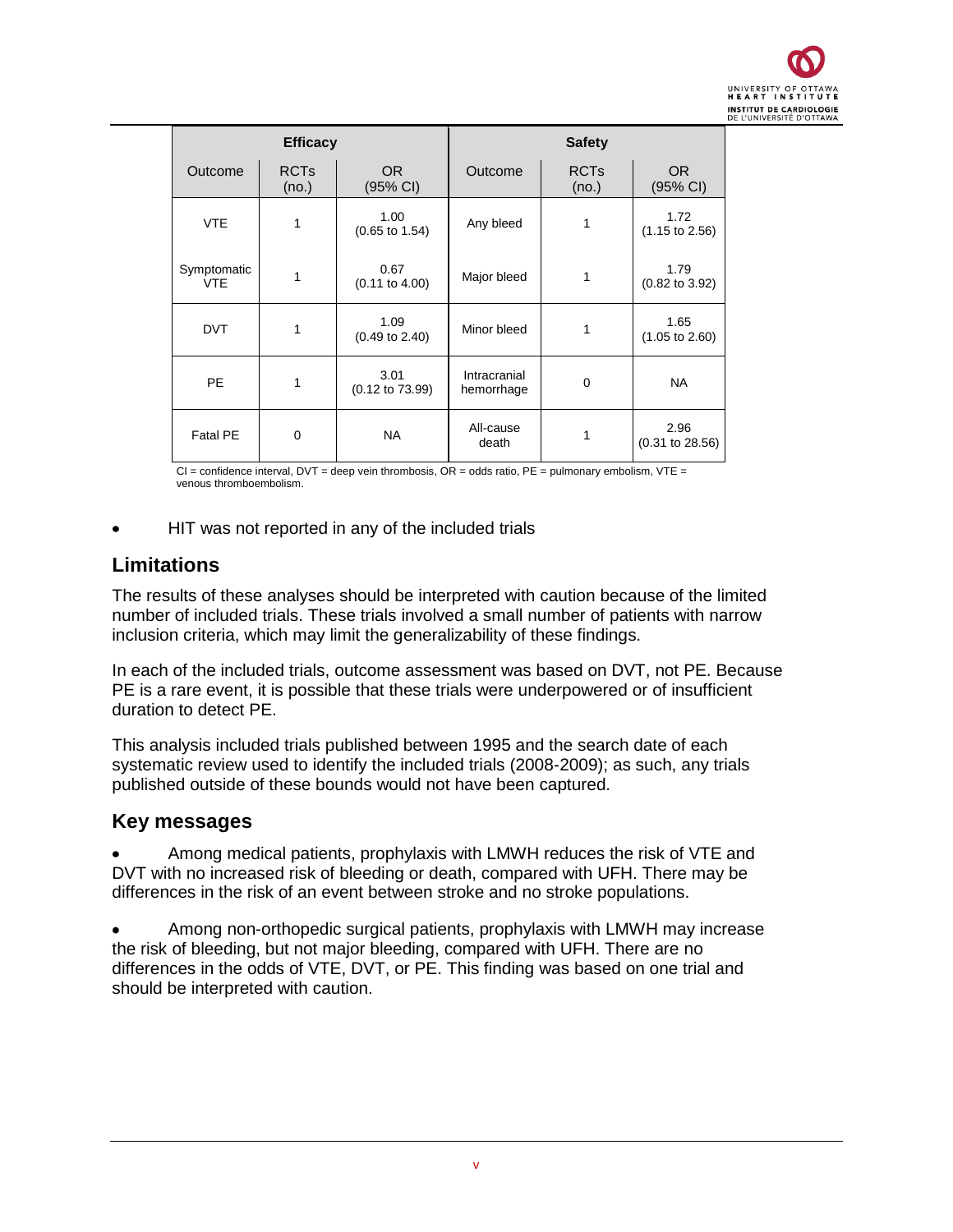| Efficacy | | | Safety | | |
|---|---|---|---|---|---|
| Outcome | RCTs (no.) | OR (95% CI) | Outcome | RCTs (no.) | OR (95% CI) |
| VTE | 1 | 1.00 (0.65 to 1.54) | Any bleed | 1 | 1.72 (1.15 to 2.56) |
| Symptomatic VTE | 1 | 0.67 (0.11 to 4.00) | Major bleed | 1 | 1.79 (0.82 to 3.92) |
| DVT | 1 | 1.09 (0.49 to 2.40) | Minor bleed | 1 | 1.65 (1.05 to 2.60) |
| PE | 1 | 3.01 (0.12 to 73.99) | Intracranial hemorrhage | 0 | NA |
| Fatal PE | 0 | NA | All-cause death | 1 | 2.96 (0.31 to 28.56) |

CI = confidence interval, DVT = deep vein thrombosis, OR = odds ratio, PE = pulmonary embolism, VTE = venous thromboembolism.

- HIT was not reported in any of the included trials

## Limitations

The results of these analyses should be interpreted with caution because of the limited number of included trials. These trials involved a small number of patients with narrow inclusion criteria, which may limit the generalizability of these findings.

In each of the included trials, outcome assessment was based on DVT, not PE. Because PE is a rare event, it is possible that these trials were underpowered or of insufficient duration to detect PE.

This analysis included trials published between 1995 and the search date of each systematic review used to identify the included trials (2008-2009); as such, any trials published outside of these bounds would not have been captured.

## Key messages

- Among medical patients, prophylaxis with LMWH reduces the risk of VTE and DVT with no increased risk of bleeding or death, compared with UFH. There may be differences in the risk of an event between stroke and no stroke populations.

- Among non-orthopedic surgical patients, prophylaxis with LMWH may increase the risk of bleeding, but not major bleeding, compared with UFH. There are no differences in the odds of VTE, DVT, or PE. This finding was based on one trial and should be interpreted with caution.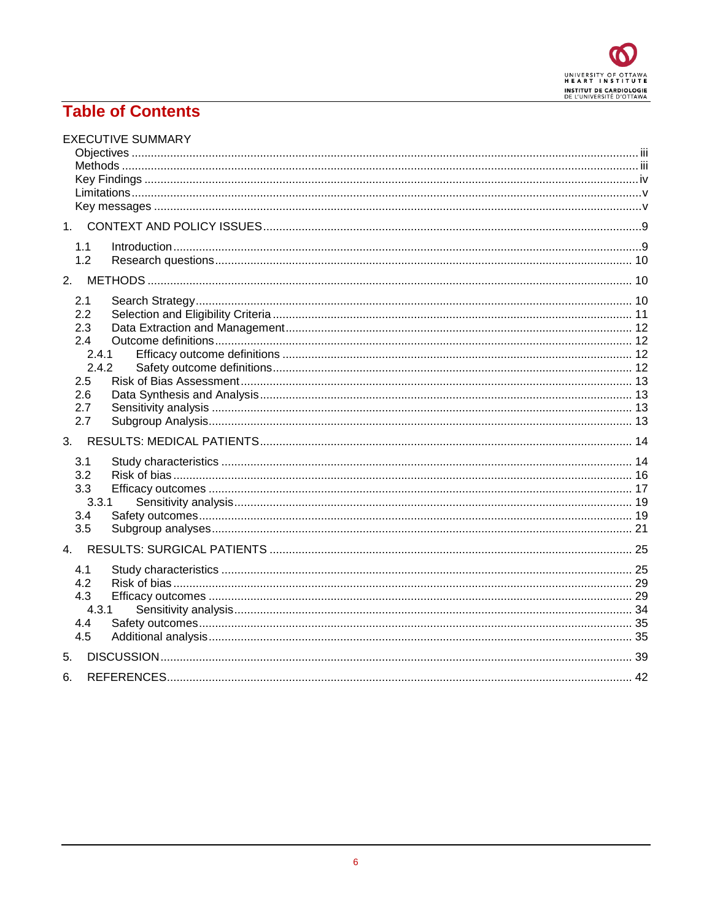# Table of Contents

EXECUTIVE SUMMARY

- Objectives ..... iii
- Methods ..... iii
- Key Findings ..... iv
- Limitations ..... v
- Key messages ..... v

1. CONTEXT AND POLICY ISSUES ..... 9
   - 1.1 Introduction ..... 9
   - 1.2 Research questions ..... 10
2. METHODS ..... 10
   - 2.1 Search Strategy ..... 10
   - 2.2 Selection and Eligibility Criteria ..... 11
   - 2.3 Data Extraction and Management ..... 12
   - 2.4 Outcome definitions ..... 12
     - 2.4.1 Efficacy outcome definitions ..... 12
     - 2.4.2 Safety outcome definitions ..... 12
   - 2.5 Risk of Bias Assessment ..... 13
   - 2.6 Data Synthesis and Analysis ..... 13
   - 2.7 Sensitivity analysis ..... 13
   - 2.7 Subgroup Analysis ..... 13
3. RESULTS: MEDICAL PATIENTS ..... 14
   - 3.1 Study characteristics ..... 14
   - 3.2 Risk of bias ..... 16
   - 3.3 Efficacy outcomes ..... 17
     - 3.3.1 Sensitivity analysis ..... 19
   - 3.4 Safety outcomes ..... 19
   - 3.5 Subgroup analyses ..... 21
4. RESULTS: SURGICAL PATIENTS ..... 25
   - 4.1 Study characteristics ..... 25
   - 4.2 Risk of bias ..... 29
   - 4.3 Efficacy outcomes ..... 29
     - 4.3.1 Sensitivity analysis ..... 34
   - 4.4 Safety outcomes ..... 35
   - 4.5 Additional analysis ..... 35
5. DISCUSSION ..... 39
6. REFERENCES ..... 42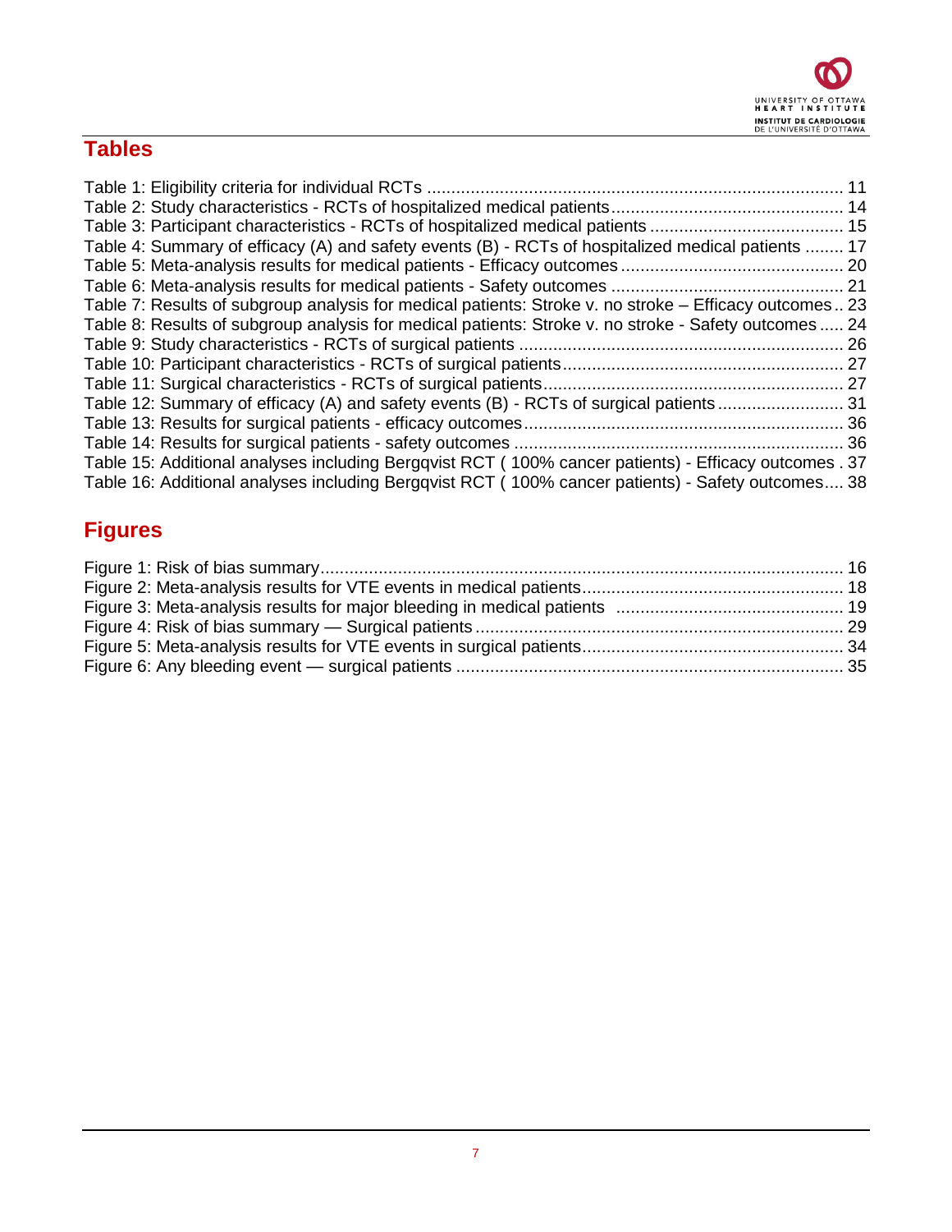## Tables

Table 1: Eligibility criteria for individual RCTs ..................................................................................... 11
Table 2: Study characteristics - RCTs of hospitalized medical patients................................................ 14
Table 3: Participant characteristics - RCTs of hospitalized medical patients ........................................ 15
Table 4: Summary of efficacy (A) and safety events (B) - RCTs of hospitalized medical patients ........ 17
Table 5: Meta-analysis results for medical patients - Efficacy outcomes.............................................. 20
Table 6: Meta-analysis results for medical patients - Safety outcomes ................................................ 21
Table 7: Results of subgroup analysis for medical patients: Stroke v. no stroke – Efficacy outcomes .. 23
Table 8: Results of subgroup analysis for medical patients: Stroke v. no stroke - Safety outcomes ..... 24
Table 9: Study characteristics - RCTs of surgical patients ................................................................... 26
Table 10: Participant characteristics - RCTs of surgical patients.......................................................... 27
Table 11: Surgical characteristics - RCTs of surgical patients.............................................................. 27
Table 12: Summary of efficacy (A) and safety events (B) - RCTs of surgical patients.......................... 31
Table 13: Results for surgical patients - efficacy outcomes.................................................................. 36
Table 14: Results for surgical patients - safety outcomes .................................................................... 36
Table 15: Additional analyses including Bergqvist RCT ( 100% cancer patients) - Efficacy outcomes . 37
Table 16: Additional analyses including Bergqvist RCT ( 100% cancer patients) - Safety outcomes.... 38

## Figures

Figure 1: Risk of bias summary............................................................................................................ 16
Figure 2: Meta-analysis results for VTE events in medical patients..................................................... 18
Figure 3: Meta-analysis results for major bleeding in medical patients .............................................. 19
Figure 4: Risk of bias summary — Surgical patients............................................................................ 29
Figure 5: Meta-analysis results for VTE events in surgical patients..................................................... 34
Figure 6: Any bleeding event — surgical patients ................................................................................ 35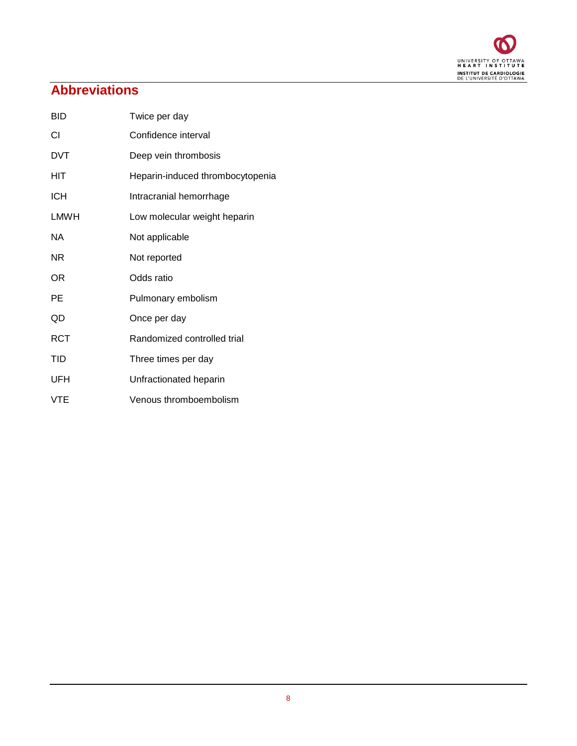# Abbreviations

| | |
|---|---|
| BID | Twice per day |
| CI | Confidence interval |
| DVT | Deep vein thrombosis |
| HIT | Heparin-induced thrombocytopenia |
| ICH | Intracranial hemorrhage |
| LMWH | Low molecular weight heparin |
| NA | Not applicable |
| NR | Not reported |
| OR | Odds ratio |
| PE | Pulmonary embolism |
| QD | Once per day |
| RCT | Randomized controlled trial |
| TID | Three times per day |
| UFH | Unfractionated heparin |
| VTE | Venous thromboembolism |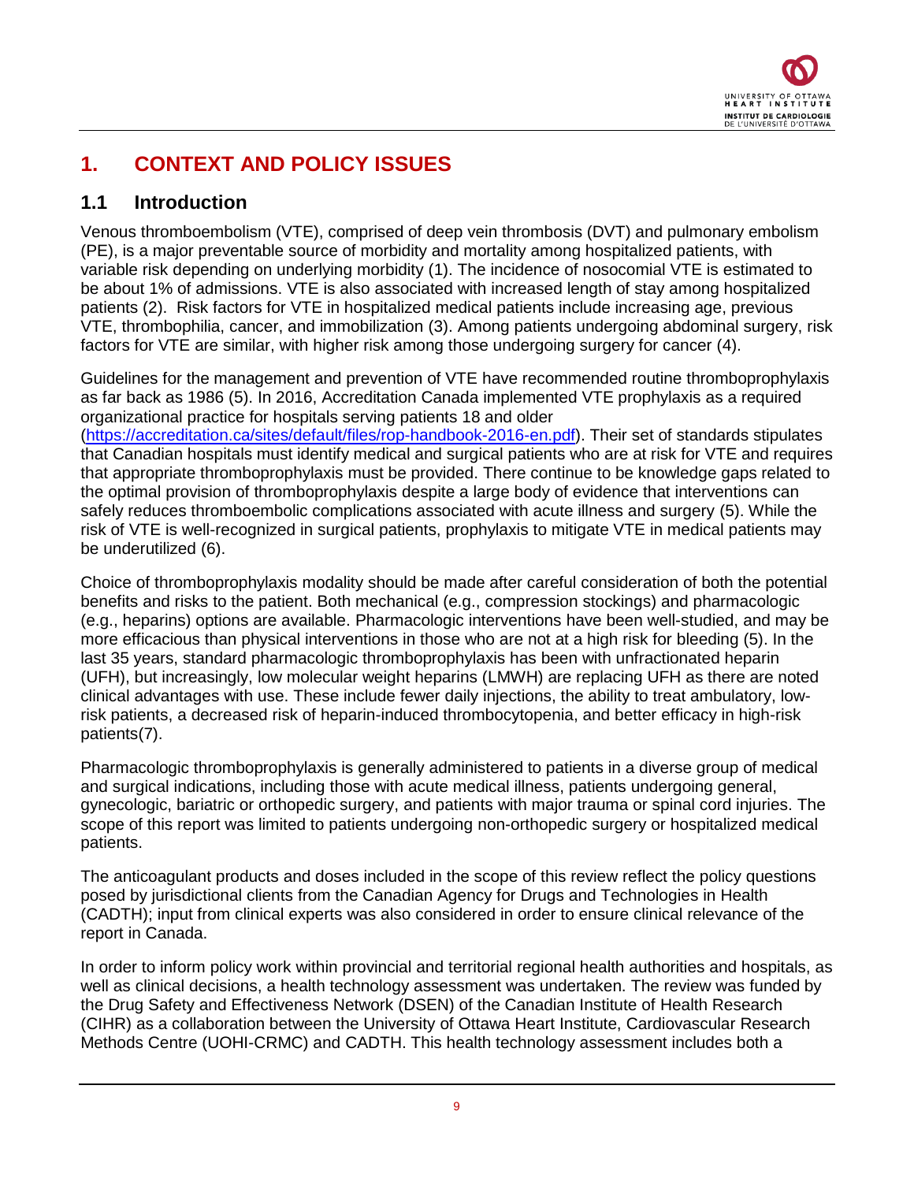# 1. CONTEXT AND POLICY ISSUES

## 1.1 Introduction

Venous thromboembolism (VTE), comprised of deep vein thrombosis (DVT) and pulmonary embolism (PE), is a major preventable source of morbidity and mortality among hospitalized patients, with variable risk depending on underlying morbidity (1). The incidence of nosocomial VTE is estimated to be about 1% of admissions. VTE is also associated with increased length of stay among hospitalized patients (2). Risk factors for VTE in hospitalized medical patients include increasing age, previous VTE, thrombophilia, cancer, and immobilization (3). Among patients undergoing abdominal surgery, risk factors for VTE are similar, with higher risk among those undergoing surgery for cancer (4).

Guidelines for the management and prevention of VTE have recommended routine thromboprophylaxis as far back as 1986 (5). In 2016, Accreditation Canada implemented VTE prophylaxis as a required organizational practice for hospitals serving patients 18 and older (https://accreditation.ca/sites/default/files/rop-handbook-2016-en.pdf). Their set of standards stipulates that Canadian hospitals must identify medical and surgical patients who are at risk for VTE and requires that appropriate thromboprophylaxis must be provided. There continue to be knowledge gaps related to the optimal provision of thromboprophylaxis despite a large body of evidence that interventions can safely reduces thromboembolic complications associated with acute illness and surgery (5). While the risk of VTE is well-recognized in surgical patients, prophylaxis to mitigate VTE in medical patients may be underutilized (6).

Choice of thromboprophylaxis modality should be made after careful consideration of both the potential benefits and risks to the patient. Both mechanical (e.g., compression stockings) and pharmacologic (e.g., heparins) options are available. Pharmacologic interventions have been well-studied, and may be more efficacious than physical interventions in those who are not at a high risk for bleeding (5). In the last 35 years, standard pharmacologic thromboprophylaxis has been with unfractionated heparin (UFH), but increasingly, low molecular weight heparins (LMWH) are replacing UFH as there are noted clinical advantages with use. These include fewer daily injections, the ability to treat ambulatory, low-risk patients, a decreased risk of heparin-induced thrombocytopenia, and better efficacy in high-risk patients(7).

Pharmacologic thromboprophylaxis is generally administered to patients in a diverse group of medical and surgical indications, including those with acute medical illness, patients undergoing general, gynecologic, bariatric or orthopedic surgery, and patients with major trauma or spinal cord injuries. The scope of this report was limited to patients undergoing non-orthopedic surgery or hospitalized medical patients.

The anticoagulant products and doses included in the scope of this review reflect the policy questions posed by jurisdictional clients from the Canadian Agency for Drugs and Technologies in Health (CADTH); input from clinical experts was also considered in order to ensure clinical relevance of the report in Canada.

In order to inform policy work within provincial and territorial regional health authorities and hospitals, as well as clinical decisions, a health technology assessment was undertaken. The review was funded by the Drug Safety and Effectiveness Network (DSEN) of the Canadian Institute of Health Research (CIHR) as a collaboration between the University of Ottawa Heart Institute, Cardiovascular Research Methods Centre (UOHI-CRMC) and CADTH. This health technology assessment includes both a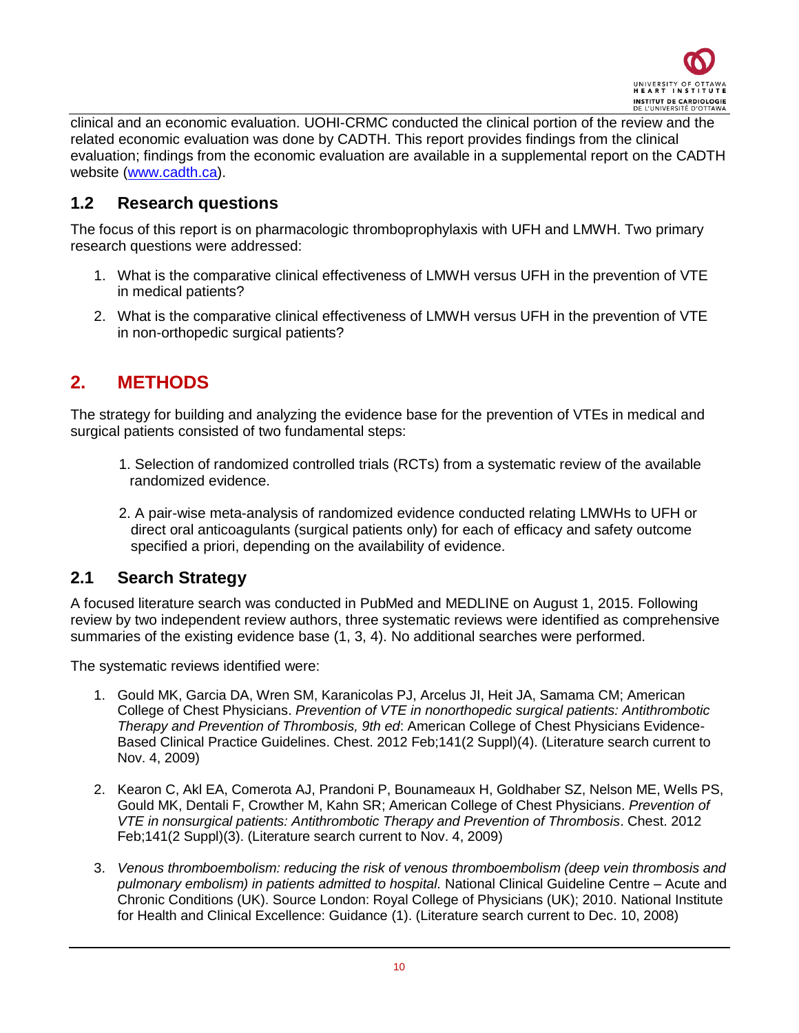clinical and an economic evaluation. UOHI-CRMC conducted the clinical portion of the review and the related economic evaluation was done by CADTH. This report provides findings from the clinical evaluation; findings from the economic evaluation are available in a supplemental report on the CADTH website (www.cadth.ca).

## 1.2 Research questions

The focus of this report is on pharmacologic thromboprophylaxis with UFH and LMWH. Two primary research questions were addressed:

1. What is the comparative clinical effectiveness of LMWH versus UFH in the prevention of VTE in medical patients?
2. What is the comparative clinical effectiveness of LMWH versus UFH in the prevention of VTE in non-orthopedic surgical patients?

# 2. METHODS

The strategy for building and analyzing the evidence base for the prevention of VTEs in medical and surgical patients consisted of two fundamental steps:

1. Selection of randomized controlled trials (RCTs) from a systematic review of the available randomized evidence.
2. A pair-wise meta-analysis of randomized evidence conducted relating LMWHs to UFH or direct oral anticoagulants (surgical patients only) for each of efficacy and safety outcome specified a priori, depending on the availability of evidence.

## 2.1 Search Strategy

A focused literature search was conducted in PubMed and MEDLINE on August 1, 2015. Following review by two independent review authors, three systematic reviews were identified as comprehensive summaries of the existing evidence base (1, 3, 4). No additional searches were performed.

The systematic reviews identified were:

1. Gould MK, Garcia DA, Wren SM, Karanicolas PJ, Arcelus JI, Heit JA, Samama CM; American College of Chest Physicians. *Prevention of VTE in nonorthopedic surgical patients: Antithrombotic Therapy and Prevention of Thrombosis, 9th ed*: American College of Chest Physicians Evidence-Based Clinical Practice Guidelines. Chest. 2012 Feb;141(2 Suppl)(4). (Literature search current to Nov. 4, 2009)
2. Kearon C, Akl EA, Comerota AJ, Prandoni P, Bounameaux H, Goldhaber SZ, Nelson ME, Wells PS, Gould MK, Dentali F, Crowther M, Kahn SR; American College of Chest Physicians. *Prevention of VTE in nonsurgical patients: Antithrombotic Therapy and Prevention of Thrombosis*. Chest. 2012 Feb;141(2 Suppl)(3). (Literature search current to Nov. 4, 2009)
3. *Venous thromboembolism: reducing the risk of venous thromboembolism (deep vein thrombosis and pulmonary embolism) in patients admitted to hospital.* National Clinical Guideline Centre – Acute and Chronic Conditions (UK). Source London: Royal College of Physicians (UK); 2010. National Institute for Health and Clinical Excellence: Guidance (1). (Literature search current to Dec. 10, 2008)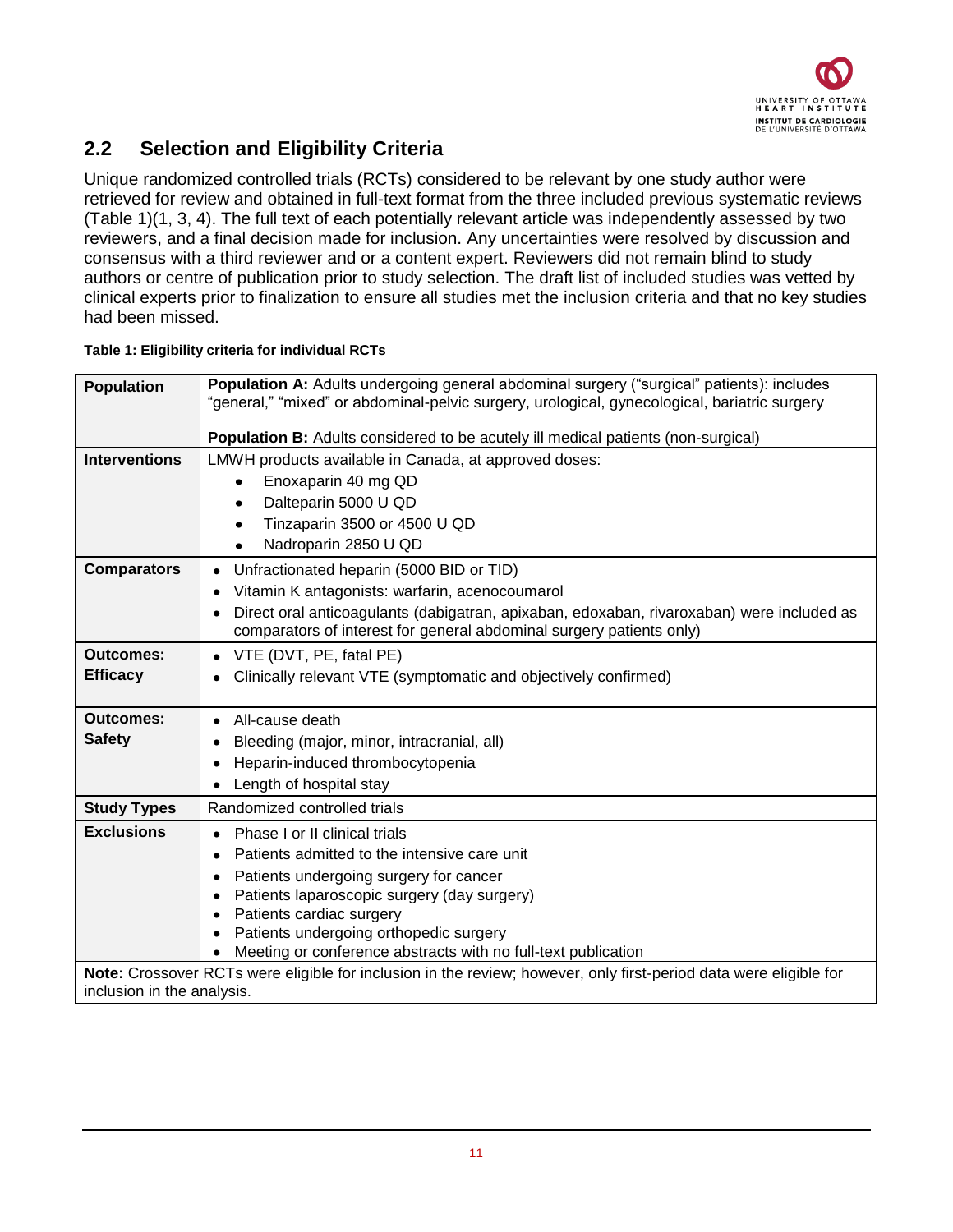## 2.2 Selection and Eligibility Criteria

Unique randomized controlled trials (RCTs) considered to be relevant by one study author were retrieved for review and obtained in full-text format from the three included previous systematic reviews (Table 1)(1, 3, 4). The full text of each potentially relevant article was independently assessed by two reviewers, and a final decision made for inclusion. Any uncertainties were resolved by discussion and consensus with a third reviewer and or a content expert. Reviewers did not remain blind to study authors or centre of publication prior to study selection. The draft list of included studies was vetted by clinical experts prior to finalization to ensure all studies met the inclusion criteria and that no key studies had been missed.

**Table 1: Eligibility criteria for individual RCTs**

| | |
|---|---|
| **Population** | **Population A:** Adults undergoing general abdominal surgery ("surgical" patients): includes "general," "mixed" or abdominal-pelvic surgery, urological, gynecological, bariatric surgery<br><br>**Population B:** Adults considered to be acutely ill medical patients (non-surgical) |
| **Interventions** | LMWH products available in Canada, at approved doses:<br>• Enoxaparin 40 mg QD<br>• Dalteparin 5000 U QD<br>• Tinzaparin 3500 or 4500 U QD<br>• Nadroparin 2850 U QD |
| **Comparators** | • Unfractionated heparin (5000 BID or TID)<br>• Vitamin K antagonists: warfarin, acenocoumarol<br>• Direct oral anticoagulants (dabigatran, apixaban, edoxaban, rivaroxaban) were included as comparators of interest for general abdominal surgery patients only) |
| **Outcomes: Efficacy** | • VTE (DVT, PE, fatal PE)<br>• Clinically relevant VTE (symptomatic and objectively confirmed) |
| **Outcomes: Safety** | • All-cause death<br>• Bleeding (major, minor, intracranial, all)<br>• Heparin-induced thrombocytopenia<br>• Length of hospital stay |
| **Study Types** | Randomized controlled trials |
| **Exclusions** | • Phase I or II clinical trials<br>• Patients admitted to the intensive care unit<br>• Patients undergoing surgery for cancer<br>• Patients laparoscopic surgery (day surgery)<br>• Patients cardiac surgery<br>• Patients undergoing orthopedic surgery<br>• Meeting or conference abstracts with no full-text publication |

**Note:** Crossover RCTs were eligible for inclusion in the review; however, only first-period data were eligible for inclusion in the analysis.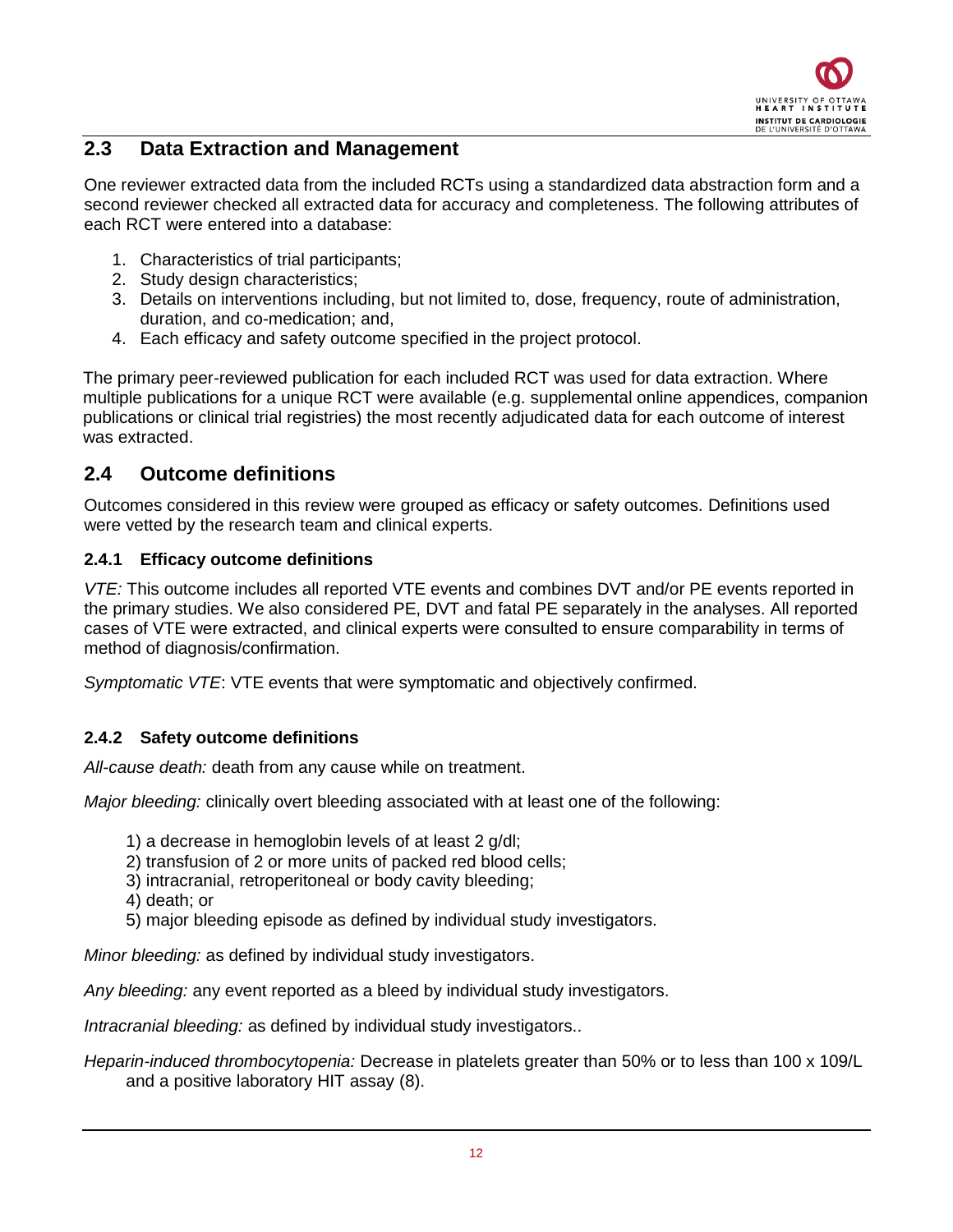## 2.3 Data Extraction and Management

One reviewer extracted data from the included RCTs using a standardized data abstraction form and a second reviewer checked all extracted data for accuracy and completeness. The following attributes of each RCT were entered into a database:

1. Characteristics of trial participants;
2. Study design characteristics;
3. Details on interventions including, but not limited to, dose, frequency, route of administration, duration, and co-medication; and,
4. Each efficacy and safety outcome specified in the project protocol.

The primary peer-reviewed publication for each included RCT was used for data extraction. Where multiple publications for a unique RCT were available (e.g. supplemental online appendices, companion publications or clinical trial registries) the most recently adjudicated data for each outcome of interest was extracted.

## 2.4 Outcome definitions

Outcomes considered in this review were grouped as efficacy or safety outcomes. Definitions used were vetted by the research team and clinical experts.

### 2.4.1 Efficacy outcome definitions

*VTE:* This outcome includes all reported VTE events and combines DVT and/or PE events reported in the primary studies. We also considered PE, DVT and fatal PE separately in the analyses. All reported cases of VTE were extracted, and clinical experts were consulted to ensure comparability in terms of method of diagnosis/confirmation.

*Symptomatic VTE*: VTE events that were symptomatic and objectively confirmed.

### 2.4.2 Safety outcome definitions

*All-cause death:* death from any cause while on treatment.

*Major bleeding:* clinically overt bleeding associated with at least one of the following:

1) a decrease in hemoglobin levels of at least 2 g/dl;
2) transfusion of 2 or more units of packed red blood cells;
3) intracranial, retroperitoneal or body cavity bleeding;
4) death; or
5) major bleeding episode as defined by individual study investigators.

*Minor bleeding:* as defined by individual study investigators.

*Any bleeding:* any event reported as a bleed by individual study investigators.

*Intracranial bleeding:* as defined by individual study investigators..

*Heparin-induced thrombocytopenia:* Decrease in platelets greater than 50% or to less than 100 x $10^9$/L and a positive laboratory HIT assay (8).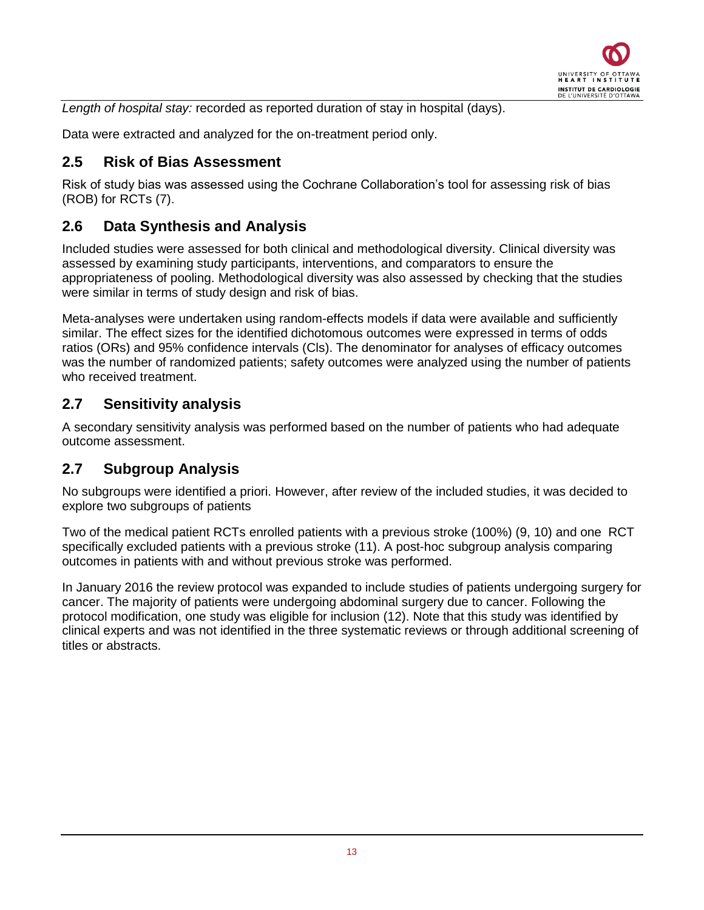*Length of hospital stay:* recorded as reported duration of stay in hospital (days).

Data were extracted and analyzed for the on-treatment period only.

## 2.5 Risk of Bias Assessment

Risk of study bias was assessed using the Cochrane Collaboration's tool for assessing risk of bias (ROB) for RCTs (7).

## 2.6 Data Synthesis and Analysis

Included studies were assessed for both clinical and methodological diversity. Clinical diversity was assessed by examining study participants, interventions, and comparators to ensure the appropriateness of pooling. Methodological diversity was also assessed by checking that the studies were similar in terms of study design and risk of bias.

Meta-analyses were undertaken using random-effects models if data were available and sufficiently similar. The effect sizes for the identified dichotomous outcomes were expressed in terms of odds ratios (ORs) and 95% confidence intervals (CIs). The denominator for analyses of efficacy outcomes was the number of randomized patients; safety outcomes were analyzed using the number of patients who received treatment.

## 2.7 Sensitivity analysis

A secondary sensitivity analysis was performed based on the number of patients who had adequate outcome assessment.

## 2.7 Subgroup Analysis

No subgroups were identified a priori. However, after review of the included studies, it was decided to explore two subgroups of patients

Two of the medical patient RCTs enrolled patients with a previous stroke (100%) (9, 10) and one RCT specifically excluded patients with a previous stroke (11). A post-hoc subgroup analysis comparing outcomes in patients with and without previous stroke was performed.

In January 2016 the review protocol was expanded to include studies of patients undergoing surgery for cancer. The majority of patients were undergoing abdominal surgery due to cancer. Following the protocol modification, one study was eligible for inclusion (12). Note that this study was identified by clinical experts and was not identified in the three systematic reviews or through additional screening of titles or abstracts.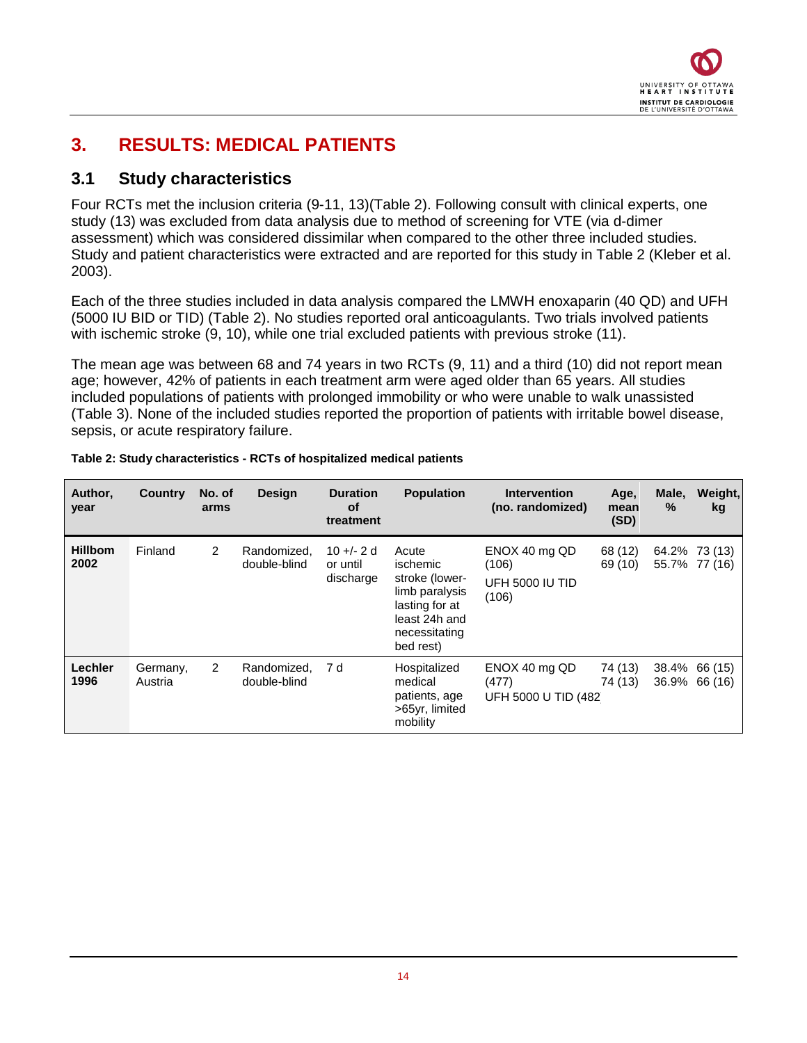# 3. RESULTS: MEDICAL PATIENTS

## 3.1 Study characteristics

Four RCTs met the inclusion criteria (9-11, 13)(Table 2). Following consult with clinical experts, one study (13) was excluded from data analysis due to method of screening for VTE (via d-dimer assessment) which was considered dissimilar when compared to the other three included studies. Study and patient characteristics were extracted and are reported for this study in Table 2 (Kleber et al. 2003).

Each of the three studies included in data analysis compared the LMWH enoxaparin (40 QD) and UFH (5000 IU BID or TID) (Table 2). No studies reported oral anticoagulants. Two trials involved patients with ischemic stroke (9, 10), while one trial excluded patients with previous stroke (11).

The mean age was between 68 and 74 years in two RCTs (9, 11) and a third (10) did not report mean age; however, 42% of patients in each treatment arm were aged older than 65 years. All studies included populations of patients with prolonged immobility or who were unable to walk unassisted (Table 3). None of the included studies reported the proportion of patients with irritable bowel disease, sepsis, or acute respiratory failure.

**Table 2: Study characteristics - RCTs of hospitalized medical patients**

| Author, year | Country | No. of arms | Design | Duration of treatment | Population | Intervention (no. randomized) | Age, mean (SD) | Male, % | Weight, kg |
|---|---|---|---|---|---|---|---|---|---|
| **Hillbom 2002** | Finland | 2 | Randomized, double-blind | 10 +/- 2 d or until discharge | Acute ischemic stroke (lower-limb paralysis lasting for at least 24h and necessitating bed rest) | ENOX 40 mg QD (106)<br>UFH 5000 IU TID (106) | 68 (12)<br>69 (10) | 64.2%<br>55.7% | 73 (13)<br>77 (16) |
| **Lechler 1996** | Germany, Austria | 2 | Randomized, double-blind | 7 d | Hospitalized medical patients, age >65yr, limited mobility | ENOX 40 mg QD (477)<br>UFH 5000 U TID (482 | 74 (13)<br>74 (13) | 38.4%<br>36.9% | 66 (15)<br>66 (16) |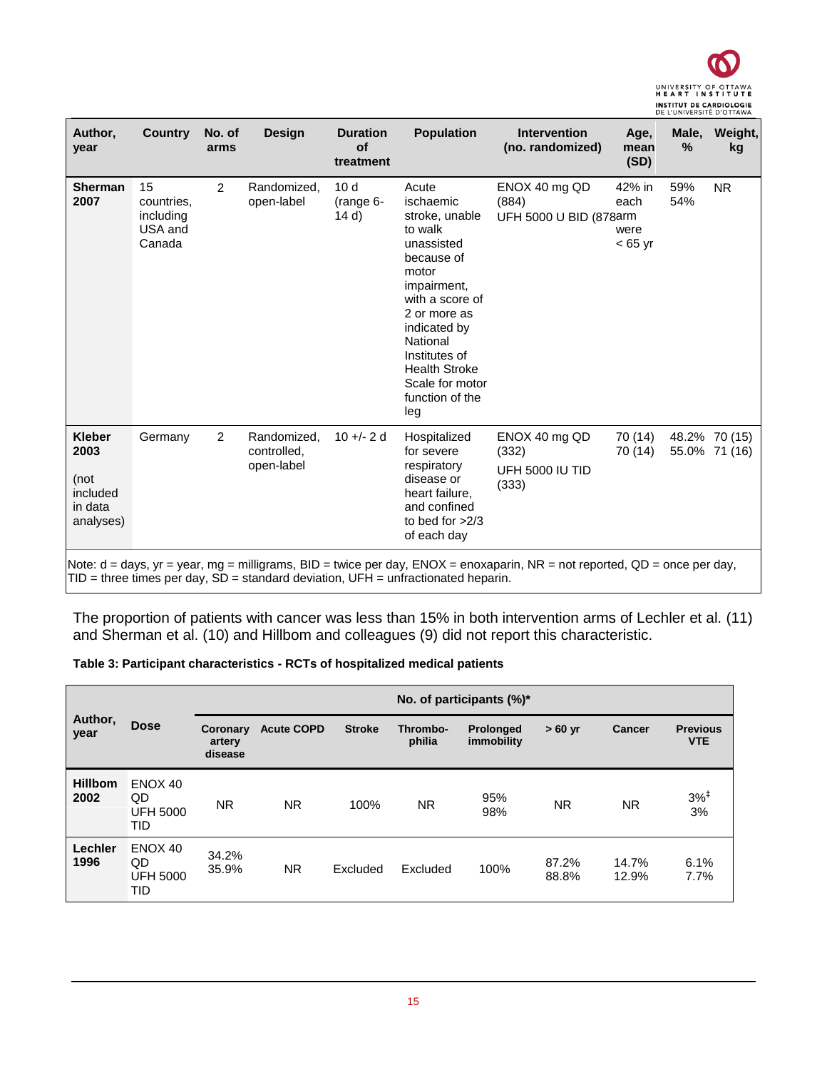| Author, year | Country | No. of arms | Design | Duration of treatment | Population | Intervention (no. randomized) | Age, mean (SD) | Male, % | Weight, kg |
|---|---|---|---|---|---|---|---|---|---|
| **Sherman 2007** | 15 countries, including USA and Canada | 2 | Randomized, open-label | 10 d (range 6-14 d) | Acute ischaemic stroke, unable to walk unassisted because of motor impairment, with a score of 2 or more as indicated by National Institutes of Health Stroke Scale for motor function of the leg | ENOX 40 mg QD (884)<br>UFH 5000 U BID (878 | 42% in each arm were < 65 yr | 59%<br>54% | NR |
| **Kleber 2003**<br><br>(not included in data analyses) | Germany | 2 | Randomized, controlled, open-label | 10 +/- 2 d | Hospitalized for severe respiratory disease or heart failure, and confined to bed for >2/3 of each day | ENOX 40 mg QD (332)<br>UFH 5000 IU TID (333) | 70 (14)<br>70 (14) | 48.2%<br>55.0% | 70 (15)<br>71 (16) |

Note: d = days, yr = year, mg = milligrams, BID = twice per day, ENOX = enoxaparin, NR = not reported, QD = once per day, TID = three times per day, SD = standard deviation, UFH = unfractionated heparin.

The proportion of patients with cancer was less than 15% in both intervention arms of Lechler et al. (11) and Sherman et al. (10) and Hillbom and colleagues (9) did not report this characteristic.

**Table 3: Participant characteristics - RCTs of hospitalized medical patients**

| Author, year | Dose | No. of participants (%)* | | | | | | | |
|---|---|---|---|---|---|---|---|---|---|
| | | Coronary artery disease | Acute COPD | Stroke | Thrombo-philia | Prolonged immobility | > 60 yr | Cancer | Previous VTE |
| **Hillbom 2002** | ENOX 40 QD<br>UFH 5000 TID | NR | NR | 100% | NR | 95%<br>98% | NR | NR | 3%‡<br>3% |
| **Lechler 1996** | ENOX 40 QD<br>UFH 5000 TID | 34.2%<br>35.9% | NR | Excluded | Excluded | 100% | 87.2%<br>88.8% | 14.7%<br>12.9% | 6.1%<br>7.7% |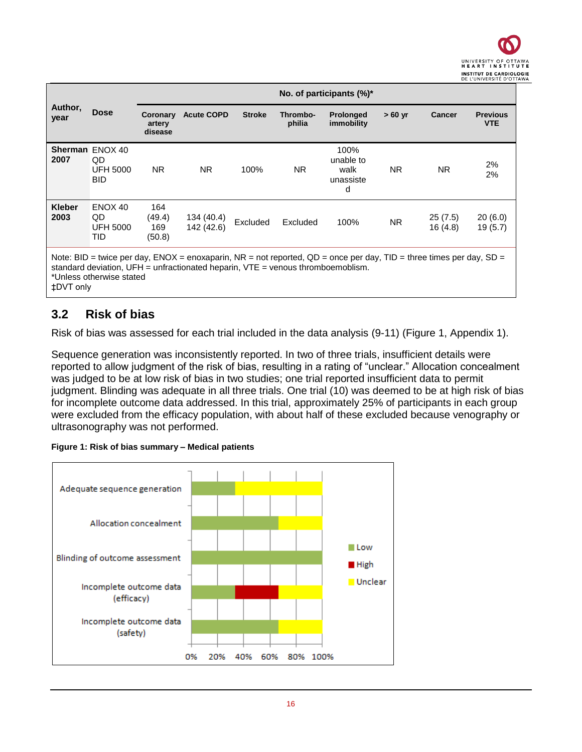| Author, year | Dose | No. of participants (%)* | | | | | | | |
|---|---|---|---|---|---|---|---|---|---|
| | | Coronary artery disease | Acute COPD | Stroke | Thrombo-philia | Prolonged immobility | > 60 yr | Cancer | Previous VTE |
| **Sherman 2007** | ENOX 40 QD<br>UFH 5000 BID | NR | NR | 100% | NR | 100% unable to walk unassisted | NR | NR | 2%<br>2% |
| **Kleber 2003** | ENOX 40 QD<br>UFH 5000 TID | 164 (49.4)<br>169 (50.8) | 134 (40.4)<br>142 (42.6) | Excluded | Excluded | 100% | NR | 25 (7.5)<br>16 (4.8) | 20 (6.0)<br>19 (5.7) |

Note: BID = twice per day, ENOX = enoxaparin, NR = not reported, QD = once per day, TID = three times per day, SD = standard deviation, UFH = unfractionated heparin, VTE = venous thromboemoblism.
*Unless otherwise stated
‡DVT only

## 3.2 Risk of bias

Risk of bias was assessed for each trial included in the data analysis (9-11) (Figure 1, Appendix 1).

Sequence generation was inconsistently reported. In two of three trials, insufficient details were reported to allow judgment of the risk of bias, resulting in a rating of "unclear." Allocation concealment was judged to be at low risk of bias in two studies; one trial reported insufficient data to permit judgment. Blinding was adequate in all three trials. One trial (10) was deemed to be at high risk of bias for incomplete outcome data addressed. In this trial, approximately 25% of participants in each group were excluded from the efficacy population, with about half of these excluded because venography or ultrasonography was not performed.

**Figure 1: Risk of bias summary – Medical patients**

| Domain | Low | High | Unclear |
|---|---|---|---|
| Adequate sequence generation | ~33% | 0% | ~67% |
| Allocation concealment | ~67% | 0% | ~33% |
| Blinding of outcome assessment | 100% | 0% | 0% |
| Incomplete outcome data (efficacy) | ~33% | ~33% | ~33% |
| Incomplete outcome data (safety) | ~67% | 0% | ~33% |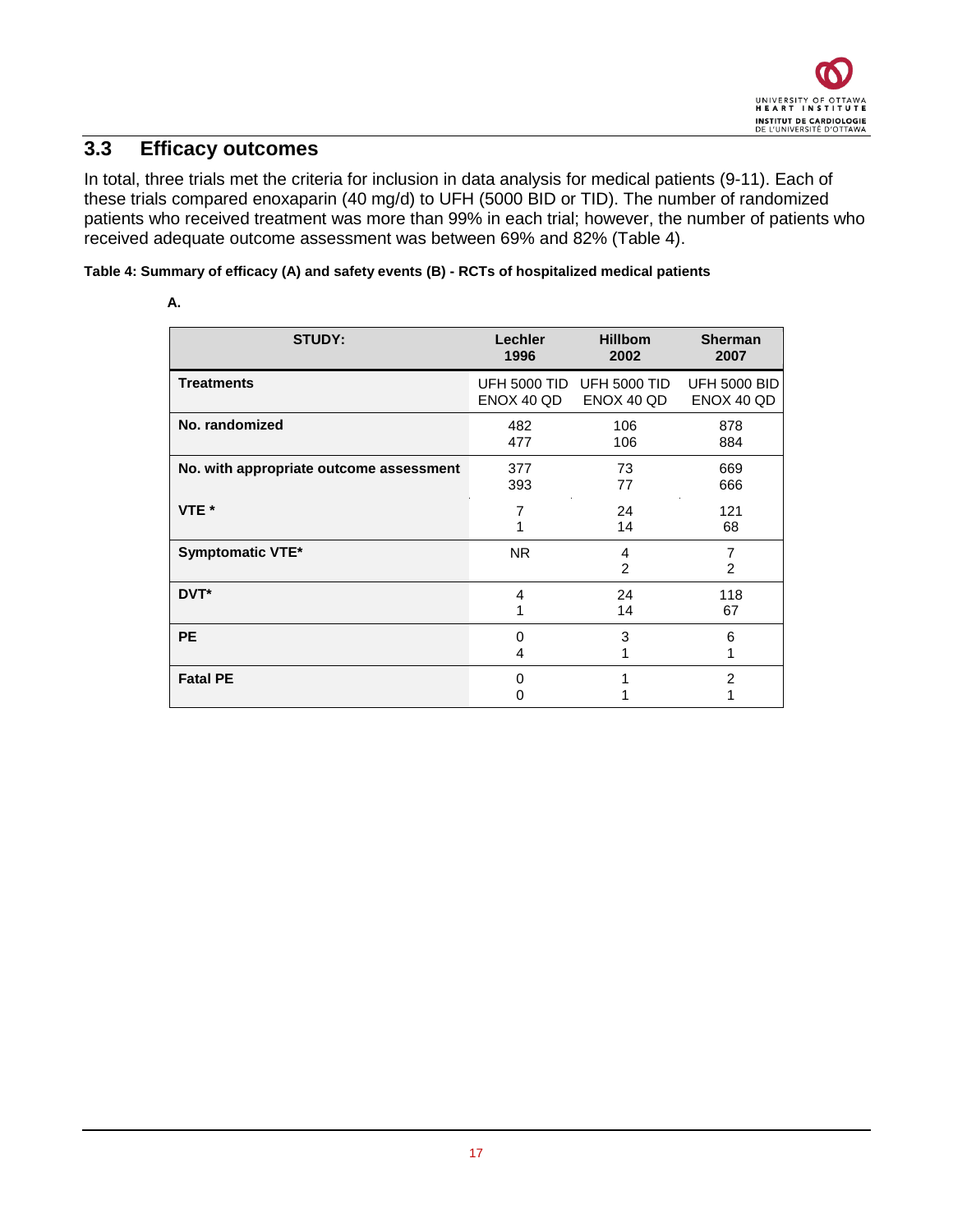## 3.3 Efficacy outcomes

In total, three trials met the criteria for inclusion in data analysis for medical patients (9-11). Each of these trials compared enoxaparin (40 mg/d) to UFH (5000 BID or TID). The number of randomized patients who received treatment was more than 99% in each trial; however, the number of patients who received adequate outcome assessment was between 69% and 82% (Table 4).

**Table 4: Summary of efficacy (A) and safety events (B) - RCTs of hospitalized medical patients**

**A.**

| STUDY: | Lechler 1996 | Hillbom 2002 | Sherman 2007 |
|---|---|---|---|
| **Treatments** | UFH 5000 TID<br>ENOX 40 QD | UFH 5000 TID<br>ENOX 40 QD | UFH 5000 BID<br>ENOX 40 QD |
| **No. randomized** | 482<br>477 | 106<br>106 | 878<br>884 |
| **No. with appropriate outcome assessment** | 377<br>393 | 73<br>77 | 669<br>666 |
| **VTE *** | 7<br>1 | 24<br>14 | 121<br>68 |
| **Symptomatic VTE*** | NR | 4<br>2 | 7<br>2 |
| **DVT*** | 4<br>1 | 24<br>14 | 118<br>67 |
| **PE** | 0<br>4 | 3<br>1 | 6<br>1 |
| **Fatal PE** | 0<br>0 | 1<br>1 | 2<br>1 |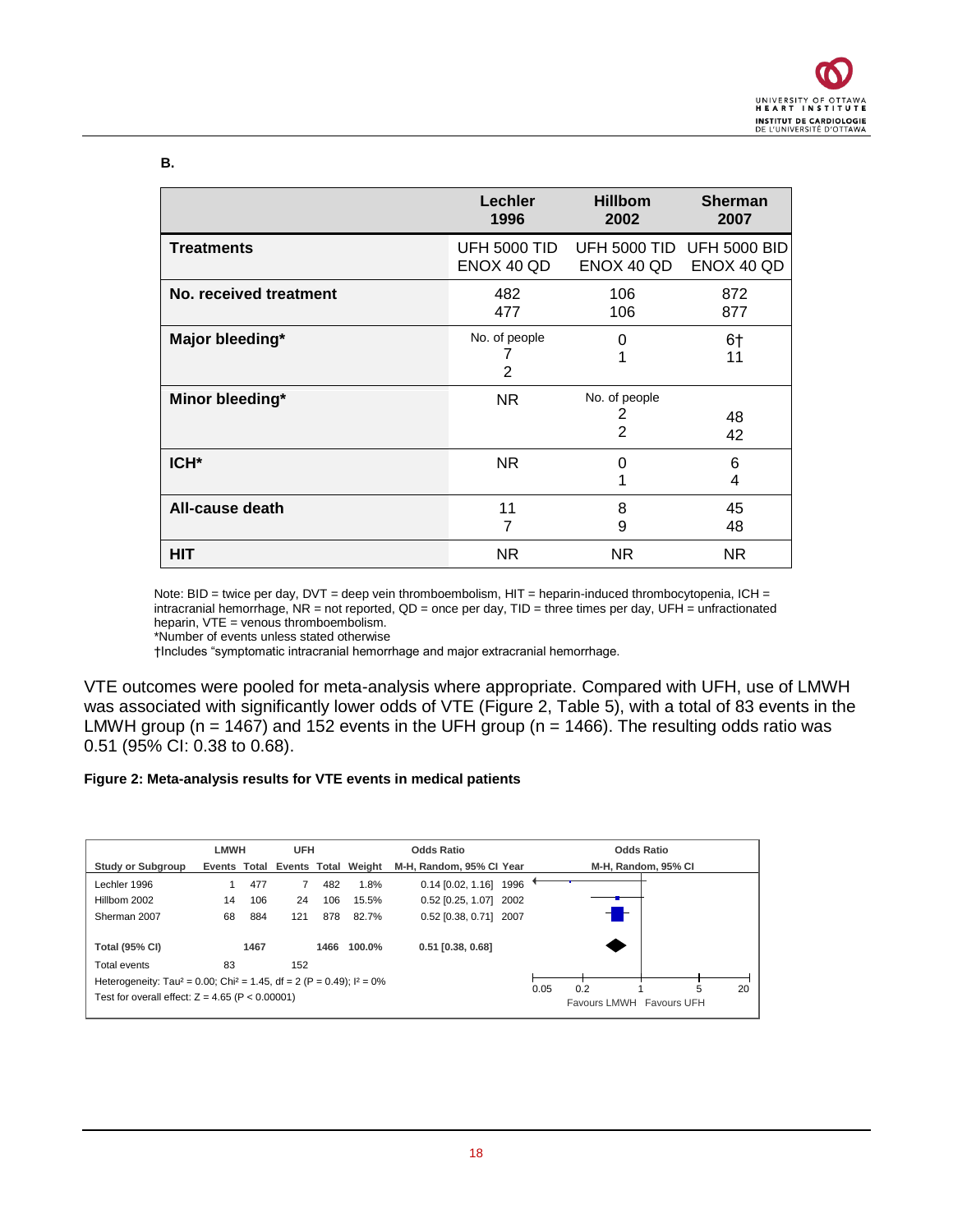**B.**

| | Lechler 1996 | Hillbom 2002 | Sherman 2007 |
|---|---|---|---|
| **Treatments** | UFH 5000 TID<br>ENOX 40 QD | UFH 5000 TID<br>ENOX 40 QD | UFH 5000 BID<br>ENOX 40 QD |
| **No. received treatment** | 482<br>477 | 106<br>106 | 872<br>877 |
| **Major bleeding*** | No. of people<br>7<br>2 | 0<br>1 | 6†<br>11 |
| **Minor bleeding*** | NR | No. of people<br>2<br>2 | 48<br>42 |
| **ICH*** | NR | 0<br>1 | 6<br>4 |
| **All-cause death** | 11<br>7 | 8<br>9 | 45<br>48 |
| **HIT** | NR | NR | NR |

Note: BID = twice per day, DVT = deep vein thromboembolism, HIT = heparin-induced thrombocytopenia, ICH = intracranial hemorrhage, NR = not reported, QD = once per day, TID = three times per day, UFH = unfractionated heparin, VTE = venous thromboembolism.
*Number of events unless stated otherwise
†Includes "symptomatic intracranial hemorrhage and major extracranial hemorrhage.

VTE outcomes were pooled for meta-analysis where appropriate. Compared with UFH, use of LMWH was associated with significantly lower odds of VTE (Figure 2, Table 5), with a total of 83 events in the LMWH group (n = 1467) and 152 events in the UFH group (n = 1466). The resulting odds ratio was 0.51 (95% CI: 0.38 to 0.68).

**Figure 2: Meta-analysis results for VTE events in medical patients**

| Study or Subgroup | LMWH Events | LMWH Total | UFH Events | UFH Total | Weight | Odds Ratio M-H, Random, 95% CI | Year |
|---|---|---|---|---|---|---|---|
| Lechler 1996 | 1 | 477 | 7 | 482 | 1.8% | 0.14 [0.02, 1.16] | 1996 |
| Hillbom 2002 | 14 | 106 | 24 | 106 | 15.5% | 0.52 [0.25, 1.07] | 2002 |
| Sherman 2007 | 68 | 884 | 121 | 878 | 82.7% | 0.52 [0.38, 0.71] | 2007 |
| **Total (95% CI)** | | **1467** | | **1466** | **100.0%** | **0.51 [0.38, 0.68]** | |
| Total events | 83 | | 152 | | | | |

Heterogeneity: $Tau^2 = 0.00$; $Chi^2 = 1.45$, df = 2 (P = 0.49); $I^2 = 0\%$
Test for overall effect: Z = 4.65 (P < 0.00001)

Odds Ratio M-H, Random, 95% CI — axis: 0.05, 0.2, 1, 5, 20 — Favours LMWH / Favours UFH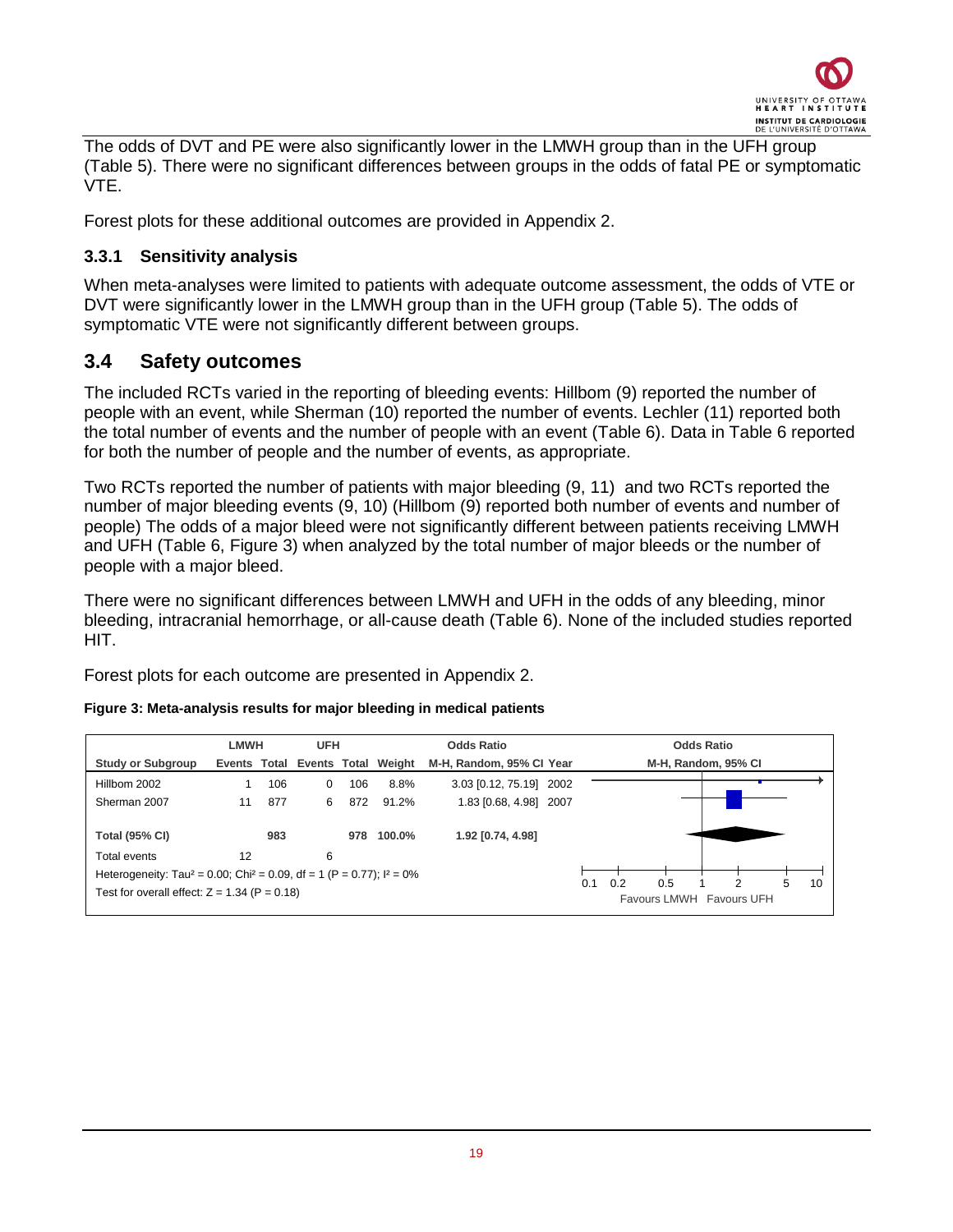The odds of DVT and PE were also significantly lower in the LMWH group than in the UFH group (Table 5). There were no significant differences between groups in the odds of fatal PE or symptomatic VTE.

Forest plots for these additional outcomes are provided in Appendix 2.

### 3.3.1 Sensitivity analysis

When meta-analyses were limited to patients with adequate outcome assessment, the odds of VTE or DVT were significantly lower in the LMWH group than in the UFH group (Table 5). The odds of symptomatic VTE were not significantly different between groups.

## 3.4 Safety outcomes

The included RCTs varied in the reporting of bleeding events: Hillbom (9) reported the number of people with an event, while Sherman (10) reported the number of events. Lechler (11) reported both the total number of events and the number of people with an event (Table 6). Data in Table 6 reported for both the number of people and the number of events, as appropriate.

Two RCTs reported the number of patients with major bleeding (9, 11) and two RCTs reported the number of major bleeding events (9, 10) (Hillbom (9) reported both number of events and number of people) The odds of a major bleed were not significantly different between patients receiving LMWH and UFH (Table 6, Figure 3) when analyzed by the total number of major bleeds or the number of people with a major bleed.

There were no significant differences between LMWH and UFH in the odds of any bleeding, minor bleeding, intracranial hemorrhage, or all-cause death (Table 6). None of the included studies reported HIT.

Forest plots for each outcome are presented in Appendix 2.

**Figure 3: Meta-analysis results for major bleeding in medical patients**

| Study or Subgroup | LMWH Events | LMWH Total | UFH Events | UFH Total | Weight | Odds Ratio M-H, Random, 95% CI | Year |
|---|---|---|---|---|---|---|---|
| Hillbom 2002 | 1 | 106 | 0 | 106 | 8.8% | 3.03 [0.12, 75.19] | 2002 |
| Sherman 2007 | 11 | 877 | 6 | 872 | 91.2% | 1.83 [0.68, 4.98] | 2007 |
| **Total (95% CI)** | | **983** | | **978** | **100.0%** | **1.92 [0.74, 4.98]** | |
| Total events | 12 | | 6 | | | | |

Heterogeneity: $Tau^2 = 0.00$; $Chi^2 = 0.09$, df = 1 (P = 0.77); $I^2 = 0\%$

Test for overall effect: Z = 1.34 (P = 0.18)

Odds Ratio M-H, Random, 95% CI — axis: 0.1, 0.2, 0.5, 1, 2, 5, 10; Favours LMWH | Favours UFH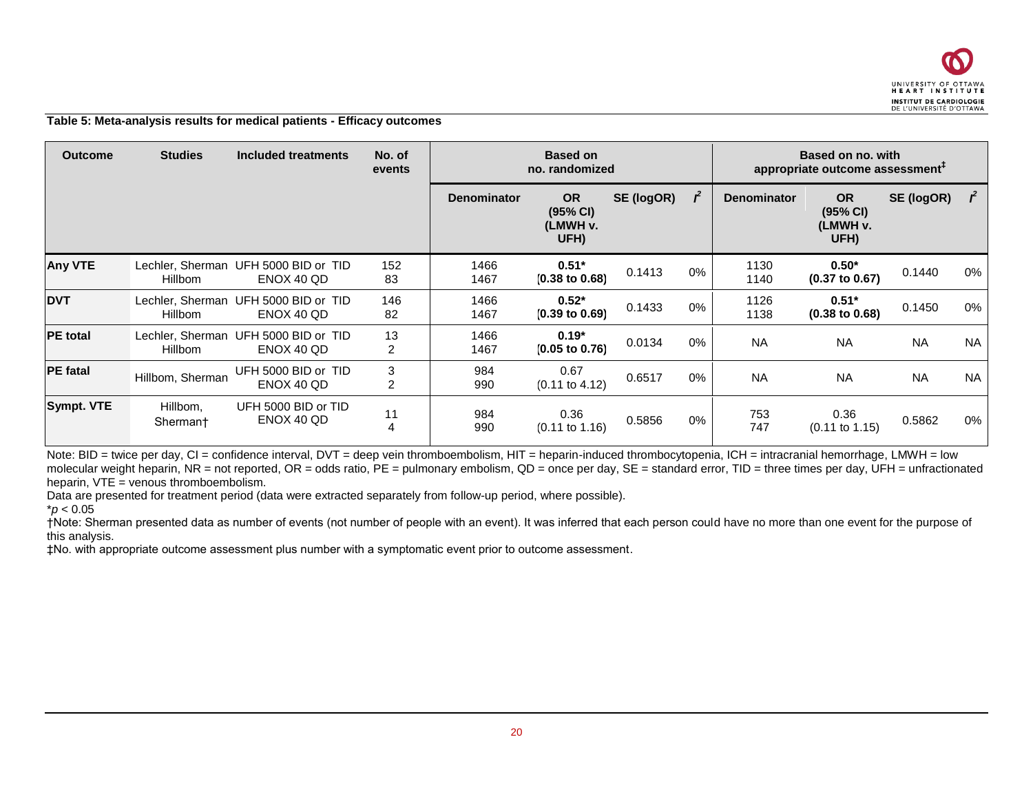**Table 5: Meta-analysis results for medical patients - Efficacy outcomes**

| Outcome | Studies | Included treatments | No. of events | Based on no. randomized | | | | Based on no. with appropriate outcome assessment‡ | | | |
|---|---|---|---|---|---|---|---|---|---|---|---|
| | | | | Denominator | OR (95% CI) (LMWH v. UFH) | SE (logOR) | $I^2$ | Denominator | OR (95% CI) (LMWH v. UFH) | SE (logOR) | $I^2$ |
| **Any VTE** | Lechler, Sherman Hillbom | UFH 5000 BID or TID ENOX 40 QD | 152 83 | 1466 1467 | **0.51*** **(0.38 to 0.68)** | 0.1413 | 0% | 1130 1140 | **0.50*** **(0.37 to 0.67)** | 0.1440 | 0% |
| **DVT** | Lechler, Sherman Hillbom | UFH 5000 BID or TID ENOX 40 QD | 146 82 | 1466 1467 | **0.52*** **(0.39 to 0.69)** | 0.1433 | 0% | 1126 1138 | **0.51*** **(0.38 to 0.68)** | 0.1450 | 0% |
| **PE total** | Lechler, Sherman Hillbom | UFH 5000 BID or TID ENOX 40 QD | 13 2 | 1466 1467 | **0.19*** **(0.05 to 0.76)** | 0.0134 | 0% | NA | NA | NA | NA |
| **PE fatal** | Hillbom, Sherman | UFH 5000 BID or TID ENOX 40 QD | 3 2 | 984 990 | 0.67 (0.11 to 4.12) | 0.6517 | 0% | NA | NA | NA | NA |
| **Sympt. VTE** | Hillbom, Sherman† | UFH 5000 BID or TID ENOX 40 QD | 11 4 | 984 990 | 0.36 (0.11 to 1.16) | 0.5856 | 0% | 753 747 | 0.36 (0.11 to 1.15) | 0.5862 | 0% |

Note: BID = twice per day, CI = confidence interval, DVT = deep vein thromboembolism, HIT = heparin-induced thrombocytopenia, ICH = intracranial hemorrhage, LMWH = low molecular weight heparin, NR = not reported, OR = odds ratio, PE = pulmonary embolism, QD = once per day, SE = standard error, TID = three times per day, UFH = unfractionated heparin, VTE = venous thromboembolism.

Data are presented for treatment period (data were extracted separately from follow-up period, where possible).

*$p < 0.05$

†Note: Sherman presented data as number of events (not number of people with an event). It was inferred that each person could have no more than one event for the purpose of this analysis.

‡No. with appropriate outcome assessment plus number with a symptomatic event prior to outcome assessment.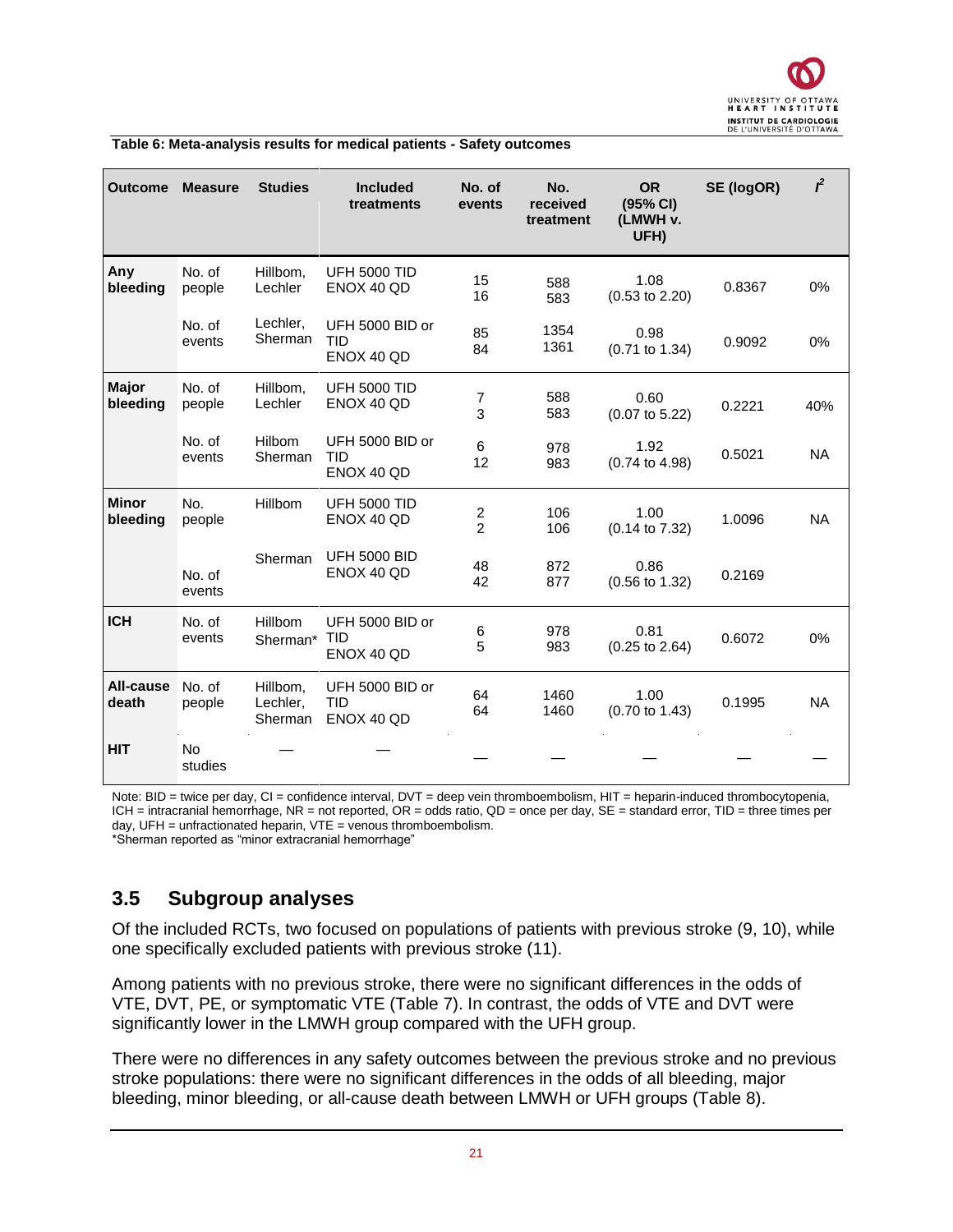**Table 6: Meta-analysis results for medical patients - Safety outcomes**

| Outcome | Measure | Studies | Included treatments | No. of events | No. received treatment | OR (95% CI) (LMWH v. UFH) | SE (logOR) | $I^2$ |
|---|---|---|---|---|---|---|---|---|
| **Any bleeding** | No. of people | Hillbom, Lechler | UFH 5000 TID<br>ENOX 40 QD | 15<br>16 | 588<br>583 | 1.08<br>(0.53 to 2.20) | 0.8367 | 0% |
| | No. of events | Lechler, Sherman | UFH 5000 BID or TID<br>ENOX 40 QD | 85<br>84 | 1354<br>1361 | 0.98<br>(0.71 to 1.34) | 0.9092 | 0% |
| **Major bleeding** | No. of people | Hillbom, Lechler | UFH 5000 TID<br>ENOX 40 QD | 7<br>3 | 588<br>583 | 0.60<br>(0.07 to 5.22) | 0.2221 | 40% |
| | No. of events | Hilbom Sherman | UFH 5000 BID or TID<br>ENOX 40 QD | 6<br>12 | 978<br>983 | 1.92<br>(0.74 to 4.98) | 0.5021 | NA |
| **Minor bleeding** | No. people | Hillbom | UFH 5000 TID<br>ENOX 40 QD | 2<br>2 | 106<br>106 | 1.00<br>(0.14 to 7.32) | 1.0096 | NA |
| | No. of events | Sherman | UFH 5000 BID<br>ENOX 40 QD | 48<br>42 | 872<br>877 | 0.86<br>(0.56 to 1.32) | 0.2169 | |
| **ICH** | No. of events | Hillbom Sherman* | UFH 5000 BID or TID<br>ENOX 40 QD | 6<br>5 | 978<br>983 | 0.81<br>(0.25 to 2.64) | 0.6072 | 0% |
| **All-cause death** | No. of people | Hillbom, Lechler, Sherman | UFH 5000 BID or TID<br>ENOX 40 QD | 64<br>64 | 1460<br>1460 | 1.00<br>(0.70 to 1.43) | 0.1995 | NA |
| **HIT** | No studies | — | — | — | — | — | — | — |

Note: BID = twice per day, CI = confidence interval, DVT = deep vein thromboembolism, HIT = heparin-induced thrombocytopenia, ICH = intracranial hemorrhage, NR = not reported, OR = odds ratio, QD = once per day, SE = standard error, TID = three times per day, UFH = unfractionated heparin, VTE = venous thromboembolism.
*Sherman reported as "minor extracranial hemorrhage"

## 3.5 Subgroup analyses

Of the included RCTs, two focused on populations of patients with previous stroke (9, 10), while one specifically excluded patients with previous stroke (11).

Among patients with no previous stroke, there were no significant differences in the odds of VTE, DVT, PE, or symptomatic VTE (Table 7). In contrast, the odds of VTE and DVT were significantly lower in the LMWH group compared with the UFH group.

There were no differences in any safety outcomes between the previous stroke and no previous stroke populations: there were no significant differences in the odds of all bleeding, major bleeding, minor bleeding, or all-cause death between LMWH or UFH groups (Table 8).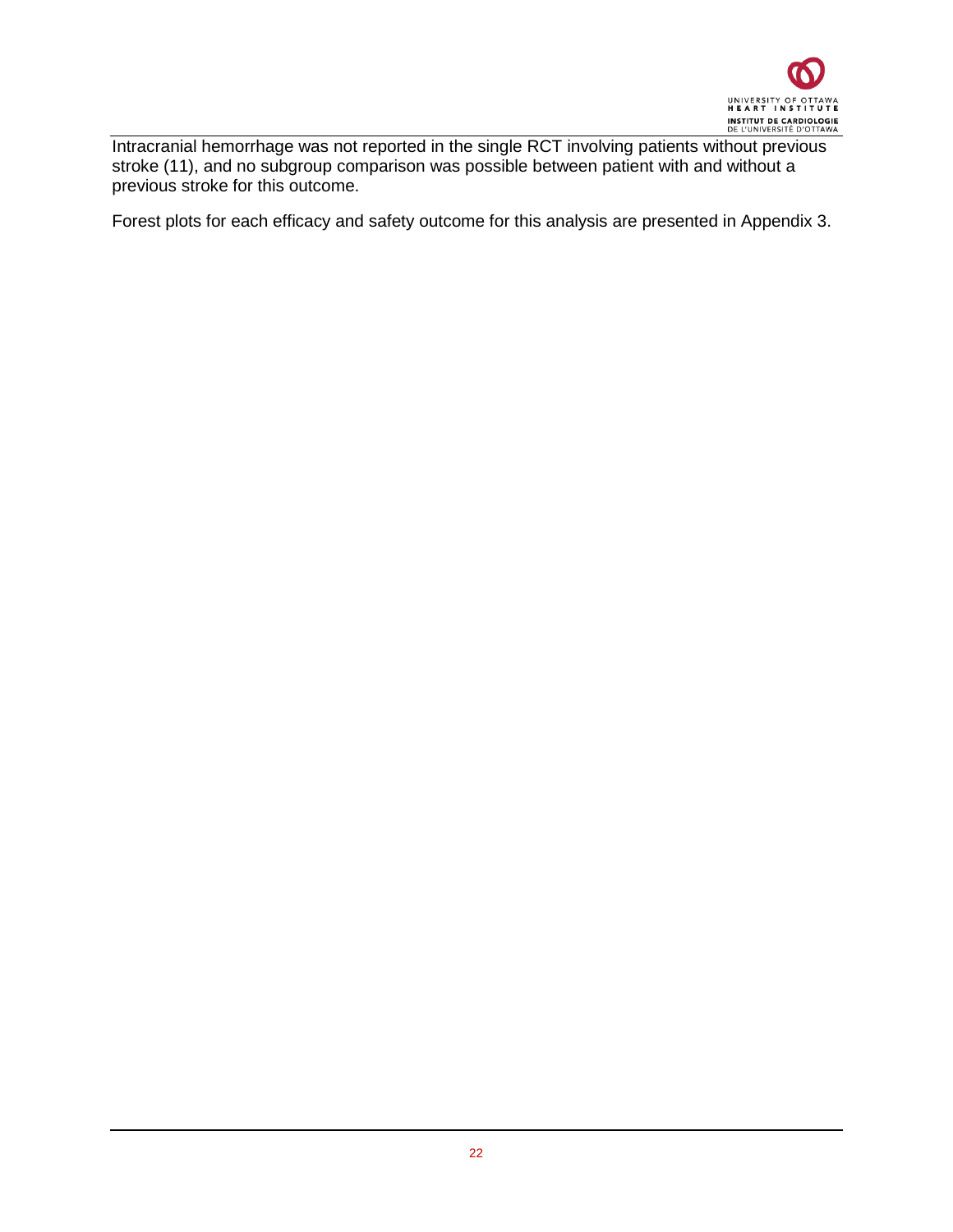Intracranial hemorrhage was not reported in the single RCT involving patients without previous stroke (11), and no subgroup comparison was possible between patient with and without a previous stroke for this outcome.

Forest plots for each efficacy and safety outcome for this analysis are presented in Appendix 3.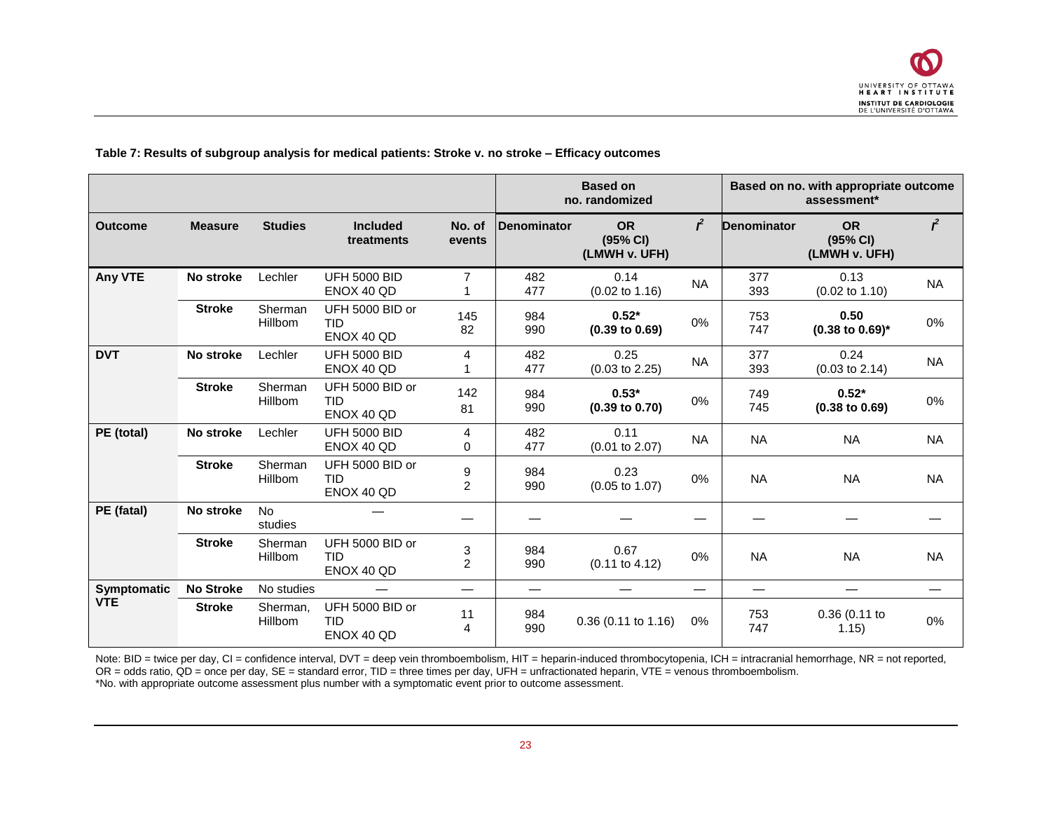**Table 7: Results of subgroup analysis for medical patients: Stroke v. no stroke – Efficacy outcomes**

| | | | | | Based on no. randomized | | | Based on no. with appropriate outcome assessment* | | |
|---|---|---|---|---|---|---|---|---|---|---|
| **Outcome** | **Measure** | **Studies** | **Included treatments** | **No. of events** | **Denominator** | **OR (95% CI) (LMWH v. UFH)** | $I^2$ | **Denominator** | **OR (95% CI) (LMWH v. UFH)** | $I^2$ |
| **Any VTE** | **No stroke** | Lechler | UFH 5000 BID<br>ENOX 40 QD | 7<br>1 | 482<br>477 | 0.14<br>(0.02 to 1.16) | NA | 377<br>393 | 0.13<br>(0.02 to 1.10) | NA |
| | **Stroke** | Sherman<br>Hillbom | UFH 5000 BID or TID<br>ENOX 40 QD | 145<br>82 | 984<br>990 | **0.52*<br>(0.39 to 0.69)** | 0% | 753<br>747 | **0.50<br>(0.38 to 0.69)*** | 0% |
| **DVT** | **No stroke** | Lechler | UFH 5000 BID<br>ENOX 40 QD | 4<br>1 | 482<br>477 | 0.25<br>(0.03 to 2.25) | NA | 377<br>393 | 0.24<br>(0.03 to 2.14) | NA |
| | **Stroke** | Sherman<br>Hillbom | UFH 5000 BID or TID<br>ENOX 40 QD | 142<br>81 | 984<br>990 | **0.53*<br>(0.39 to 0.70)** | 0% | 749<br>745 | **0.52*<br>(0.38 to 0.69)** | 0% |
| **PE (total)** | **No stroke** | Lechler | UFH 5000 BID<br>ENOX 40 QD | 4<br>0 | 482<br>477 | 0.11<br>(0.01 to 2.07) | NA | NA | NA | NA |
| | **Stroke** | Sherman<br>Hillbom | UFH 5000 BID or TID<br>ENOX 40 QD | 9<br>2 | 984<br>990 | 0.23<br>(0.05 to 1.07) | 0% | NA | NA | NA |
| **PE (fatal)** | **No stroke** | No studies | — | — | — | — | — | — | — | — |
| | **Stroke** | Sherman<br>Hillbom | UFH 5000 BID or TID<br>ENOX 40 QD | 3<br>2 | 984<br>990 | 0.67<br>(0.11 to 4.12) | 0% | NA | NA | NA |
| **Symptomatic VTE** | **No Stroke** | No studies | — | — | — | — | — | — | — | — |
| | **Stroke** | Sherman,<br>Hillbom | UFH 5000 BID or TID<br>ENOX 40 QD | 11<br>4 | 984<br>990 | 0.36 (0.11 to 1.16) | 0% | 753<br>747 | 0.36 (0.11 to 1.15) | 0% |

Note: BID = twice per day, CI = confidence interval, DVT = deep vein thromboembolism, HIT = heparin-induced thrombocytopenia, ICH = intracranial hemorrhage, NR = not reported, OR = odds ratio, QD = once per day, SE = standard error, TID = three times per day, UFH = unfractionated heparin, VTE = venous thromboembolism.
*No. with appropriate outcome assessment plus number with a symptomatic event prior to outcome assessment.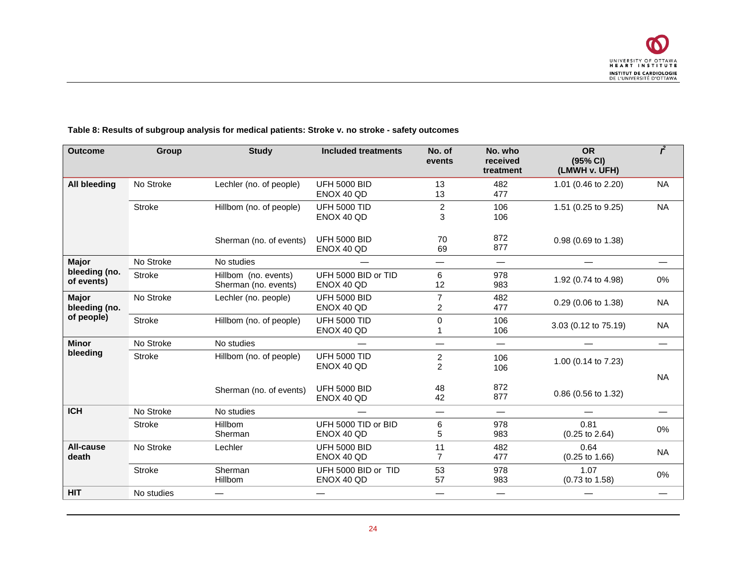**Table 8: Results of subgroup analysis for medical patients: Stroke v. no stroke - safety outcomes**

| Outcome | Group | Study | Included treatments | No. of events | No. who received treatment | OR (95% CI) (LMWH v. UFH) | $I^2$ |
|---|---|---|---|---|---|---|---|
| **All bleeding** | No Stroke | Lechler (no. of people) | UFH 5000 BID<br>ENOX 40 QD | 13<br>13 | 482<br>477 | 1.01 (0.46 to 2.20) | NA |
| | Stroke | Hillbom (no. of people) | UFH 5000 TID<br>ENOX 40 QD | 2<br>3 | 106<br>106 | 1.51 (0.25 to 9.25) | NA |
| | | Sherman (no. of events) | UFH 5000 BID<br>ENOX 40 QD | 70<br>69 | 872<br>877 | 0.98 (0.69 to 1.38) | |
| **Major bleeding (no. of events)** | No Stroke | No studies | — | — | — | — | — |
| | Stroke | Hillbom (no. events)<br>Sherman (no. events) | UFH 5000 BID or TID<br>ENOX 40 QD | 6<br>12 | 978<br>983 | 1.92 (0.74 to 4.98) | 0% |
| **Major bleeding (no. of people)** | No Stroke | Lechler (no. people) | UFH 5000 BID<br>ENOX 40 QD | 7<br>2 | 482<br>477 | 0.29 (0.06 to 1.38) | NA |
| | Stroke | Hillbom (no. of people) | UFH 5000 TID<br>ENOX 40 QD | 0<br>1 | 106<br>106 | 3.03 (0.12 to 75.19) | NA |
| **Minor bleeding** | No Stroke | No studies | — | — | — | — | — |
| | Stroke | Hillbom (no. of people) | UFH 5000 TID<br>ENOX 40 QD | 2<br>2 | 106<br>106 | 1.00 (0.14 to 7.23) | NA |
| | | Sherman (no. of events) | UFH 5000 BID<br>ENOX 40 QD | 48<br>42 | 872<br>877 | 0.86 (0.56 to 1.32) | |
| **ICH** | No Stroke | No studies | — | — | — | — | — |
| | Stroke | Hillbom<br>Sherman | UFH 5000 TID or BID<br>ENOX 40 QD | 6<br>5 | 978<br>983 | 0.81<br>(0.25 to 2.64) | 0% |
| **All-cause death** | No Stroke | Lechler | UFH 5000 BID<br>ENOX 40 QD | 11<br>7 | 482<br>477 | 0.64<br>(0.25 to 1.66) | NA |
| | Stroke | Sherman<br>Hillbom | UFH 5000 BID or TID<br>ENOX 40 QD | 53<br>57 | 978<br>983 | 1.07<br>(0.73 to 1.58) | 0% |
| **HIT** | No studies | — | — | — | — | — | — |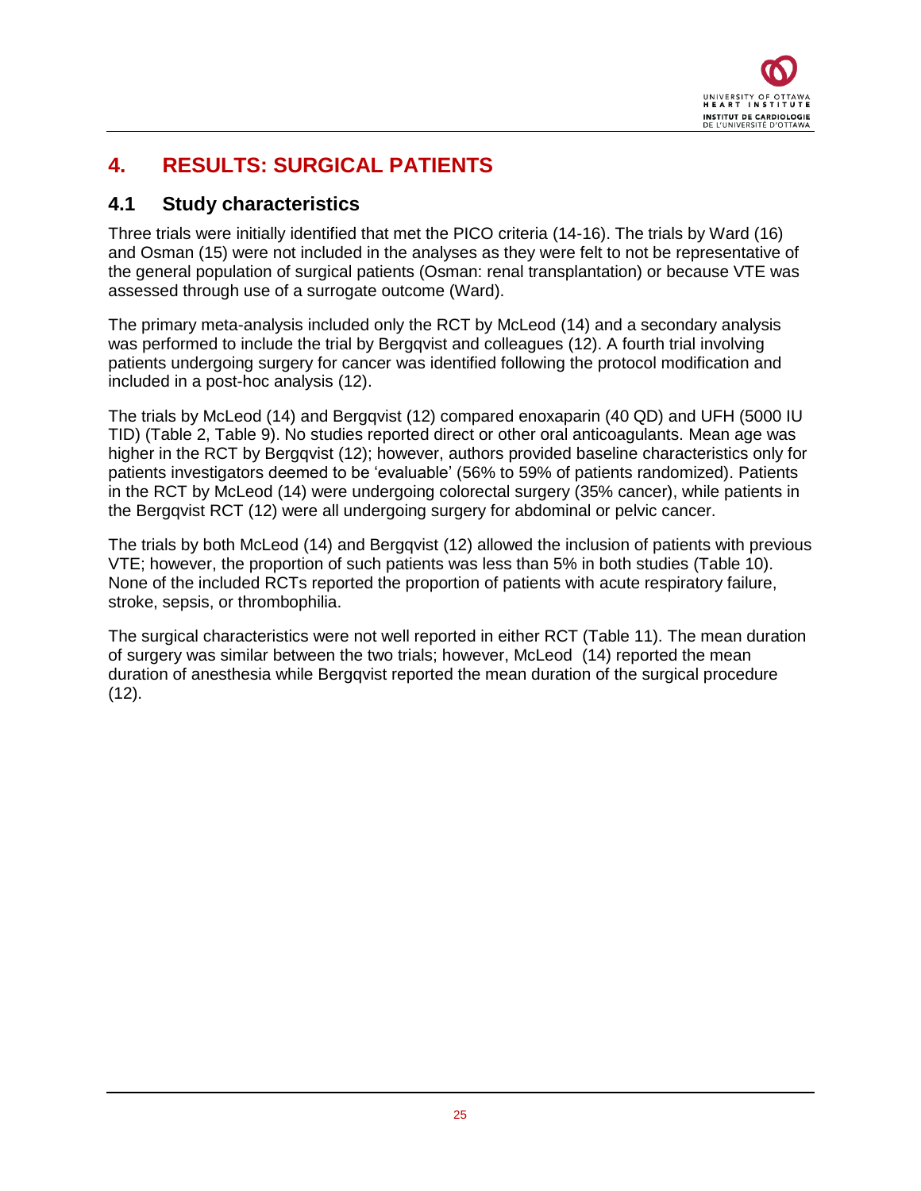# 4. RESULTS: SURGICAL PATIENTS

## 4.1 Study characteristics

Three trials were initially identified that met the PICO criteria (14-16). The trials by Ward (16) and Osman (15) were not included in the analyses as they were felt to not be representative of the general population of surgical patients (Osman: renal transplantation) or because VTE was assessed through use of a surrogate outcome (Ward).

The primary meta-analysis included only the RCT by McLeod (14) and a secondary analysis was performed to include the trial by Bergqvist and colleagues (12). A fourth trial involving patients undergoing surgery for cancer was identified following the protocol modification and included in a post-hoc analysis (12).

The trials by McLeod (14) and Bergqvist (12) compared enoxaparin (40 QD) and UFH (5000 IU TID) (Table 2, Table 9). No studies reported direct or other oral anticoagulants. Mean age was higher in the RCT by Bergqvist (12); however, authors provided baseline characteristics only for patients investigators deemed to be 'evaluable' (56% to 59% of patients randomized). Patients in the RCT by McLeod (14) were undergoing colorectal surgery (35% cancer), while patients in the Bergqvist RCT (12) were all undergoing surgery for abdominal or pelvic cancer.

The trials by both McLeod (14) and Bergqvist (12) allowed the inclusion of patients with previous VTE; however, the proportion of such patients was less than 5% in both studies (Table 10). None of the included RCTs reported the proportion of patients with acute respiratory failure, stroke, sepsis, or thrombophilia.

The surgical characteristics were not well reported in either RCT (Table 11). The mean duration of surgery was similar between the two trials; however, McLeod (14) reported the mean duration of anesthesia while Bergqvist reported the mean duration of the surgical procedure (12).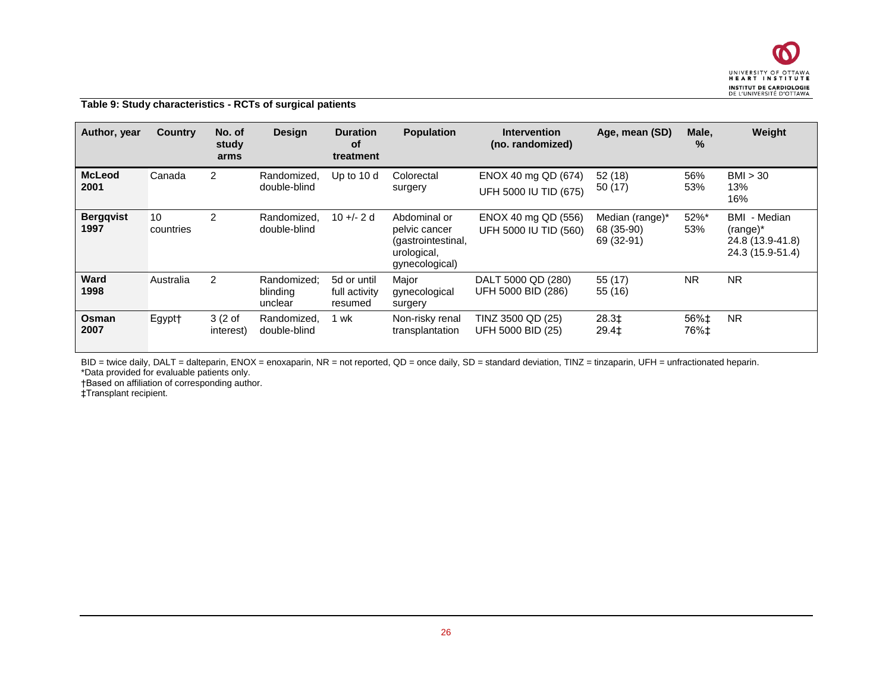**Table 9: Study characteristics - RCTs of surgical patients**

| Author, year | Country | No. of study arms | Design | Duration of treatment | Population | Intervention (no. randomized) | Age, mean (SD) | Male, % | Weight |
|---|---|---|---|---|---|---|---|---|---|
| **McLeod 2001** | Canada | 2 | Randomized, double-blind | Up to 10 d | Colorectal surgery | ENOX 40 mg QD (674)<br>UFH 5000 IU TID (675) | 52 (18)<br>50 (17) | 56%<br>53% | BMI > 30<br>13%<br>16% |
| **Bergqvist 1997** | 10 countries | 2 | Randomized, double-blind | 10 +/- 2 d | Abdominal or pelvic cancer (gastrointestinal, urological, gynecological) | ENOX 40 mg QD (556)<br>UFH 5000 IU TID (560) | Median (range)*<br>68 (35-90)<br>69 (32-91) | 52%*<br>53% | BMI - Median (range)*<br>24.8 (13.9-41.8)<br>24.3 (15.9-51.4) |
| **Ward 1998** | Australia | 2 | Randomized; blinding unclear | 5d or until full activity resumed | Major gynecological surgery | DALT 5000 QD (280)<br>UFH 5000 BID (286) | 55 (17)<br>55 (16) | NR | NR |
| **Osman 2007** | Egypt† | 3 (2 of interest) | Randomized, double-blind | 1 wk | Non-risky renal transplantation | TINZ 3500 QD (25)<br>UFH 5000 BID (25) | 28.3‡<br>29.4‡ | 56%‡<br>76%‡ | NR |

BID = twice daily, DALT = dalteparin, ENOX = enoxaparin, NR = not reported, QD = once daily, SD = standard deviation, TINZ = tinzaparin, UFH = unfractionated heparin.
*Data provided for evaluable patients only.
†Based on affiliation of corresponding author.
‡Transplant recipient.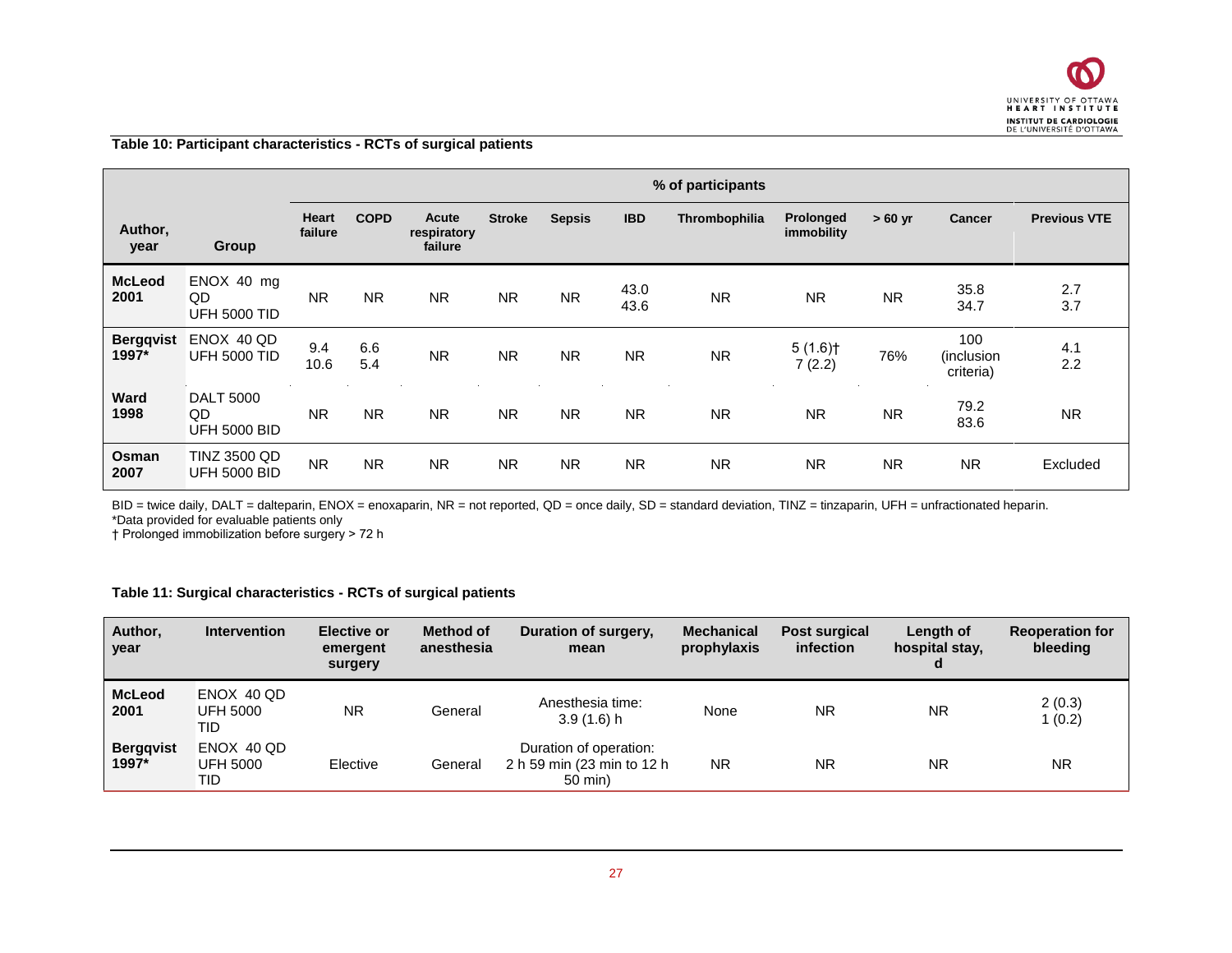**Table 10: Participant characteristics - RCTs of surgical patients**

| Author, year | Group | % of participants | | | | | | | | | | |
|---|---|---|---|---|---|---|---|---|---|---|---|---|
| | | Heart failure | COPD | Acute respiratory failure | Stroke | Sepsis | IBD | Thrombophilia | Prolonged immobility | > 60 yr | Cancer | Previous VTE |
| **McLeod 2001** | ENOX 40 mg QD<br>UFH 5000 TID | NR | NR | NR | NR | NR | 43.0<br>43.6 | NR | NR | NR | 35.8<br>34.7 | 2.7<br>3.7 |
| **Bergqvist 1997*** | ENOX 40 QD<br>UFH 5000 TID | 9.4<br>10.6 | 6.6<br>5.4 | NR | NR | NR | NR | NR | 5 (1.6)†<br>7 (2.2) | 76% | 100 (inclusion criteria) | 4.1<br>2.2 |
| **Ward 1998** | DALT 5000 QD<br>UFH 5000 BID | NR | NR | NR | NR | NR | NR | NR | NR | NR | 79.2<br>83.6 | NR |
| **Osman 2007** | TINZ 3500 QD<br>UFH 5000 BID | NR | NR | NR | NR | NR | NR | NR | NR | NR | NR | Excluded |

BID = twice daily, DALT = dalteparin, ENOX = enoxaparin, NR = not reported, QD = once daily, SD = standard deviation, TINZ = tinzaparin, UFH = unfractionated heparin.
*Data provided for evaluable patients only
† Prolonged immobilization before surgery > 72 h

**Table 11: Surgical characteristics - RCTs of surgical patients**

| Author, year | Intervention | Elective or emergent surgery | Method of anesthesia | Duration of surgery, mean | Mechanical prophylaxis | Post surgical infection | Length of hospital stay, d | Reoperation for bleeding |
|---|---|---|---|---|---|---|---|---|
| **McLeod 2001** | ENOX 40 QD<br>UFH 5000 TID | NR | General | Anesthesia time: 3.9 (1.6) h | None | NR | NR | 2 (0.3)<br>1 (0.2) |
| **Bergqvist 1997*** | ENOX 40 QD<br>UFH 5000 TID | Elective | General | Duration of operation: 2 h 59 min (23 min to 12 h 50 min) | NR | NR | NR | NR |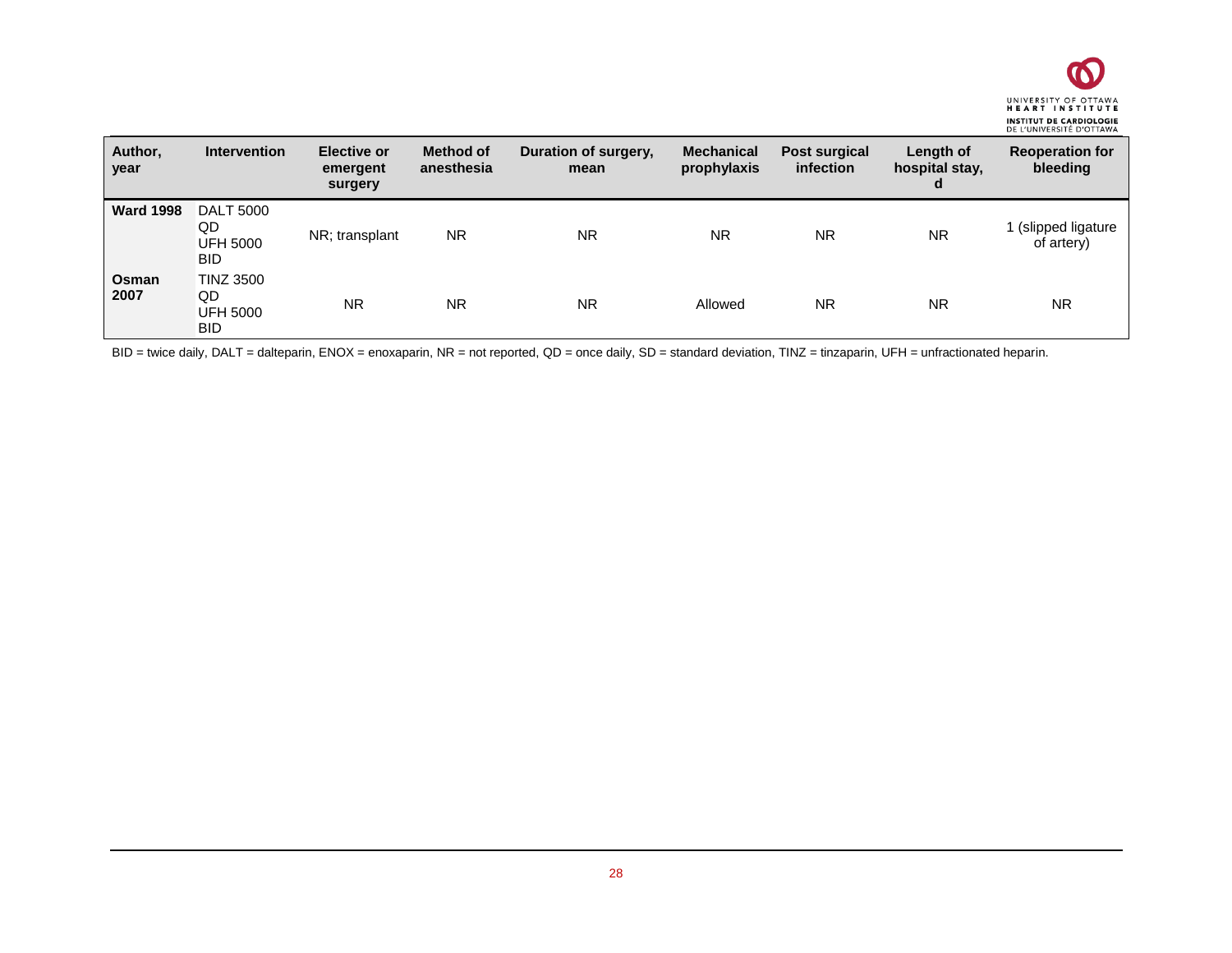| Author, year | Intervention | Elective or emergent surgery | Method of anesthesia | Duration of surgery, mean | Mechanical prophylaxis | Post surgical infection | Length of hospital stay, d | Reoperation for bleeding |
|---|---|---|---|---|---|---|---|---|
| **Ward 1998** | DALT 5000 QD<br>UFH 5000 BID | NR; transplant | NR | NR | NR | NR | NR | 1 (slipped ligature of artery) |
| **Osman 2007** | TINZ 3500 QD<br>UFH 5000 BID | NR | NR | NR | Allowed | NR | NR | NR |

BID = twice daily, DALT = dalteparin, ENOX = enoxaparin, NR = not reported, QD = once daily, SD = standard deviation, TINZ = tinzaparin, UFH = unfractionated heparin.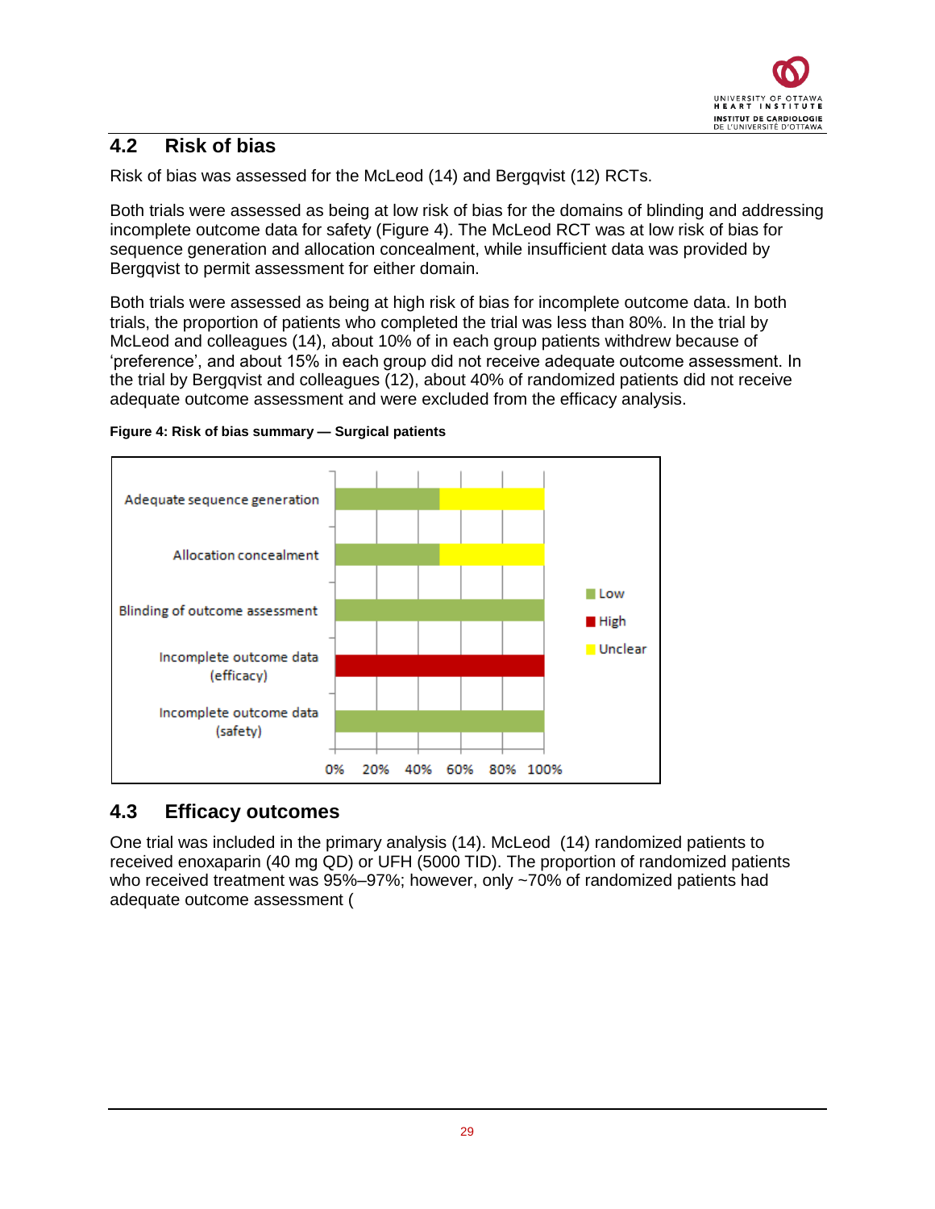## 4.2 Risk of bias

Risk of bias was assessed for the McLeod (14) and Bergqvist (12) RCTs.

Both trials were assessed as being at low risk of bias for the domains of blinding and addressing incomplete outcome data for safety (Figure 4). The McLeod RCT was at low risk of bias for sequence generation and allocation concealment, while insufficient data was provided by Bergqvist to permit assessment for either domain.

Both trials were assessed as being at high risk of bias for incomplete outcome data. In both trials, the proportion of patients who completed the trial was less than 80%. In the trial by McLeod and colleagues (14), about 10% of in each group patients withdrew because of 'preference', and about 15% in each group did not receive adequate outcome assessment. In the trial by Bergqvist and colleagues (12), about 40% of randomized patients did not receive adequate outcome assessment and were excluded from the efficacy analysis.

**Figure 4: Risk of bias summary — Surgical patients**

| Domain | Low | High | Unclear |
|---|---|---|---|
| Adequate sequence generation | 50% | | 50% |
| Allocation concealment | 50% | | 50% |
| Blinding of outcome assessment | 100% | | |
| Incomplete outcome data (efficacy) | | 100% | |
| Incomplete outcome data (safety) | 100% | | |

## 4.3 Efficacy outcomes

One trial was included in the primary analysis (14). McLeod (14) randomized patients to received enoxaparin (40 mg QD) or UFH (5000 TID). The proportion of randomized patients who received treatment was 95%–97%; however, only ~70% of randomized patients had adequate outcome assessment (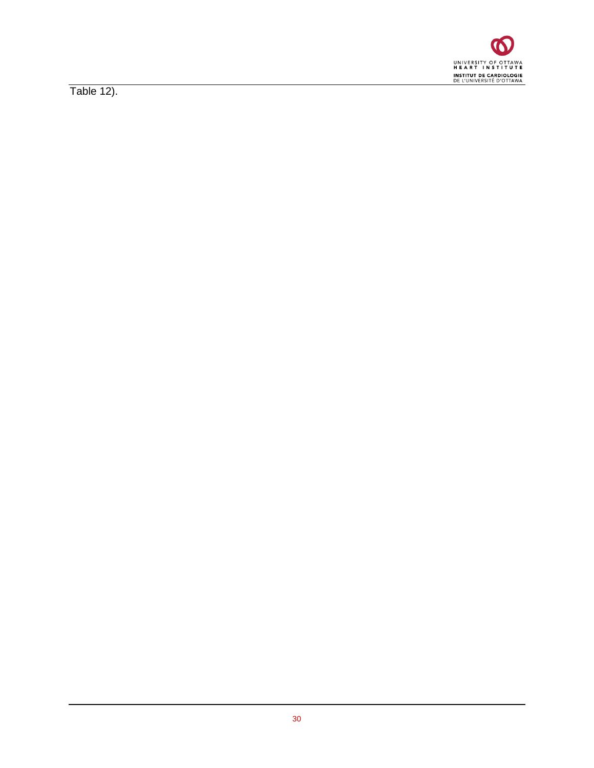Table 12).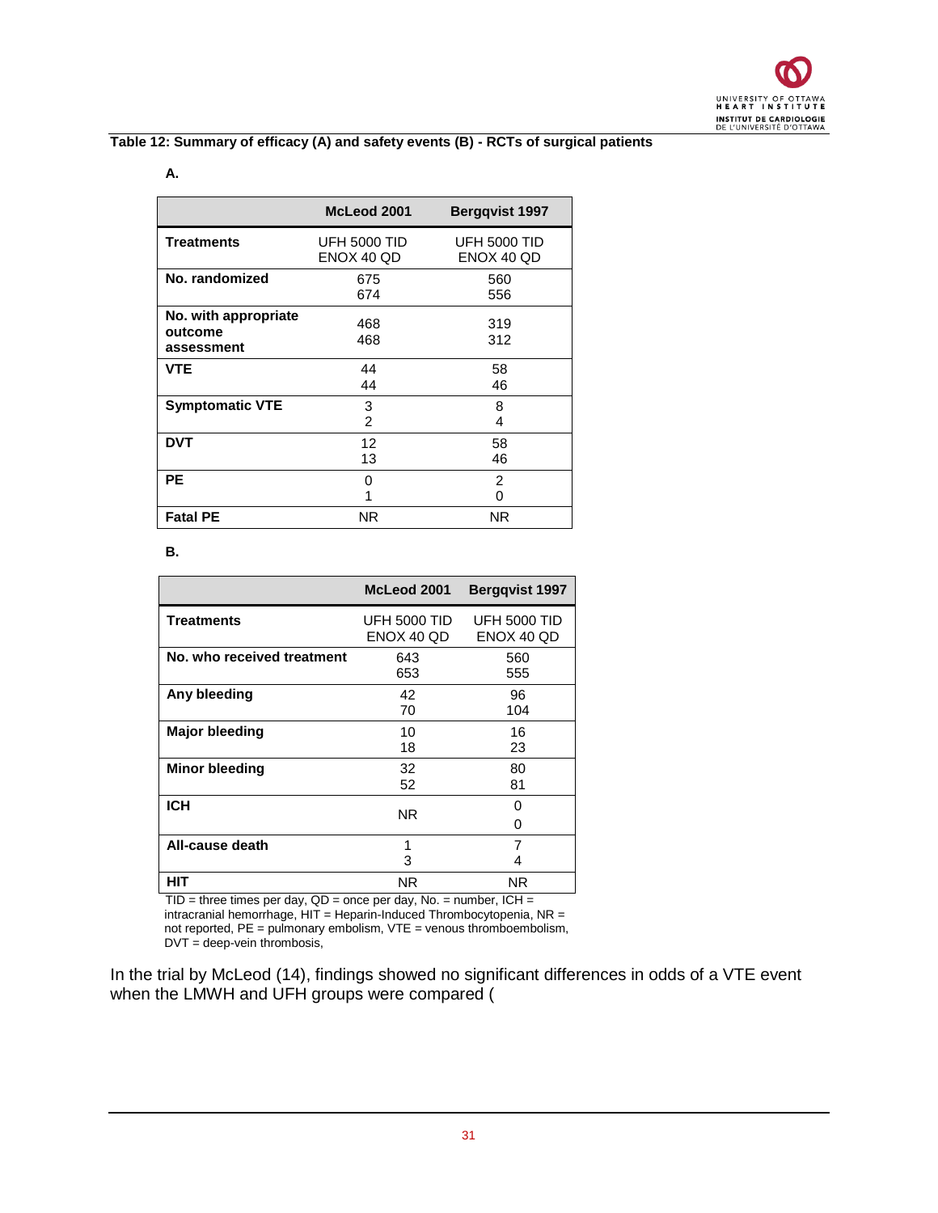**Table 12: Summary of efficacy (A) and safety events (B) - RCTs of surgical patients**

**A.**

| | McLeod 2001 | Bergqvist 1997 |
|---|---|---|
| **Treatments** | UFH 5000 TID<br>ENOX 40 QD | UFH 5000 TID<br>ENOX 40 QD |
| **No. randomized** | 675<br>674 | 560<br>556 |
| **No. with appropriate outcome assessment** | 468<br>468 | 319<br>312 |
| **VTE** | 44<br>44 | 58<br>46 |
| **Symptomatic VTE** | 3<br>2 | 8<br>4 |
| **DVT** | 12<br>13 | 58<br>46 |
| **PE** | 0<br>1 | 2<br>0 |
| **Fatal PE** | NR | NR |

**B.**

| | McLeod 2001 | Bergqvist 1997 |
|---|---|---|
| **Treatments** | UFH 5000 TID<br>ENOX 40 QD | UFH 5000 TID<br>ENOX 40 QD |
| **No. who received treatment** | 643<br>653 | 560<br>555 |
| **Any bleeding** | 42<br>70 | 96<br>104 |
| **Major bleeding** | 10<br>18 | 16<br>23 |
| **Minor bleeding** | 32<br>52 | 80<br>81 |
| **ICH** | NR | 0<br>0 |
| **All-cause death** | 1<br>3 | 7<br>4 |
| **HIT** | NR | NR |

TID = three times per day, QD = once per day, No. = number, ICH = intracranial hemorrhage, HIT = Heparin-Induced Thrombocytopenia, NR = not reported, PE = pulmonary embolism, VTE = venous thromboembolism, DVT = deep-vein thrombosis,

In the trial by McLeod (14), findings showed no significant differences in odds of a VTE event when the LMWH and UFH groups were compared (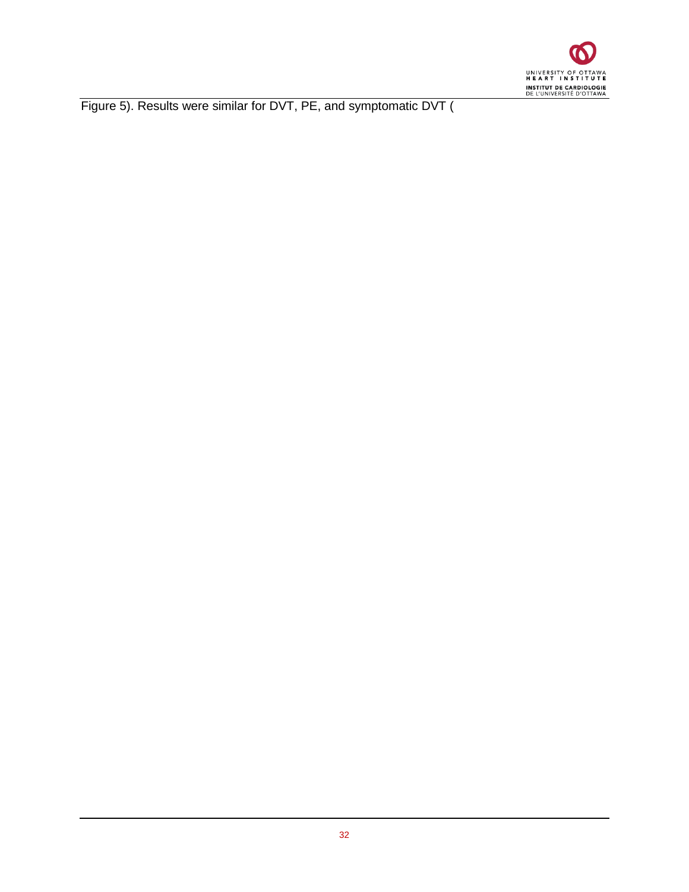Figure 5). Results were similar for DVT, PE, and symptomatic DVT (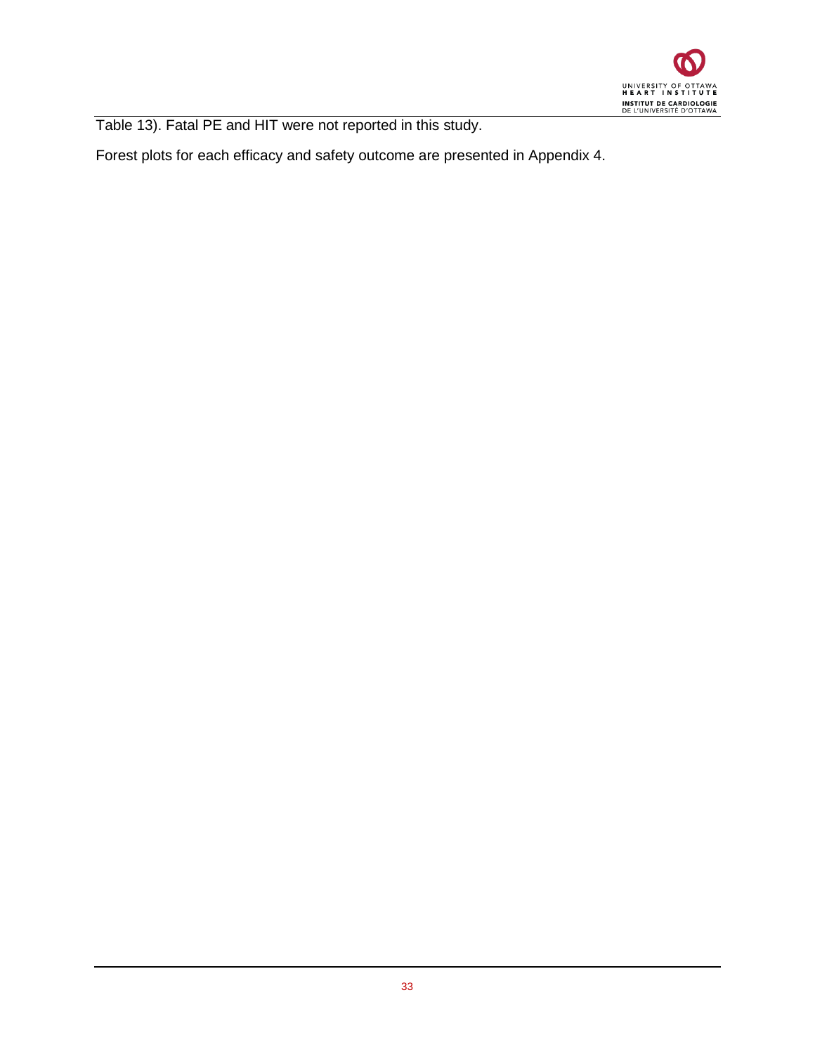Table 13). Fatal PE and HIT were not reported in this study.

Forest plots for each efficacy and safety outcome are presented in Appendix 4.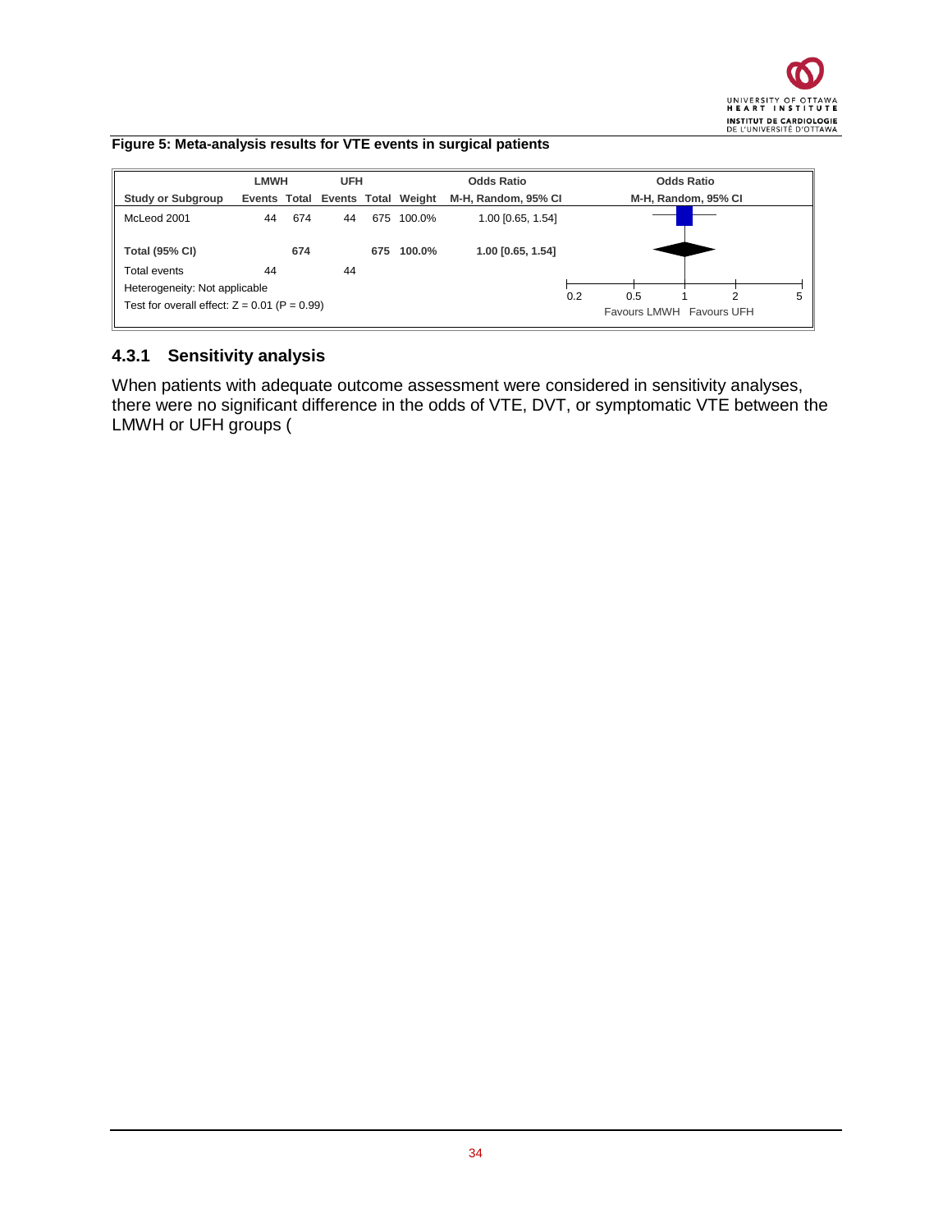**Figure 5: Meta-analysis results for VTE events in surgical patients**

| | LMWH | | UFH | | | Odds Ratio |
|---|---|---|---|---|---|---|
| Study or Subgroup | Events | Total | Events | Total | Weight | M-H, Random, 95% CI |
| McLeod 2001 | 44 | 674 | 44 | 675 | 100.0% | 1.00 [0.65, 1.54] |
| **Total (95% CI)** | | **674** | | **675** | **100.0%** | **1.00 [0.65, 1.54]** |
| Total events | 44 | | 44 | | | |
| Heterogeneity: Not applicable | | | | | | |
| Test for overall effect: Z = 0.01 (P = 0.99) | | | | | | |

Odds Ratio M-H, Random, 95% CI (axis: 0.2, 0.5, 1, 2, 5; Favours LMWH / Favours UFH)

### 4.3.1 Sensitivity analysis

When patients with adequate outcome assessment were considered in sensitivity analyses, there were no significant difference in the odds of VTE, DVT, or symptomatic VTE between the LMWH or UFH groups (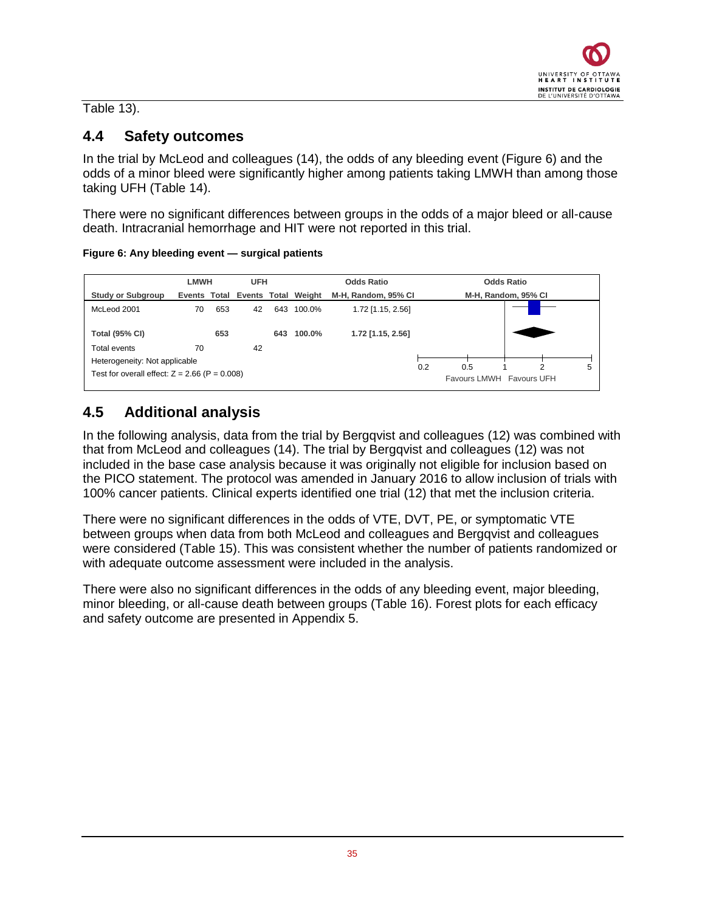Table 13).

## 4.4 Safety outcomes

In the trial by McLeod and colleagues (14), the odds of any bleeding event (Figure 6) and the odds of a minor bleed were significantly higher among patients taking LMWH than among those taking UFH (Table 14).

There were no significant differences between groups in the odds of a major bleed or all-cause death. Intracranial hemorrhage and HIT were not reported in this trial.

**Figure 6: Any bleeding event — surgical patients**

| | LMWH | | UFH | | | Odds Ratio |
|---|---|---|---|---|---|---|
| Study or Subgroup | Events | Total | Events | Total | Weight | M-H, Random, 95% CI |
| McLeod 2001 | 70 | 653 | 42 | 643 | 100.0% | 1.72 [1.15, 2.56] |
| **Total (95% CI)** | | **653** | | **643** | **100.0%** | **1.72 [1.15, 2.56]** |
| Total events | 70 | | 42 | | | |
| Heterogeneity: Not applicable | | | | | | |
| Test for overall effect: Z = 2.66 (P = 0.008) | | | | | | |

Odds Ratio M-H, Random, 95% CI (axis: 0.2, 0.5, 1, 2, 5; Favours LMWH / Favours UFH)

## 4.5 Additional analysis

In the following analysis, data from the trial by Bergqvist and colleagues (12) was combined with that from McLeod and colleagues (14). The trial by Bergqvist and colleagues (12) was not included in the base case analysis because it was originally not eligible for inclusion based on the PICO statement. The protocol was amended in January 2016 to allow inclusion of trials with 100% cancer patients. Clinical experts identified one trial (12) that met the inclusion criteria.

There were no significant differences in the odds of VTE, DVT, PE, or symptomatic VTE between groups when data from both McLeod and colleagues and Bergqvist and colleagues were considered (Table 15). This was consistent whether the number of patients randomized or with adequate outcome assessment were included in the analysis.

There were also no significant differences in the odds of any bleeding event, major bleeding, minor bleeding, or all-cause death between groups (Table 16). Forest plots for each efficacy and safety outcome are presented in Appendix 5.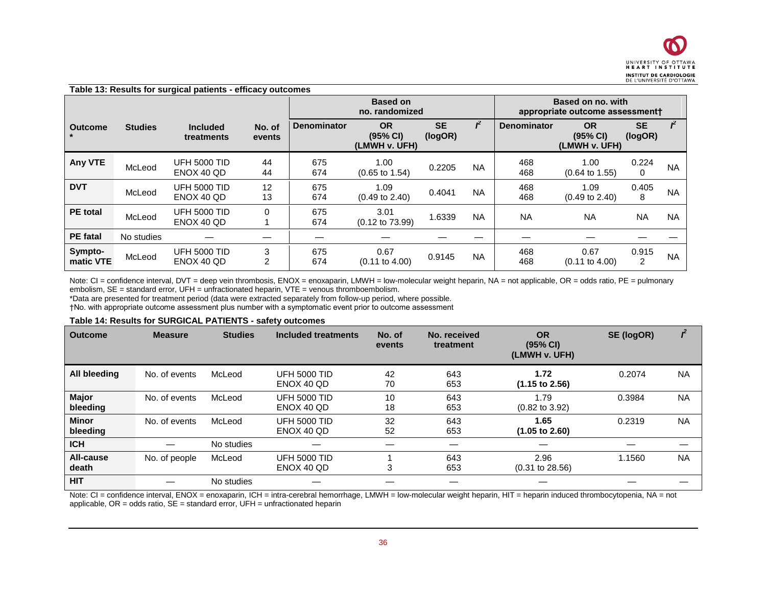**Table 13: Results for surgical patients - efficacy outcomes**

| Outcome * | Studies | Included treatments | No. of events | Based on no. randomized | | | | Based on no. with appropriate outcome assessment† | | | |
|---|---|---|---|---|---|---|---|---|---|---|---|
| | | | | Denominator | OR (95% CI) (LMWH v. UFH) | SE (logOR) | $I^2$ | Denominator | OR (95% CI) (LMWH v. UFH) | SE (logOR) | $I^2$ |
| **Any VTE** | McLeod | UFH 5000 TID<br>ENOX 40 QD | 44<br>44 | 675<br>674 | 1.00<br>(0.65 to 1.54) | 0.2205 | NA | 468<br>468 | 1.00<br>(0.64 to 1.55) | 0.2240 | NA |
| **DVT** | McLeod | UFH 5000 TID<br>ENOX 40 QD | 12<br>13 | 675<br>674 | 1.09<br>(0.49 to 2.40) | 0.4041 | NA | 468<br>468 | 1.09<br>(0.49 to 2.40) | 0.4058 | NA |
| **PE total** | McLeod | UFH 5000 TID<br>ENOX 40 QD | 0<br>1 | 675<br>674 | 3.01<br>(0.12 to 73.99) | 1.6339 | NA | NA | NA | NA | NA |
| **PE fatal** | No studies | — | — | — | — | — | — | — | — | — | — |
| **Sympto-matic VTE** | McLeod | UFH 5000 TID<br>ENOX 40 QD | 3<br>2 | 675<br>674 | 0.67<br>(0.11 to 4.00) | 0.9145 | NA | 468<br>468 | 0.67<br>(0.11 to 4.00) | 0.9152 | NA |

Note: CI = confidence interval, DVT = deep vein thrombosis, ENOX = enoxaparin, LMWH = low-molecular weight heparin, NA = not applicable, OR = odds ratio, PE = pulmonary embolism, SE = standard error, UFH = unfractionated heparin, VTE = venous thromboembolism.
*Data are presented for treatment period (data were extracted separately from follow-up period, where possible.
†No. with appropriate outcome assessment plus number with a symptomatic event prior to outcome assessment

**Table 14: Results for SURGICAL PATIENTS - safety outcomes**

| Outcome | Measure | Studies | Included treatments | No. of events | No. received treatment | OR (95% CI) (LMWH v. UFH) | SE (logOR) | $I^2$ |
|---|---|---|---|---|---|---|---|---|
| **All bleeding** | No. of events | McLeod | UFH 5000 TID<br>ENOX 40 QD | 42<br>70 | 643<br>653 | **1.72**<br>**(1.15 to 2.56)** | 0.2074 | NA |
| **Major bleeding** | No. of events | McLeod | UFH 5000 TID<br>ENOX 40 QD | 10<br>18 | 643<br>653 | 1.79<br>(0.82 to 3.92) | 0.3984 | NA |
| **Minor bleeding** | No. of events | McLeod | UFH 5000 TID<br>ENOX 40 QD | 32<br>52 | 643<br>653 | **1.65**<br>**(1.05 to 2.60)** | 0.2319 | NA |
| **ICH** | — | No studies | — | — | — | — | — | — |
| **All-cause death** | No. of people | McLeod | UFH 5000 TID<br>ENOX 40 QD | 1<br>3 | 643<br>653 | 2.96<br>(0.31 to 28.56) | 1.1560 | NA |
| **HIT** | — | No studies | — | — | — | — | — | — |

Note: CI = confidence interval, ENOX = enoxaparin, ICH = intra-cerebral hemorrhage, LMWH = low-molecular weight heparin, HIT = heparin induced thrombocytopenia, NA = not applicable, OR = odds ratio, SE = standard error, UFH = unfractionated heparin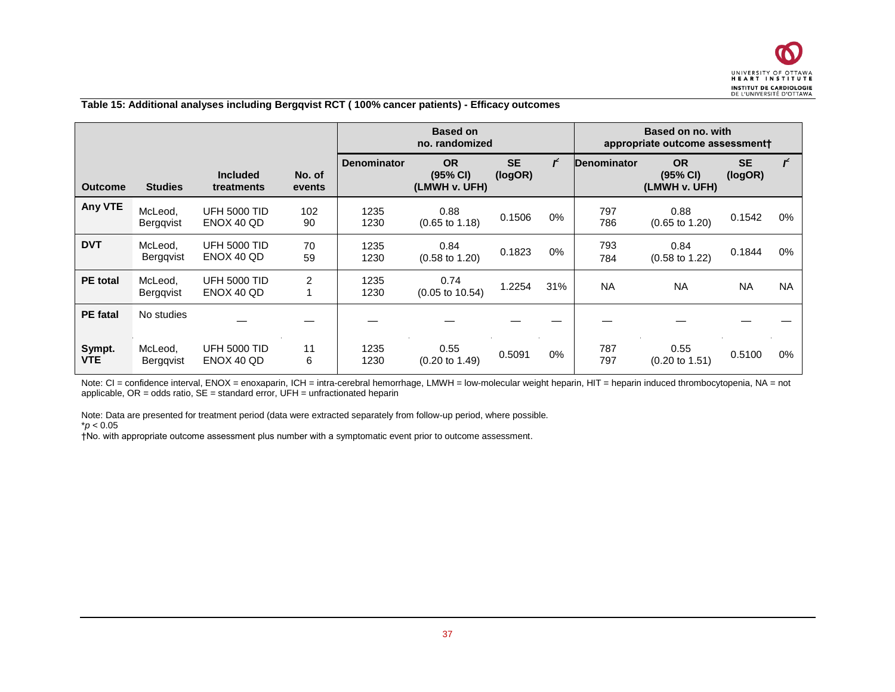**Table 15: Additional analyses including Bergqvist RCT ( 100% cancer patients) - Efficacy outcomes**

| | | | | Based on no. randomized | | | | Based on no. with appropriate outcome assessment† | | | |
|---|---|---|---|---|---|---|---|---|---|---|---|
| **Outcome** | **Studies** | **Included treatments** | **No. of events** | **Denominator** | **OR (95% CI) (LMWH v. UFH)** | **SE (logOR)** | $I^2$ | **Denominator** | **OR (95% CI) (LMWH v. UFH)** | **SE (logOR)** | $I^2$ |
| **Any VTE** | McLeod, Bergqvist | UFH 5000 TID<br>ENOX 40 QD | 102<br>90 | 1235<br>1230 | 0.88<br>(0.65 to 1.18) | 0.1506 | 0% | 797<br>786 | 0.88<br>(0.65 to 1.20) | 0.1542 | 0% |
| **DVT** | McLeod, Bergqvist | UFH 5000 TID<br>ENOX 40 QD | 70<br>59 | 1235<br>1230 | 0.84<br>(0.58 to 1.20) | 0.1823 | 0% | 793<br>784 | 0.84<br>(0.58 to 1.22) | 0.1844 | 0% |
| **PE total** | McLeod, Bergqvist | UFH 5000 TID<br>ENOX 40 QD | 2<br>1 | 1235<br>1230 | 0.74<br>(0.05 to 10.54) | 1.2254 | 31% | NA | NA | NA | NA |
| **PE fatal** | No studies | — | — | — | — | — | — | — | — | — | — |
| **Sympt. VTE** | McLeod, Bergqvist | UFH 5000 TID<br>ENOX 40 QD | 11<br>6 | 1235<br>1230 | 0.55<br>(0.20 to 1.49) | 0.5091 | 0% | 787<br>797 | 0.55<br>(0.20 to 1.51) | 0.5100 | 0% |

Note: CI = confidence interval, ENOX = enoxaparin, ICH = intra-cerebral hemorrhage, LMWH = low-molecular weight heparin, HIT = heparin induced thrombocytopenia, NA = not applicable, OR = odds ratio, SE = standard error, UFH = unfractionated heparin

Note: Data are presented for treatment period (data were extracted separately from follow-up period, where possible.
\*$p < 0.05$
†No. with appropriate outcome assessment plus number with a symptomatic event prior to outcome assessment.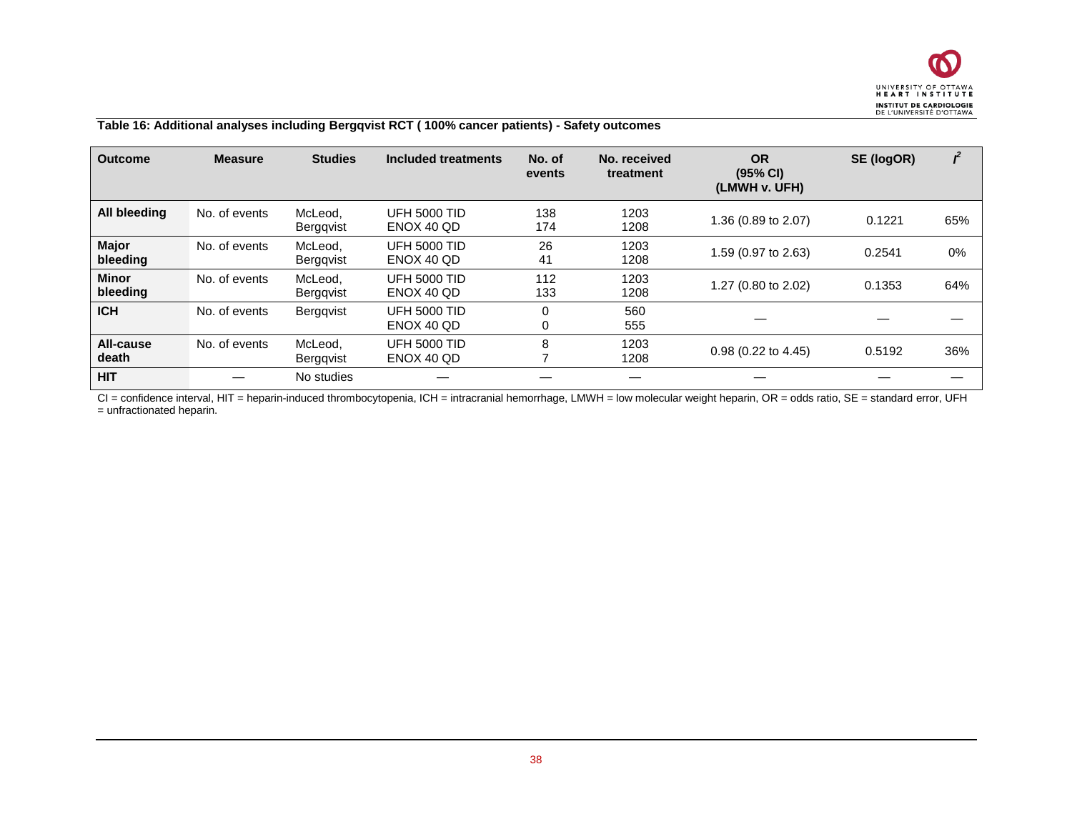**Table 16: Additional analyses including Bergqvist RCT ( 100% cancer patients) - Safety outcomes**

| Outcome | Measure | Studies | Included treatments | No. of events | No. received treatment | OR (95% CI) (LMWH v. UFH) | SE (logOR) | $I^2$ |
|---|---|---|---|---|---|---|---|---|
| **All bleeding** | No. of events | McLeod, Bergqvist | UFH 5000 TID<br>ENOX 40 QD | 138<br>174 | 1203<br>1208 | 1.36 (0.89 to 2.07) | 0.1221 | 65% |
| **Major bleeding** | No. of events | McLeod, Bergqvist | UFH 5000 TID<br>ENOX 40 QD | 26<br>41 | 1203<br>1208 | 1.59 (0.97 to 2.63) | 0.2541 | 0% |
| **Minor bleeding** | No. of events | McLeod, Bergqvist | UFH 5000 TID<br>ENOX 40 QD | 112<br>133 | 1203<br>1208 | 1.27 (0.80 to 2.02) | 0.1353 | 64% |
| **ICH** | No. of events | Bergqvist | UFH 5000 TID<br>ENOX 40 QD | 0<br>0 | 560<br>555 | — | — | — |
| **All-cause death** | No. of events | McLeod, Bergqvist | UFH 5000 TID<br>ENOX 40 QD | 8<br>7 | 1203<br>1208 | 0.98 (0.22 to 4.45) | 0.5192 | 36% |
| **HIT** | — | No studies | — | — | — | — | — | — |

CI = confidence interval, HIT = heparin-induced thrombocytopenia, ICH = intracranial hemorrhage, LMWH = low molecular weight heparin, OR = odds ratio, SE = standard error, UFH = unfractionated heparin.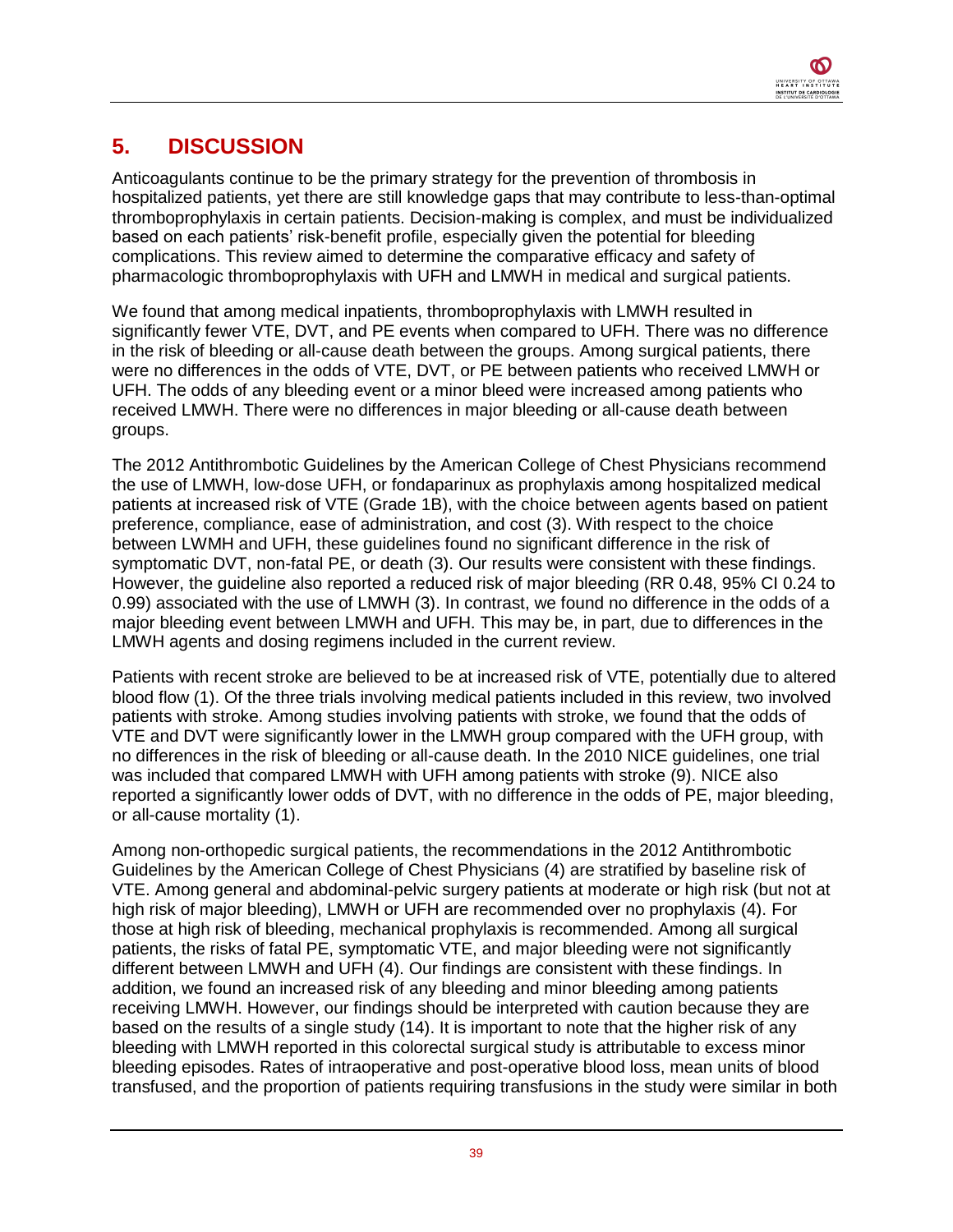# 5. DISCUSSION

Anticoagulants continue to be the primary strategy for the prevention of thrombosis in hospitalized patients, yet there are still knowledge gaps that may contribute to less-than-optimal thromboprophylaxis in certain patients. Decision-making is complex, and must be individualized based on each patients' risk-benefit profile, especially given the potential for bleeding complications. This review aimed to determine the comparative efficacy and safety of pharmacologic thromboprophylaxis with UFH and LMWH in medical and surgical patients.

We found that among medical inpatients, thromboprophylaxis with LMWH resulted in significantly fewer VTE, DVT, and PE events when compared to UFH. There was no difference in the risk of bleeding or all-cause death between the groups. Among surgical patients, there were no differences in the odds of VTE, DVT, or PE between patients who received LMWH or UFH. The odds of any bleeding event or a minor bleed were increased among patients who received LMWH. There were no differences in major bleeding or all-cause death between groups.

The 2012 Antithrombotic Guidelines by the American College of Chest Physicians recommend the use of LMWH, low-dose UFH, or fondaparinux as prophylaxis among hospitalized medical patients at increased risk of VTE (Grade 1B), with the choice between agents based on patient preference, compliance, ease of administration, and cost (3). With respect to the choice between LWMH and UFH, these guidelines found no significant difference in the risk of symptomatic DVT, non-fatal PE, or death (3). Our results were consistent with these findings. However, the guideline also reported a reduced risk of major bleeding (RR 0.48, 95% CI 0.24 to 0.99) associated with the use of LMWH (3). In contrast, we found no difference in the odds of a major bleeding event between LMWH and UFH. This may be, in part, due to differences in the LMWH agents and dosing regimens included in the current review.

Patients with recent stroke are believed to be at increased risk of VTE, potentially due to altered blood flow (1). Of the three trials involving medical patients included in this review, two involved patients with stroke. Among studies involving patients with stroke, we found that the odds of VTE and DVT were significantly lower in the LMWH group compared with the UFH group, with no differences in the risk of bleeding or all-cause death. In the 2010 NICE guidelines, one trial was included that compared LMWH with UFH among patients with stroke (9). NICE also reported a significantly lower odds of DVT, with no difference in the odds of PE, major bleeding, or all-cause mortality (1).

Among non-orthopedic surgical patients, the recommendations in the 2012 Antithrombotic Guidelines by the American College of Chest Physicians (4) are stratified by baseline risk of VTE. Among general and abdominal-pelvic surgery patients at moderate or high risk (but not at high risk of major bleeding), LMWH or UFH are recommended over no prophylaxis (4). For those at high risk of bleeding, mechanical prophylaxis is recommended. Among all surgical patients, the risks of fatal PE, symptomatic VTE, and major bleeding were not significantly different between LMWH and UFH (4). Our findings are consistent with these findings. In addition, we found an increased risk of any bleeding and minor bleeding among patients receiving LMWH. However, our findings should be interpreted with caution because they are based on the results of a single study (14). It is important to note that the higher risk of any bleeding with LMWH reported in this colorectal surgical study is attributable to excess minor bleeding episodes. Rates of intraoperative and post-operative blood loss, mean units of blood transfused, and the proportion of patients requiring transfusions in the study were similar in both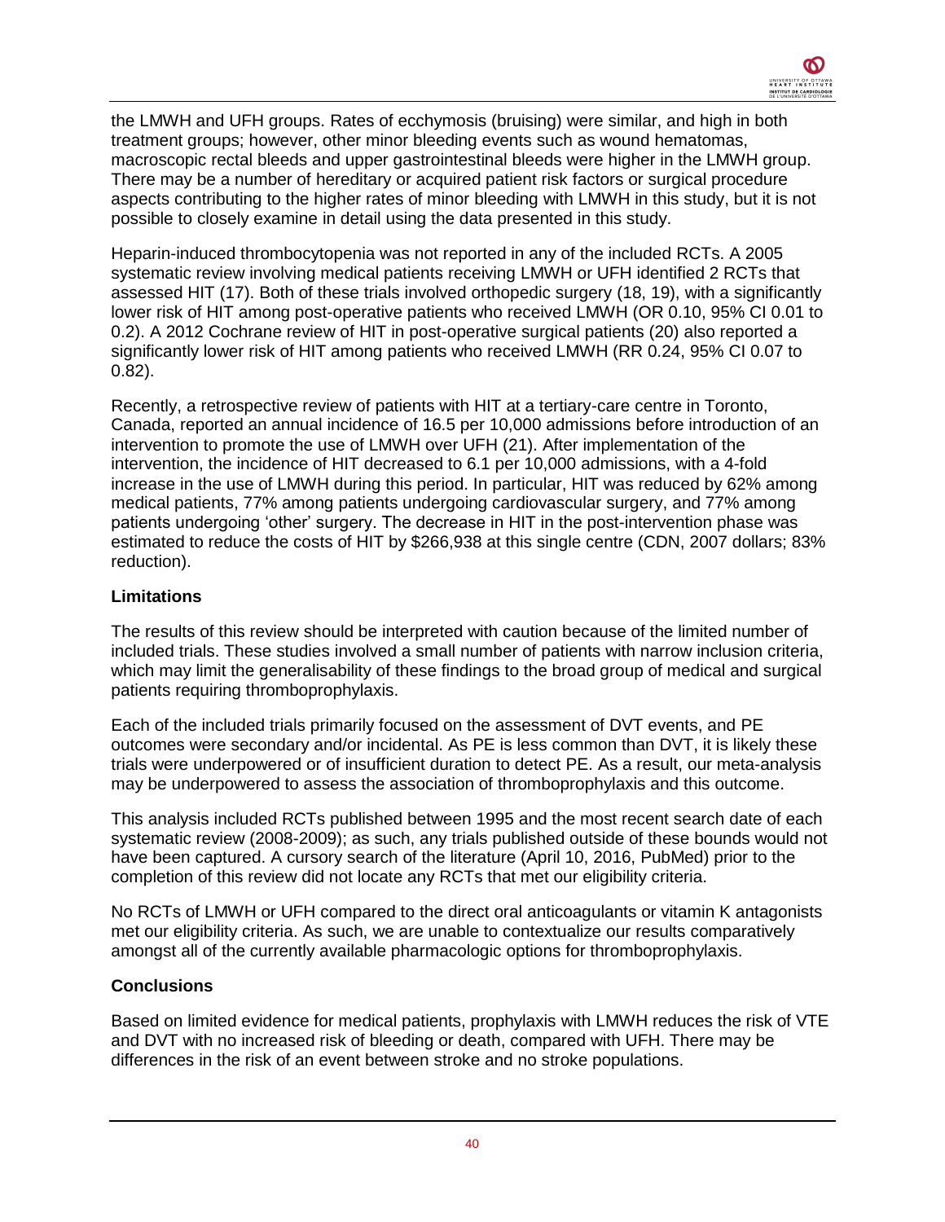the LMWH and UFH groups. Rates of ecchymosis (bruising) were similar, and high in both treatment groups; however, other minor bleeding events such as wound hematomas, macroscopic rectal bleeds and upper gastrointestinal bleeds were higher in the LMWH group. There may be a number of hereditary or acquired patient risk factors or surgical procedure aspects contributing to the higher rates of minor bleeding with LMWH in this study, but it is not possible to closely examine in detail using the data presented in this study.

Heparin-induced thrombocytopenia was not reported in any of the included RCTs. A 2005 systematic review involving medical patients receiving LMWH or UFH identified 2 RCTs that assessed HIT (17). Both of these trials involved orthopedic surgery (18, 19), with a significantly lower risk of HIT among post-operative patients who received LMWH (OR 0.10, 95% CI 0.01 to 0.2). A 2012 Cochrane review of HIT in post-operative surgical patients (20) also reported a significantly lower risk of HIT among patients who received LMWH (RR 0.24, 95% CI 0.07 to 0.82).

Recently, a retrospective review of patients with HIT at a tertiary-care centre in Toronto, Canada, reported an annual incidence of 16.5 per 10,000 admissions before introduction of an intervention to promote the use of LMWH over UFH (21). After implementation of the intervention, the incidence of HIT decreased to 6.1 per 10,000 admissions, with a 4-fold increase in the use of LMWH during this period. In particular, HIT was reduced by 62% among medical patients, 77% among patients undergoing cardiovascular surgery, and 77% among patients undergoing 'other' surgery. The decrease in HIT in the post-intervention phase was estimated to reduce the costs of HIT by $266,938 at this single centre (CDN, 2007 dollars; 83% reduction).

### Limitations

The results of this review should be interpreted with caution because of the limited number of included trials. These studies involved a small number of patients with narrow inclusion criteria, which may limit the generalisability of these findings to the broad group of medical and surgical patients requiring thromboprophylaxis.

Each of the included trials primarily focused on the assessment of DVT events, and PE outcomes were secondary and/or incidental. As PE is less common than DVT, it is likely these trials were underpowered or of insufficient duration to detect PE. As a result, our meta-analysis may be underpowered to assess the association of thromboprophylaxis and this outcome.

This analysis included RCTs published between 1995 and the most recent search date of each systematic review (2008-2009); as such, any trials published outside of these bounds would not have been captured. A cursory search of the literature (April 10, 2016, PubMed) prior to the completion of this review did not locate any RCTs that met our eligibility criteria.

No RCTs of LMWH or UFH compared to the direct oral anticoagulants or vitamin K antagonists met our eligibility criteria. As such, we are unable to contextualize our results comparatively amongst all of the currently available pharmacologic options for thromboprophylaxis.

### Conclusions

Based on limited evidence for medical patients, prophylaxis with LMWH reduces the risk of VTE and DVT with no increased risk of bleeding or death, compared with UFH. There may be differences in the risk of an event between stroke and no stroke populations.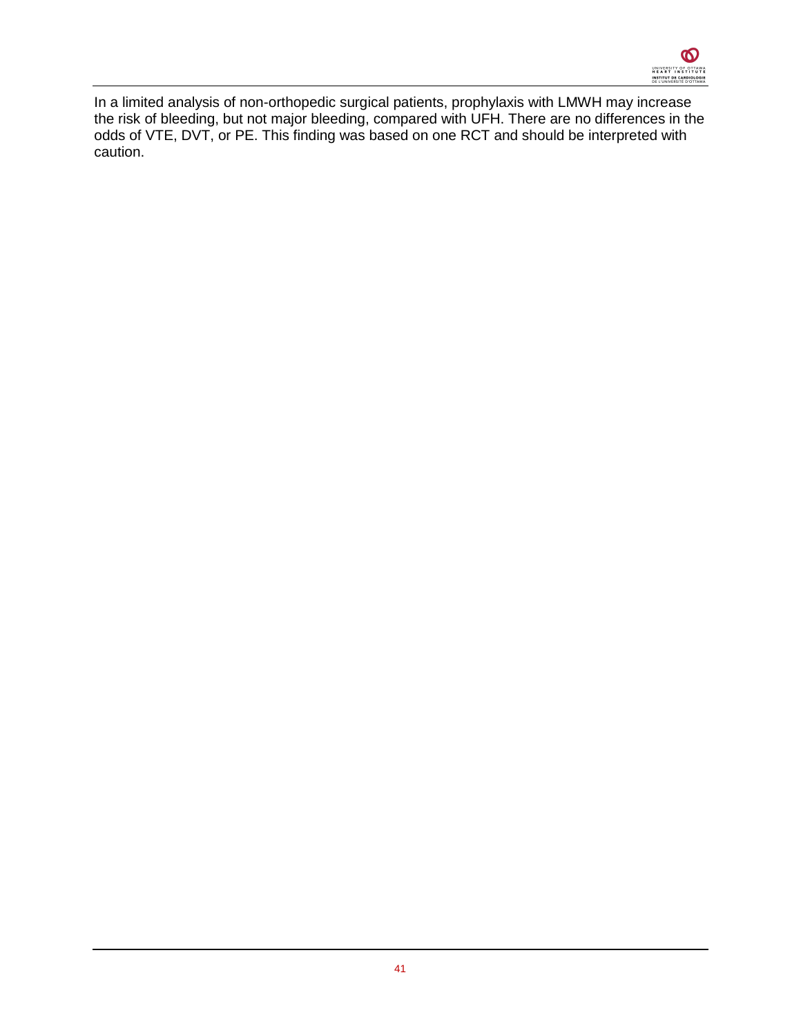In a limited analysis of non-orthopedic surgical patients, prophylaxis with LMWH may increase the risk of bleeding, but not major bleeding, compared with UFH. There are no differences in the odds of VTE, DVT, or PE. This finding was based on one RCT and should be interpreted with caution.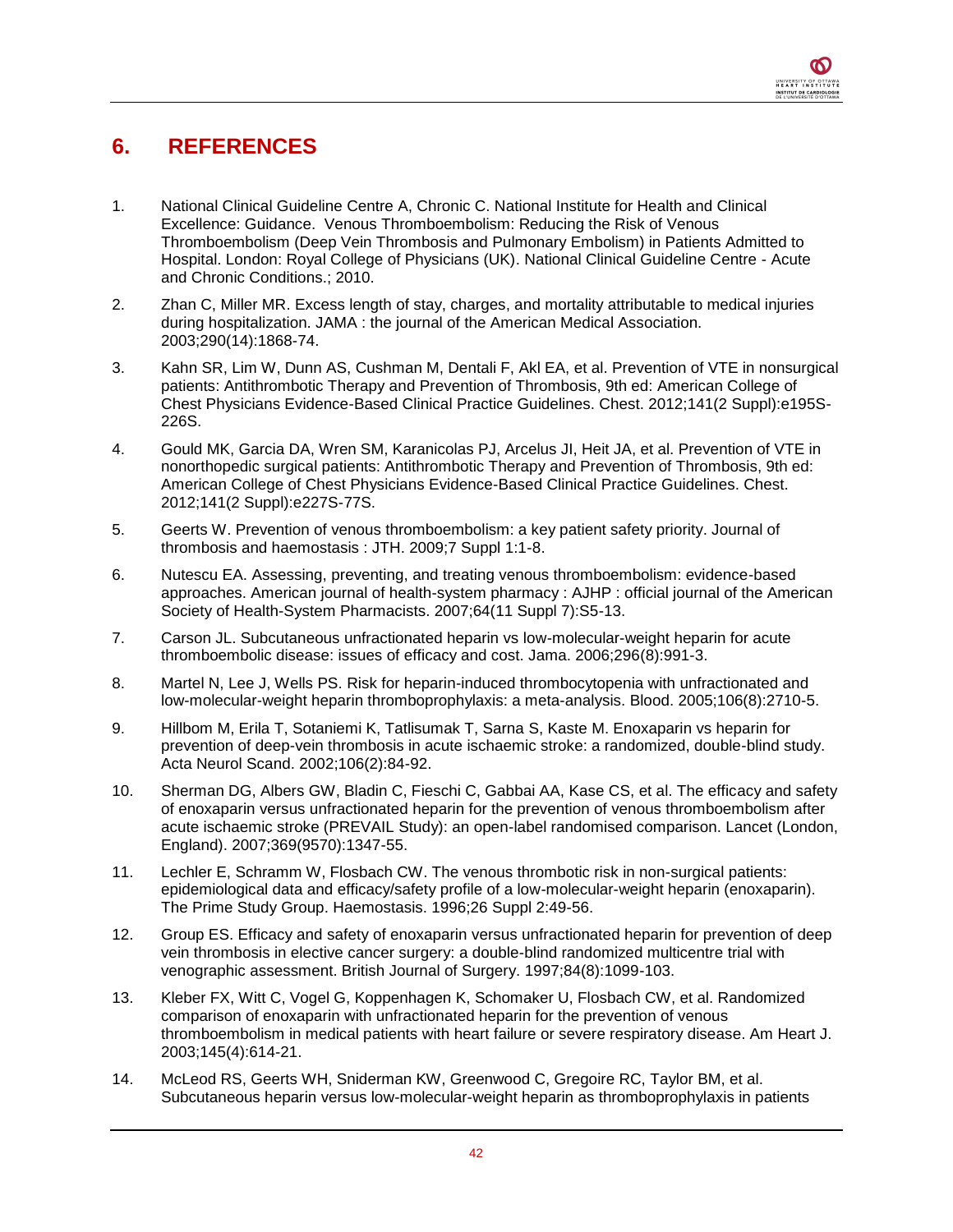## 6. REFERENCES

1. National Clinical Guideline Centre A, Chronic C. National Institute for Health and Clinical Excellence: Guidance. Venous Thromboembolism: Reducing the Risk of Venous Thromboembolism (Deep Vein Thrombosis and Pulmonary Embolism) in Patients Admitted to Hospital. London: Royal College of Physicians (UK). National Clinical Guideline Centre - Acute and Chronic Conditions.; 2010.

2. Zhan C, Miller MR. Excess length of stay, charges, and mortality attributable to medical injuries during hospitalization. JAMA : the journal of the American Medical Association. 2003;290(14):1868-74.

3. Kahn SR, Lim W, Dunn AS, Cushman M, Dentali F, Akl EA, et al. Prevention of VTE in nonsurgical patients: Antithrombotic Therapy and Prevention of Thrombosis, 9th ed: American College of Chest Physicians Evidence-Based Clinical Practice Guidelines. Chest. 2012;141(2 Suppl):e195S-226S.

4. Gould MK, Garcia DA, Wren SM, Karanicolas PJ, Arcelus JI, Heit JA, et al. Prevention of VTE in nonorthopedic surgical patients: Antithrombotic Therapy and Prevention of Thrombosis, 9th ed: American College of Chest Physicians Evidence-Based Clinical Practice Guidelines. Chest. 2012;141(2 Suppl):e227S-77S.

5. Geerts W. Prevention of venous thromboembolism: a key patient safety priority. Journal of thrombosis and haemostasis : JTH. 2009;7 Suppl 1:1-8.

6. Nutescu EA. Assessing, preventing, and treating venous thromboembolism: evidence-based approaches. American journal of health-system pharmacy : AJHP : official journal of the American Society of Health-System Pharmacists. 2007;64(11 Suppl 7):S5-13.

7. Carson JL. Subcutaneous unfractionated heparin vs low-molecular-weight heparin for acute thromboembolic disease: issues of efficacy and cost. Jama. 2006;296(8):991-3.

8. Martel N, Lee J, Wells PS. Risk for heparin-induced thrombocytopenia with unfractionated and low-molecular-weight heparin thromboprophylaxis: a meta-analysis. Blood. 2005;106(8):2710-5.

9. Hillbom M, Erila T, Sotaniemi K, Tatlisumak T, Sarna S, Kaste M. Enoxaparin vs heparin for prevention of deep-vein thrombosis in acute ischaemic stroke: a randomized, double-blind study. Acta Neurol Scand. 2002;106(2):84-92.

10. Sherman DG, Albers GW, Bladin C, Fieschi C, Gabbai AA, Kase CS, et al. The efficacy and safety of enoxaparin versus unfractionated heparin for the prevention of venous thromboembolism after acute ischaemic stroke (PREVAIL Study): an open-label randomised comparison. Lancet (London, England). 2007;369(9570):1347-55.

11. Lechler E, Schramm W, Flosbach CW. The venous thrombotic risk in non-surgical patients: epidemiological data and efficacy/safety profile of a low-molecular-weight heparin (enoxaparin). The Prime Study Group. Haemostasis. 1996;26 Suppl 2:49-56.

12. Group ES. Efficacy and safety of enoxaparin versus unfractionated heparin for prevention of deep vein thrombosis in elective cancer surgery: a double-blind randomized multicentre trial with venographic assessment. British Journal of Surgery. 1997;84(8):1099-103.

13. Kleber FX, Witt C, Vogel G, Koppenhagen K, Schomaker U, Flosbach CW, et al. Randomized comparison of enoxaparin with unfractionated heparin for the prevention of venous thromboembolism in medical patients with heart failure or severe respiratory disease. Am Heart J. 2003;145(4):614-21.

14. McLeod RS, Geerts WH, Sniderman KW, Greenwood C, Gregoire RC, Taylor BM, et al. Subcutaneous heparin versus low-molecular-weight heparin as thromboprophylaxis in patients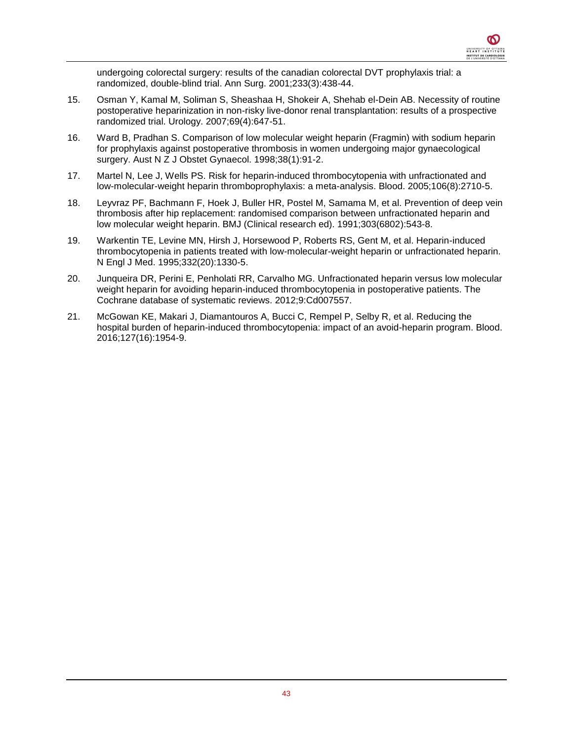undergoing colorectal surgery: results of the canadian colorectal DVT prophylaxis trial: a randomized, double-blind trial. Ann Surg. 2001;233(3):438-44.

15. Osman Y, Kamal M, Soliman S, Sheashaa H, Shokeir A, Shehab el-Dein AB. Necessity of routine postoperative heparinization in non-risky live-donor renal transplantation: results of a prospective randomized trial. Urology. 2007;69(4):647-51.

16. Ward B, Pradhan S. Comparison of low molecular weight heparin (Fragmin) with sodium heparin for prophylaxis against postoperative thrombosis in women undergoing major gynaecological surgery. Aust N Z J Obstet Gynaecol. 1998;38(1):91-2.

17. Martel N, Lee J, Wells PS. Risk for heparin-induced thrombocytopenia with unfractionated and low-molecular-weight heparin thromboprophylaxis: a meta-analysis. Blood. 2005;106(8):2710-5.

18. Leyvraz PF, Bachmann F, Hoek J, Buller HR, Postel M, Samama M, et al. Prevention of deep vein thrombosis after hip replacement: randomised comparison between unfractionated heparin and low molecular weight heparin. BMJ (Clinical research ed). 1991;303(6802):543-8.

19. Warkentin TE, Levine MN, Hirsh J, Horsewood P, Roberts RS, Gent M, et al. Heparin-induced thrombocytopenia in patients treated with low-molecular-weight heparin or unfractionated heparin. N Engl J Med. 1995;332(20):1330-5.

20. Junqueira DR, Perini E, Penholati RR, Carvalho MG. Unfractionated heparin versus low molecular weight heparin for avoiding heparin-induced thrombocytopenia in postoperative patients. The Cochrane database of systematic reviews. 2012;9:Cd007557.

21. McGowan KE, Makari J, Diamantouros A, Bucci C, Rempel P, Selby R, et al. Reducing the hospital burden of heparin-induced thrombocytopenia: impact of an avoid-heparin program. Blood. 2016;127(16):1954-9.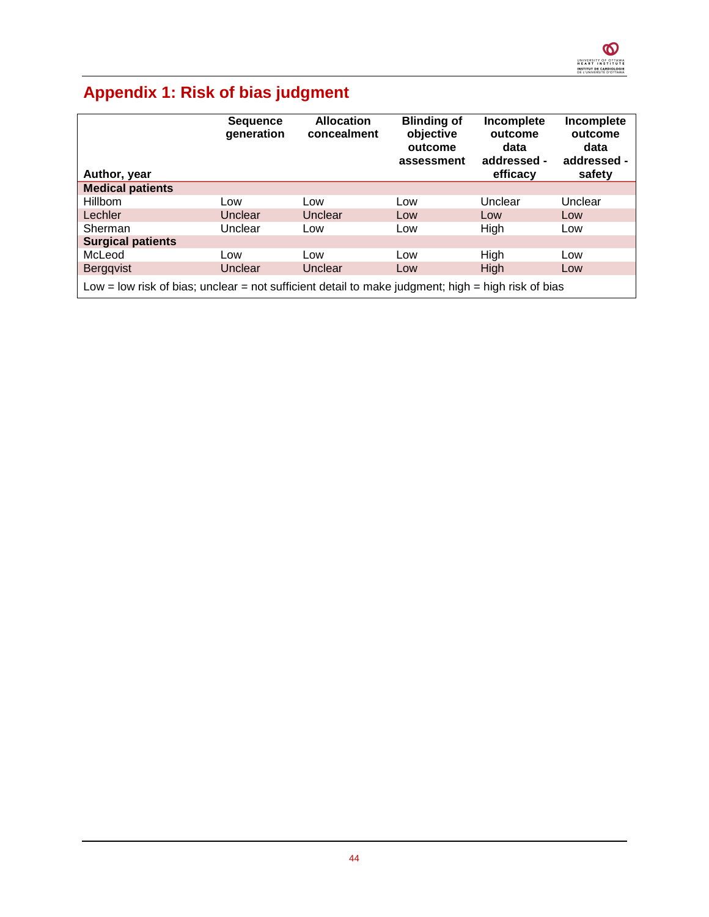# Appendix 1: Risk of bias judgment

| Author, year | Sequence generation | Allocation concealment | Blinding of objective outcome assessment | Incomplete outcome data addressed - efficacy | Incomplete outcome data addressed - safety |
|---|---|---|---|---|---|
| **Medical patients** | | | | | |
| Hillbom | Low | Low | Low | Unclear | Unclear |
| Lechler | Unclear | Unclear | Low | Low | Low |
| Sherman | Unclear | Low | Low | High | Low |
| **Surgical patients** | | | | | |
| McLeod | Low | Low | Low | High | Low |
| Bergqvist | Unclear | Unclear | Low | High | Low |

Low = low risk of bias; unclear = not sufficient detail to make judgment; high = high risk of bias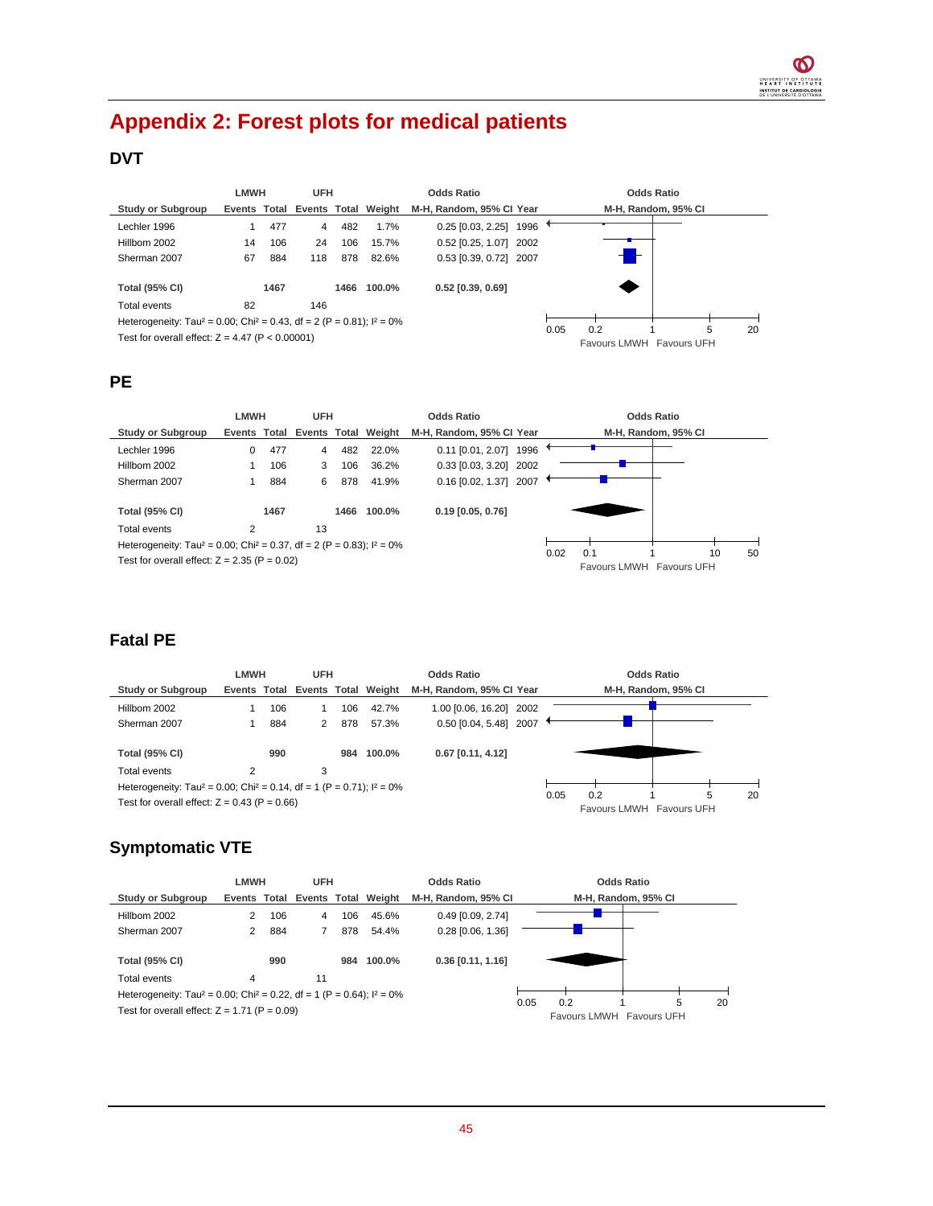# Appendix 2: Forest plots for medical patients

## DVT

| Study or Subgroup | LMWH Events | LMWH Total | UFH Events | UFH Total | Weight | Odds Ratio M-H, Random, 95% CI | Year |
|---|---|---|---|---|---|---|---|
| Lechler 1996 | 1 | 477 | 4 | 482 | 1.7% | 0.25 [0.03, 2.25] | 1996 |
| Hillbom 2002 | 14 | 106 | 24 | 106 | 15.7% | 0.52 [0.25, 1.07] | 2002 |
| Sherman 2007 | 67 | 884 | 118 | 878 | 82.6% | 0.53 [0.39, 0.72] | 2007 |
| **Total (95% CI)** | | **1467** | | **1466** | **100.0%** | **0.52 [0.39, 0.69]** | |
| Total events | 82 | | 146 | | | | |

Heterogeneity: Tau² = 0.00; Chi² = 0.43, df = 2 (P = 0.81); I² = 0%

Test for overall effect: Z = 4.47 (P < 0.00001)

Odds Ratio M-H, Random, 95% CI — axis: 0.05, 0.2, 1, 5, 20 — Favours LMWH / Favours UFH

## PE

| Study or Subgroup | LMWH Events | LMWH Total | UFH Events | UFH Total | Weight | Odds Ratio M-H, Random, 95% CI | Year |
|---|---|---|---|---|---|---|---|
| Lechler 1996 | 0 | 477 | 4 | 482 | 22.0% | 0.11 [0.01, 2.07] | 1996 |
| Hillbom 2002 | 1 | 106 | 3 | 106 | 36.2% | 0.33 [0.03, 3.20] | 2002 |
| Sherman 2007 | 1 | 884 | 6 | 878 | 41.9% | 0.16 [0.02, 1.37] | 2007 |
| **Total (95% CI)** | | **1467** | | **1466** | **100.0%** | **0.19 [0.05, 0.76]** | |
| Total events | 2 | | 13 | | | | |

Heterogeneity: Tau² = 0.00; Chi² = 0.37, df = 2 (P = 0.83); I² = 0%

Test for overall effect: Z = 2.35 (P = 0.02)

Odds Ratio M-H, Random, 95% CI — axis: 0.02, 0.1, 1, 10, 50 — Favours LMWH / Favours UFH

## Fatal PE

| Study or Subgroup | LMWH Events | LMWH Total | UFH Events | UFH Total | Weight | Odds Ratio M-H, Random, 95% CI | Year |
|---|---|---|---|---|---|---|---|
| Hillbom 2002 | 1 | 106 | 1 | 106 | 42.7% | 1.00 [0.06, 16.20] | 2002 |
| Sherman 2007 | 1 | 884 | 2 | 878 | 57.3% | 0.50 [0.04, 5.48] | 2007 |
| **Total (95% CI)** | | **990** | | **984** | **100.0%** | **0.67 [0.11, 4.12]** | |
| Total events | 2 | | 3 | | | | |

Heterogeneity: Tau² = 0.00; Chi² = 0.14, df = 1 (P = 0.71); I² = 0%

Test for overall effect: Z = 0.43 (P = 0.66)

Odds Ratio M-H, Random, 95% CI — axis: 0.05, 0.2, 1, 5, 20 — Favours LMWH / Favours UFH

## Symptomatic VTE

| Study or Subgroup | LMWH Events | LMWH Total | UFH Events | UFH Total | Weight | Odds Ratio M-H, Random, 95% CI |
|---|---|---|---|---|---|---|
| Hillbom 2002 | 2 | 106 | 4 | 106 | 45.6% | 0.49 [0.09, 2.74] |
| Sherman 2007 | 2 | 884 | 7 | 878 | 54.4% | 0.28 [0.06, 1.36] |
| **Total (95% CI)** | | **990** | | **984** | **100.0%** | **0.36 [0.11, 1.16]** |
| Total events | 4 | | 11 | | | |

Heterogeneity: Tau² = 0.00; Chi² = 0.22, df = 1 (P = 0.64); I² = 0%

Test for overall effect: Z = 1.71 (P = 0.09)

Odds Ratio M-H, Random, 95% CI — axis: 0.05, 0.2, 1, 5, 20 — Favours LMWH / Favours UFH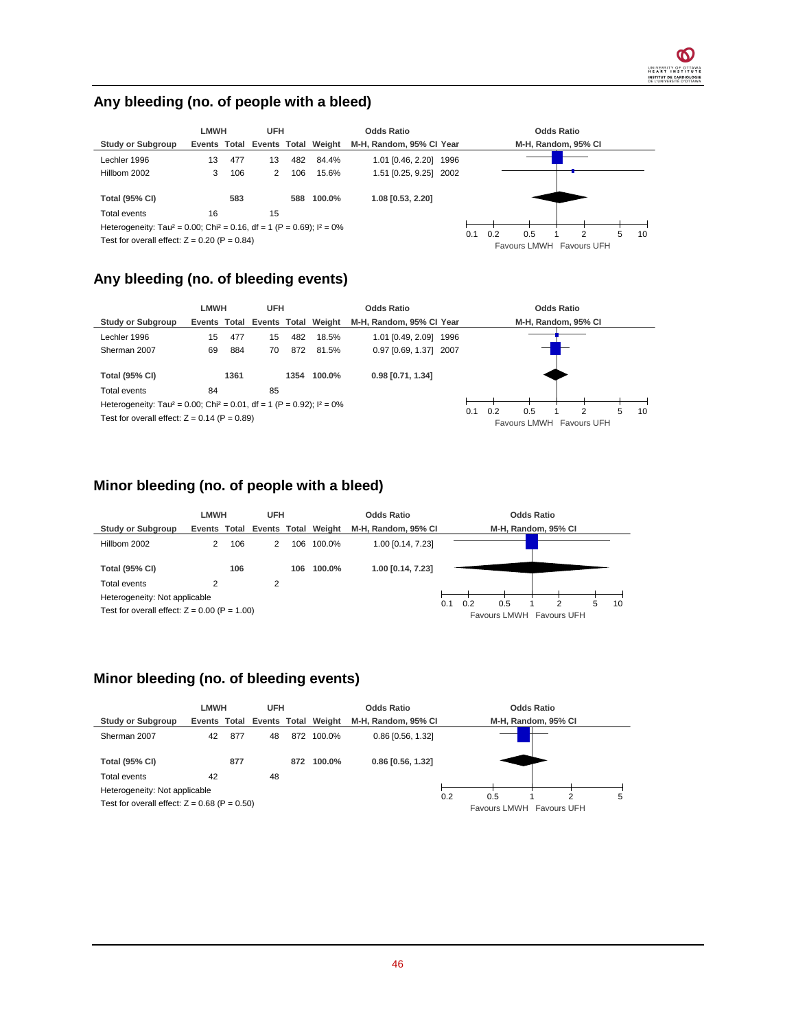## Any bleeding (no. of people with a bleed)

| Study or Subgroup | LMWH Events | LMWH Total | UFH Events | UFH Total | Weight | Odds Ratio M-H, Random, 95% CI | Year |
|---|---|---|---|---|---|---|---|
| Lechler 1996 | 13 | 477 | 13 | 482 | 84.4% | 1.01 [0.46, 2.20] | 1996 |
| Hillbom 2002 | 3 | 106 | 2 | 106 | 15.6% | 1.51 [0.25, 9.25] | 2002 |
| **Total (95% CI)** | | **583** | | **588** | **100.0%** | **1.08 [0.53, 2.20]** | |
| Total events | 16 | | 15 | | | | |

Heterogeneity: Tau² = 0.00; Chi² = 0.16, df = 1 (P = 0.69); I² = 0%

Test for overall effect: Z = 0.20 (P = 0.84)

Favours LMWH Favours UFH

## Any bleeding (no. of bleeding events)

| Study or Subgroup | LMWH Events | LMWH Total | UFH Events | UFH Total | Weight | Odds Ratio M-H, Random, 95% CI | Year |
|---|---|---|---|---|---|---|---|
| Lechler 1996 | 15 | 477 | 15 | 482 | 18.5% | 1.01 [0.49, 2.09] | 1996 |
| Sherman 2007 | 69 | 884 | 70 | 872 | 81.5% | 0.97 [0.69, 1.37] | 2007 |
| **Total (95% CI)** | | **1361** | | **1354** | **100.0%** | **0.98 [0.71, 1.34]** | |
| Total events | 84 | | 85 | | | | |

Heterogeneity: Tau² = 0.00; Chi² = 0.01, df = 1 (P = 0.92); I² = 0%

Test for overall effect: Z = 0.14 (P = 0.89)

Favours LMWH Favours UFH

## Minor bleeding (no. of people with a bleed)

| Study or Subgroup | LMWH Events | LMWH Total | UFH Events | UFH Total | Weight | Odds Ratio M-H, Random, 95% CI |
|---|---|---|---|---|---|---|
| Hillbom 2002 | 2 | 106 | 2 | 106 | 100.0% | 1.00 [0.14, 7.23] |
| **Total (95% CI)** | | **106** | | **106** | **100.0%** | **1.00 [0.14, 7.23]** |
| Total events | 2 | | 2 | | | |

Heterogeneity: Not applicable

Test for overall effect: Z = 0.00 (P = 1.00)

Favours LMWH Favours UFH

## Minor bleeding (no. of bleeding events)

| Study or Subgroup | LMWH Events | LMWH Total | UFH Events | UFH Total | Weight | Odds Ratio M-H, Random, 95% CI |
|---|---|---|---|---|---|---|
| Sherman 2007 | 42 | 877 | 48 | 872 | 100.0% | 0.86 [0.56, 1.32] |
| **Total (95% CI)** | | **877** | | **872** | **100.0%** | **0.86 [0.56, 1.32]** |
| Total events | 42 | | 48 | | | |

Heterogeneity: Not applicable

Test for overall effect: Z = 0.68 (P = 0.50)

Favours LMWH Favours UFH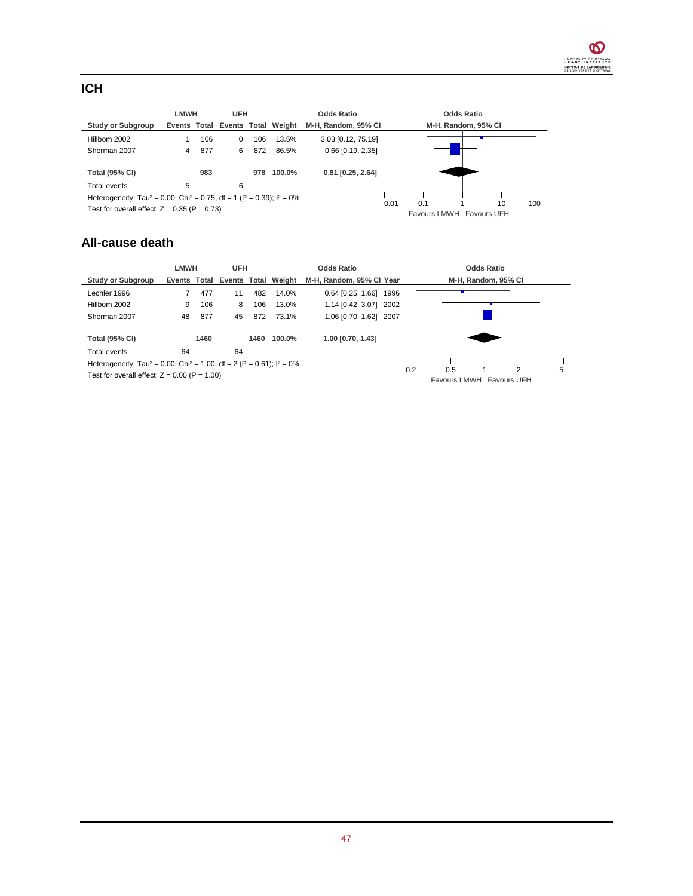## ICH

| Study or Subgroup | LMWH Events | LMWH Total | UFH Events | UFH Total | Weight | Odds Ratio M-H, Random, 95% CI |
|---|---|---|---|---|---|---|
| Hillbom 2002 | 1 | 106 | 0 | 106 | 13.5% | 3.03 [0.12, 75.19] |
| Sherman 2007 | 4 | 877 | 6 | 872 | 86.5% | 0.66 [0.19, 2.35] |
| **Total (95% CI)** | | **983** | | **978** | **100.0%** | **0.81 [0.25, 2.64]** |
| Total events | 5 | | 6 | | | |

Heterogeneity: Tau² = 0.00; Chi² = 0.75, df = 1 (P = 0.39); I² = 0%
Test for overall effect: Z = 0.35 (P = 0.73)

Favours LMWH  Favours UFH

## All-cause death

| Study or Subgroup | LMWH Events | LMWH Total | UFH Events | UFH Total | Weight | Odds Ratio M-H, Random, 95% CI | Year |
|---|---|---|---|---|---|---|---|
| Lechler 1996 | 7 | 477 | 11 | 482 | 14.0% | 0.64 [0.25, 1.66] | 1996 |
| Hillbom 2002 | 9 | 106 | 8 | 106 | 13.0% | 1.14 [0.42, 3.07] | 2002 |
| Sherman 2007 | 48 | 877 | 45 | 872 | 73.1% | 1.06 [0.70, 1.62] | 2007 |
| **Total (95% CI)** | | **1460** | | **1460** | **100.0%** | **1.00 [0.70, 1.43]** | |
| Total events | 64 | | 64 | | | | |

Heterogeneity: Tau² = 0.00; Chi² = 1.00, df = 2 (P = 0.61); I² = 0%
Test for overall effect: Z = 0.00 (P = 1.00)

Favours LMWH  Favours UFH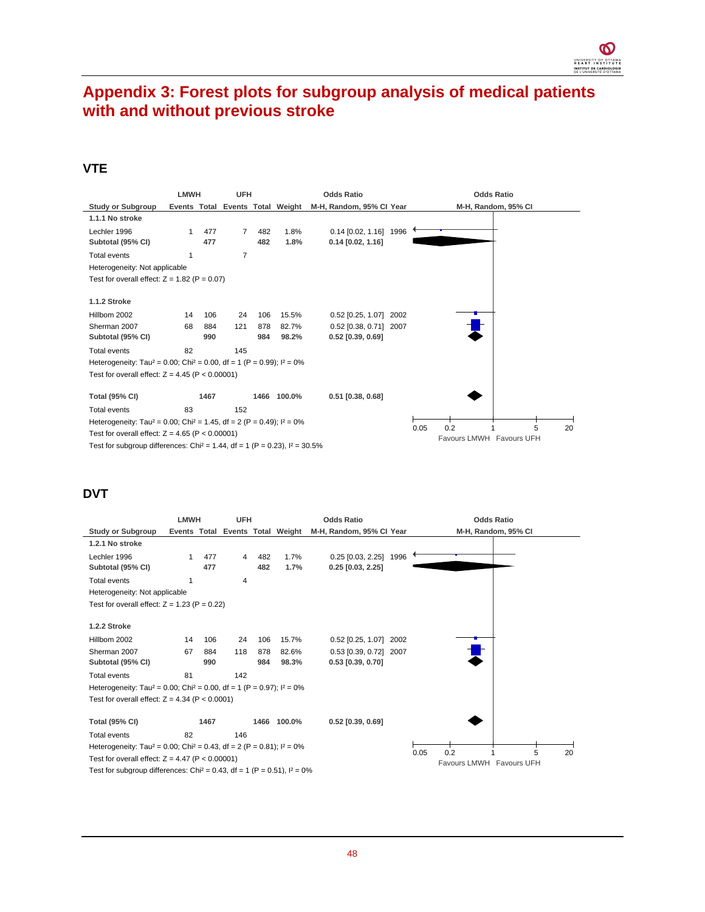# Appendix 3: Forest plots for subgroup analysis of medical patients with and without previous stroke

## VTE

| Study or Subgroup | LMWH Events | LMWH Total | UFH Events | UFH Total | Weight | Odds Ratio M-H, Random, 95% CI | Year |
|---|---|---|---|---|---|---|---|
| **1.1.1 No stroke** | | | | | | | |
| Lechler 1996 | 1 | 477 | 7 | 482 | 1.8% | 0.14 [0.02, 1.16] | 1996 |
| **Subtotal (95% CI)** | | **477** | | **482** | **1.8%** | **0.14 [0.02, 1.16]** | |
| Total events | 1 | | 7 | | | | |
| Heterogeneity: Not applicable | | | | | | | |
| Test for overall effect: Z = 1.82 (P = 0.07) | | | | | | | |
| **1.1.2 Stroke** | | | | | | | |
| Hillbom 2002 | 14 | 106 | 24 | 106 | 15.5% | 0.52 [0.25, 1.07] | 2002 |
| Sherman 2007 | 68 | 884 | 121 | 878 | 82.7% | 0.52 [0.38, 0.71] | 2007 |
| **Subtotal (95% CI)** | | **990** | | **984** | **98.2%** | **0.52 [0.39, 0.69]** | |
| Total events | 82 | | 145 | | | | |
| Heterogeneity: $Tau^2 = 0.00$; $Chi^2 = 0.00$, df = 1 (P = 0.99); $I^2 = 0\%$ | | | | | | | |
| Test for overall effect: Z = 4.45 (P < 0.00001) | | | | | | | |
| **Total (95% CI)** | | **1467** | | **1466** | **100.0%** | **0.51 [0.38, 0.68]** | |
| Total events | 83 | | 152 | | | | |
| Heterogeneity: $Tau^2 = 0.00$; $Chi^2 = 1.45$, df = 2 (P = 0.49); $I^2 = 0\%$ | | | | | | | |
| Test for overall effect: Z = 4.65 (P < 0.00001) | | | | | | | |
| Test for subgroup differences: $Chi^2 = 1.44$, df = 1 (P = 0.23), $I^2 = 30.5\%$ | | | | | | | |

Odds Ratio M-H, Random, 95% CI — axis: 0.05, 0.2, 1, 5, 20; Favours LMWH / Favours UFH

## DVT

| Study or Subgroup | LMWH Events | LMWH Total | UFH Events | UFH Total | Weight | Odds Ratio M-H, Random, 95% CI | Year |
|---|---|---|---|---|---|---|---|
| **1.2.1 No stroke** | | | | | | | |
| Lechler 1996 | 1 | 477 | 4 | 482 | 1.7% | 0.25 [0.03, 2.25] | 1996 |
| **Subtotal (95% CI)** | | **477** | | **482** | **1.7%** | **0.25 [0.03, 2.25]** | |
| Total events | 1 | | 4 | | | | |
| Heterogeneity: Not applicable | | | | | | | |
| Test for overall effect: Z = 1.23 (P = 0.22) | | | | | | | |
| **1.2.2 Stroke** | | | | | | | |
| Hillbom 2002 | 14 | 106 | 24 | 106 | 15.7% | 0.52 [0.25, 1.07] | 2002 |
| Sherman 2007 | 67 | 884 | 118 | 878 | 82.6% | 0.53 [0.39, 0.72] | 2007 |
| **Subtotal (95% CI)** | | **990** | | **984** | **98.3%** | **0.53 [0.39, 0.70]** | |
| Total events | 81 | | 142 | | | | |
| Heterogeneity: $Tau^2 = 0.00$; $Chi^2 = 0.00$, df = 1 (P = 0.97); $I^2 = 0\%$ | | | | | | | |
| Test for overall effect: Z = 4.34 (P < 0.0001) | | | | | | | |
| **Total (95% CI)** | | **1467** | | **1466** | **100.0%** | **0.52 [0.39, 0.69]** | |
| Total events | 82 | | 146 | | | | |
| Heterogeneity: $Tau^2 = 0.00$; $Chi^2 = 0.43$, df = 2 (P = 0.81); $I^2 = 0\%$ | | | | | | | |
| Test for overall effect: Z = 4.47 (P < 0.00001) | | | | | | | |
| Test for subgroup differences: $Chi^2 = 0.43$, df = 1 (P = 0.51), $I^2 = 0\%$ | | | | | | | |

Odds Ratio M-H, Random, 95% CI — axis: 0.05, 0.2, 1, 5, 20; Favours LMWH / Favours UFH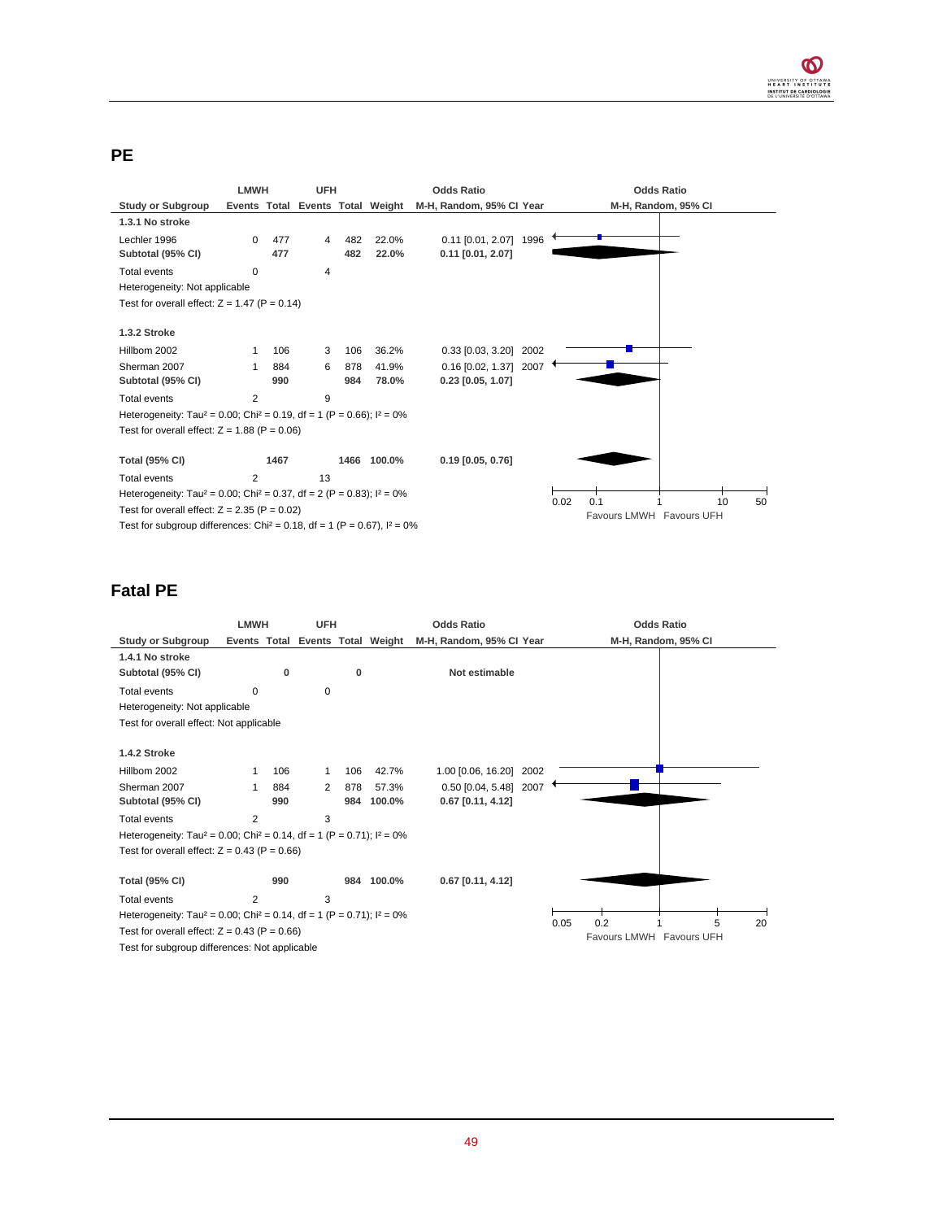## PE

| Study or Subgroup | LMWH Events | LMWH Total | UFH Events | UFH Total | Weight | Odds Ratio M-H, Random, 95% CI | Year |
|---|---|---|---|---|---|---|---|
| **1.3.1 No stroke** | | | | | | | |
| Lechler 1996 | 0 | 477 | 4 | 482 | 22.0% | 0.11 [0.01, 2.07] | 1996 |
| **Subtotal (95% CI)** | | **477** | | **482** | **22.0%** | **0.11 [0.01, 2.07]** | |
| Total events | 0 | | 4 | | | | |
| Heterogeneity: Not applicable | | | | | | | |
| Test for overall effect: Z = 1.47 (P = 0.14) | | | | | | | |
| **1.3.2 Stroke** | | | | | | | |
| Hillbom 2002 | 1 | 106 | 3 | 106 | 36.2% | 0.33 [0.03, 3.20] | 2002 |
| Sherman 2007 | 1 | 884 | 6 | 878 | 41.9% | 0.16 [0.02, 1.37] | 2007 |
| **Subtotal (95% CI)** | | **990** | | **984** | **78.0%** | **0.23 [0.05, 1.07]** | |
| Total events | 2 | | 9 | | | | |
| Heterogeneity: Tau² = 0.00; Chi² = 0.19, df = 1 (P = 0.66); I² = 0% | | | | | | | |
| Test for overall effect: Z = 1.88 (P = 0.06) | | | | | | | |
| **Total (95% CI)** | | **1467** | | **1466** | **100.0%** | **0.19 [0.05, 0.76]** | |
| Total events | 2 | | 13 | | | | |
| Heterogeneity: Tau² = 0.00; Chi² = 0.37, df = 2 (P = 0.83); I² = 0% | | | | | | | |
| Test for overall effect: Z = 2.35 (P = 0.02) | | | | | | | |
| Test for subgroup differences: Chi² = 0.18, df = 1 (P = 0.67), I² = 0% | | | | | | | |

Odds Ratio M-H, Random, 95% CI (axis: 0.02, 0.1, 1, 10, 50) — Favours LMWH / Favours UFH

## Fatal PE

| Study or Subgroup | LMWH Events | LMWH Total | UFH Events | UFH Total | Weight | Odds Ratio M-H, Random, 95% CI | Year |
|---|---|---|---|---|---|---|---|
| **1.4.1 No stroke** | | | | | | | |
| **Subtotal (95% CI)** | | **0** | | **0** | | **Not estimable** | |
| Total events | 0 | | 0 | | | | |
| Heterogeneity: Not applicable | | | | | | | |
| Test for overall effect: Not applicable | | | | | | | |
| **1.4.2 Stroke** | | | | | | | |
| Hillbom 2002 | 1 | 106 | 1 | 106 | 42.7% | 1.00 [0.06, 16.20] | 2002 |
| Sherman 2007 | 1 | 884 | 2 | 878 | 57.3% | 0.50 [0.04, 5.48] | 2007 |
| **Subtotal (95% CI)** | | **990** | | **984** | **100.0%** | **0.67 [0.11, 4.12]** | |
| Total events | 2 | | 3 | | | | |
| Heterogeneity: Tau² = 0.00; Chi² = 0.14, df = 1 (P = 0.71); I² = 0% | | | | | | | |
| Test for overall effect: Z = 0.43 (P = 0.66) | | | | | | | |
| **Total (95% CI)** | | **990** | | **984** | **100.0%** | **0.67 [0.11, 4.12]** | |
| Total events | 2 | | 3 | | | | |
| Heterogeneity: Tau² = 0.00; Chi² = 0.14, df = 1 (P = 0.71); I² = 0% | | | | | | | |
| Test for overall effect: Z = 0.43 (P = 0.66) | | | | | | | |
| Test for subgroup differences: Not applicable | | | | | | | |

Odds Ratio M-H, Random, 95% CI (axis: 0.05, 0.2, 1, 5, 20) — Favours LMWH / Favours UFH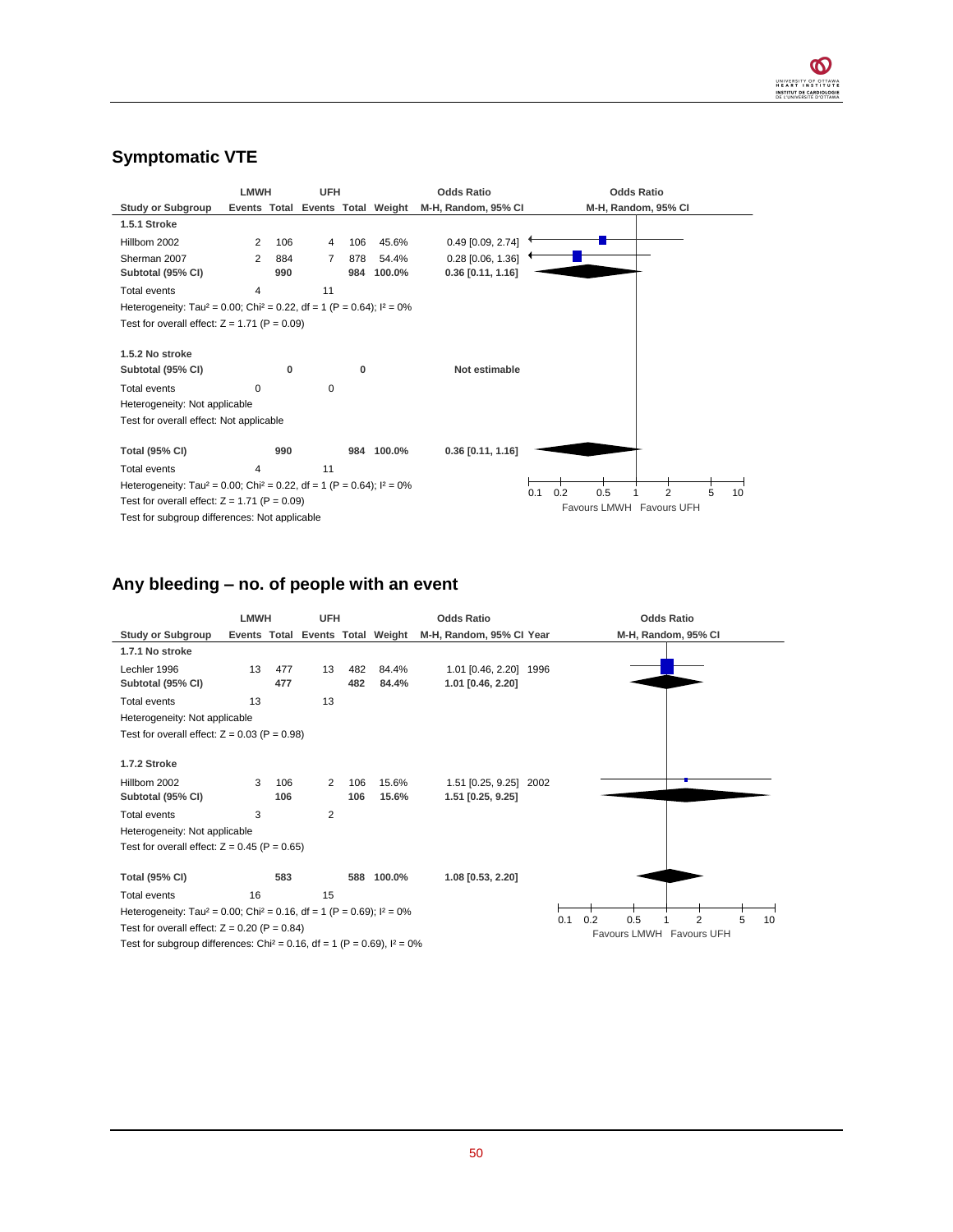## Symptomatic VTE

| Study or Subgroup | LMWH Events | LMWH Total | UFH Events | UFH Total | Weight | Odds Ratio M-H, Random, 95% CI |
|---|---|---|---|---|---|---|
| **1.5.1 Stroke** | | | | | | |
| Hillbom 2002 | 2 | 106 | 4 | 106 | 45.6% | 0.49 [0.09, 2.74] |
| Sherman 2007 | 2 | 884 | 7 | 878 | 54.4% | 0.28 [0.06, 1.36] |
| **Subtotal (95% CI)** | | **990** | | **984** | **100.0%** | **0.36 [0.11, 1.16]** |
| Total events | 4 | | 11 | | | |
| Heterogeneity: Tau² = 0.00; Chi² = 0.22, df = 1 (P = 0.64); I² = 0% | | | | | | |
| Test for overall effect: Z = 1.71 (P = 0.09) | | | | | | |
| **1.5.2 No stroke** | | | | | | |
| **Subtotal (95% CI)** | | **0** | | **0** | | **Not estimable** |
| Total events | 0 | | 0 | | | |
| Heterogeneity: Not applicable | | | | | | |
| Test for overall effect: Not applicable | | | | | | |
| **Total (95% CI)** | | **990** | | **984** | **100.0%** | **0.36 [0.11, 1.16]** |
| Total events | 4 | | 11 | | | |
| Heterogeneity: Tau² = 0.00; Chi² = 0.22, df = 1 (P = 0.64); I² = 0% | | | | | | |
| Test for overall effect: Z = 1.71 (P = 0.09) | | | | | | |
| Test for subgroup differences: Not applicable | | | | | | |

Favours LMWH | Favours UFH

## Any bleeding – no. of people with an event

| Study or Subgroup | LMWH Events | LMWH Total | UFH Events | UFH Total | Weight | Odds Ratio M-H, Random, 95% CI | Year |
|---|---|---|---|---|---|---|---|
| **1.7.1 No stroke** | | | | | | | |
| Lechler 1996 | 13 | 477 | 13 | 482 | 84.4% | 1.01 [0.46, 2.20] | 1996 |
| **Subtotal (95% CI)** | | **477** | | **482** | **84.4%** | **1.01 [0.46, 2.20]** | |
| Total events | 13 | | 13 | | | | |
| Heterogeneity: Not applicable | | | | | | | |
| Test for overall effect: Z = 0.03 (P = 0.98) | | | | | | | |
| **1.7.2 Stroke** | | | | | | | |
| Hillbom 2002 | 3 | 106 | 2 | 106 | 15.6% | 1.51 [0.25, 9.25] | 2002 |
| **Subtotal (95% CI)** | | **106** | | **106** | **15.6%** | **1.51 [0.25, 9.25]** | |
| Total events | 3 | | 2 | | | | |
| Heterogeneity: Not applicable | | | | | | | |
| Test for overall effect: Z = 0.45 (P = 0.65) | | | | | | | |
| **Total (95% CI)** | | **583** | | **588** | **100.0%** | **1.08 [0.53, 2.20]** | |
| Total events | 16 | | 15 | | | | |
| Heterogeneity: Tau² = 0.00; Chi² = 0.16, df = 1 (P = 0.69); I² = 0% | | | | | | | |
| Test for overall effect: Z = 0.20 (P = 0.84) | | | | | | | |
| Test for subgroup differences: Chi² = 0.16, df = 1 (P = 0.69), I² = 0% | | | | | | | |

Favours LMWH | Favours UFH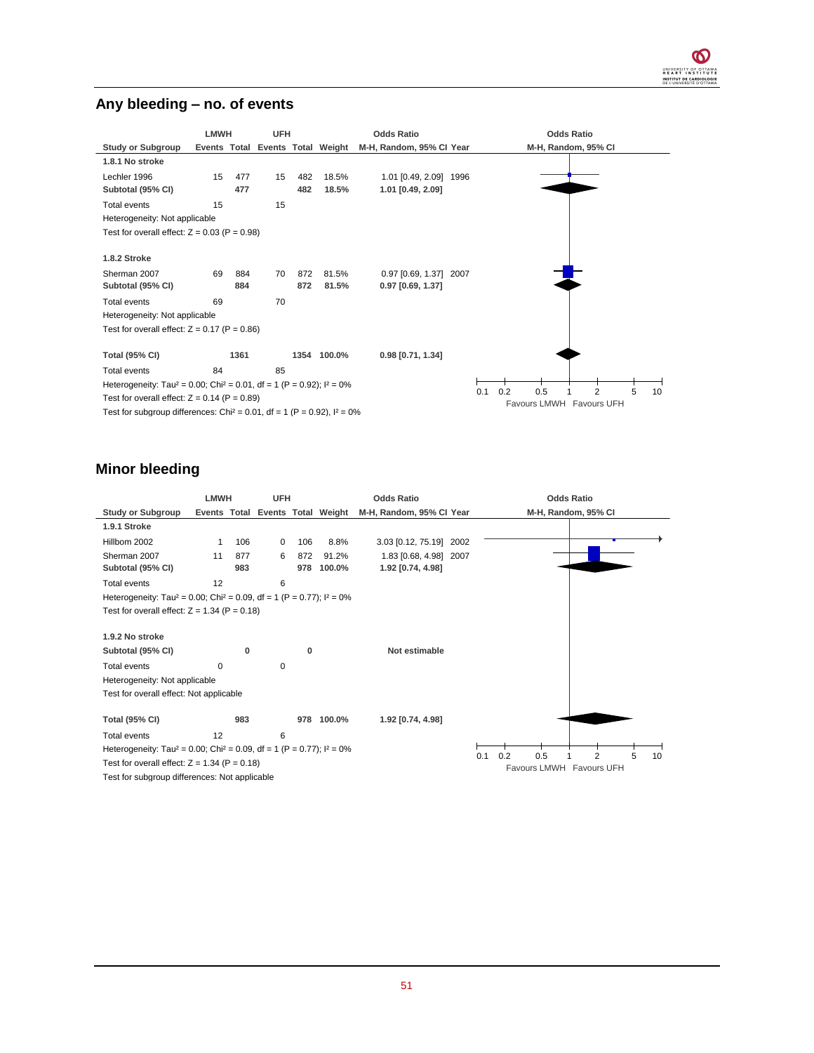## Any bleeding – no. of events

| | LMWH | | UFH | | | Odds Ratio | | Odds Ratio |
|---|---|---|---|---|---|---|---|---|
| Study or Subgroup | Events | Total | Events | Total | Weight | M-H, Random, 95% CI | Year | M-H, Random, 95% CI |
| **1.8.1 No stroke** | | | | | | | | |
| Lechler 1996 | 15 | 477 | 15 | 482 | 18.5% | 1.01 [0.49, 2.09] | 1996 | |
| **Subtotal (95% CI)** | | **477** | | **482** | **18.5%** | **1.01 [0.49, 2.09]** | | |
| Total events | 15 | | 15 | | | | | |
| Heterogeneity: Not applicable | | | | | | | | |
| Test for overall effect: Z = 0.03 (P = 0.98) | | | | | | | | |
| **1.8.2 Stroke** | | | | | | | | |
| Sherman 2007 | 69 | 884 | 70 | 872 | 81.5% | 0.97 [0.69, 1.37] | 2007 | |
| **Subtotal (95% CI)** | | **884** | | **872** | **81.5%** | **0.97 [0.69, 1.37]** | | |
| Total events | 69 | | 70 | | | | | |
| Heterogeneity: Not applicable | | | | | | | | |
| Test for overall effect: Z = 0.17 (P = 0.86) | | | | | | | | |
| **Total (95% CI)** | | **1361** | | **1354** | **100.0%** | **0.98 [0.71, 1.34]** | | |
| Total events | 84 | | 85 | | | | | |
| Heterogeneity: Tau² = 0.00; Chi² = 0.01, df = 1 (P = 0.92); I² = 0% | | | | | | | | |
| Test for overall effect: Z = 0.14 (P = 0.89) | | | | | | | | |
| Test for subgroup differences: Chi² = 0.01, df = 1 (P = 0.92), I² = 0% | | | | | | | | |

Axis: 0.1 0.2 0.5 1 2 5 10 — Favours LMWH / Favours UFH

## Minor bleeding

| | LMWH | | UFH | | | Odds Ratio | | Odds Ratio |
|---|---|---|---|---|---|---|---|---|
| Study or Subgroup | Events | Total | Events | Total | Weight | M-H, Random, 95% CI | Year | M-H, Random, 95% CI |
| **1.9.1 Stroke** | | | | | | | | |
| Hillbom 2002 | 1 | 106 | 0 | 106 | 8.8% | 3.03 [0.12, 75.19] | 2002 | |
| Sherman 2007 | 11 | 877 | 6 | 872 | 91.2% | 1.83 [0.68, 4.98] | 2007 | |
| **Subtotal (95% CI)** | | **983** | | **978** | **100.0%** | **1.92 [0.74, 4.98]** | | |
| Total events | 12 | | 6 | | | | | |
| Heterogeneity: Tau² = 0.00; Chi² = 0.09, df = 1 (P = 0.77); I² = 0% | | | | | | | | |
| Test for overall effect: Z = 1.34 (P = 0.18) | | | | | | | | |
| **1.9.2 No stroke** | | | | | | | | |
| **Subtotal (95% CI)** | | **0** | | **0** | | **Not estimable** | | |
| Total events | 0 | | 0 | | | | | |
| Heterogeneity: Not applicable | | | | | | | | |
| Test for overall effect: Not applicable | | | | | | | | |
| **Total (95% CI)** | | **983** | | **978** | **100.0%** | **1.92 [0.74, 4.98]** | | |
| Total events | 12 | | 6 | | | | | |
| Heterogeneity: Tau² = 0.00; Chi² = 0.09, df = 1 (P = 0.77); I² = 0% | | | | | | | | |
| Test for overall effect: Z = 1.34 (P = 0.18) | | | | | | | | |
| Test for subgroup differences: Not applicable | | | | | | | | |

Axis: 0.1 0.2 0.5 1 2 5 10 — Favours LMWH / Favours UFH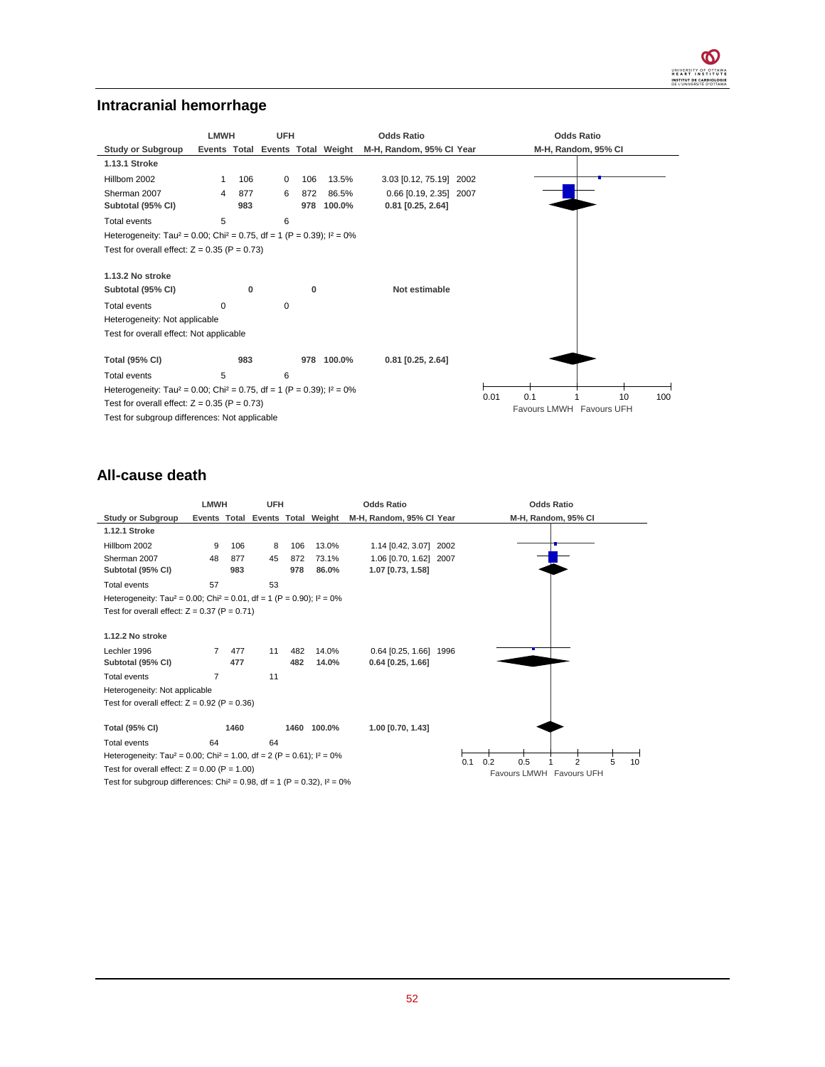## Intracranial hemorrhage

| Study or Subgroup | LMWH Events | LMWH Total | UFH Events | UFH Total | Weight | Odds Ratio M-H, Random, 95% CI | Year |
|---|---|---|---|---|---|---|---|
| **1.13.1 Stroke** | | | | | | | |
| Hillbom 2002 | 1 | 106 | 0 | 106 | 13.5% | 3.03 [0.12, 75.19] | 2002 |
| Sherman 2007 | 4 | 877 | 6 | 872 | 86.5% | 0.66 [0.19, 2.35] | 2007 |
| **Subtotal (95% CI)** | | **983** | | **978** | **100.0%** | **0.81 [0.25, 2.64]** | |
| Total events | 5 | | 6 | | | | |
| Heterogeneity: Tau² = 0.00; Chi² = 0.75, df = 1 (P = 0.39); I² = 0% | | | | | | | |
| Test for overall effect: Z = 0.35 (P = 0.73) | | | | | | | |
| **1.13.2 No stroke** | | | | | | | |
| **Subtotal (95% CI)** | | **0** | | **0** | | **Not estimable** | |
| Total events | 0 | | 0 | | | | |
| Heterogeneity: Not applicable | | | | | | | |
| Test for overall effect: Not applicable | | | | | | | |
| **Total (95% CI)** | | **983** | | **978** | **100.0%** | **0.81 [0.25, 2.64]** | |
| Total events | 5 | | 6 | | | | |
| Heterogeneity: Tau² = 0.00; Chi² = 0.75, df = 1 (P = 0.39); I² = 0% | | | | | | | |
| Test for overall effect: Z = 0.35 (P = 0.73) | | | | | | | |
| Test for subgroup differences: Not applicable | | | | | | | |

Odds Ratio M-H, Random, 95% CI — axis: 0.01, 0.1, 1, 10, 100 — Favours LMWH / Favours UFH

## All-cause death

| Study or Subgroup | LMWH Events | LMWH Total | UFH Events | UFH Total | Weight | Odds Ratio M-H, Random, 95% CI | Year |
|---|---|---|---|---|---|---|---|
| **1.12.1 Stroke** | | | | | | | |
| Hillbom 2002 | 9 | 106 | 8 | 106 | 13.0% | 1.14 [0.42, 3.07] | 2002 |
| Sherman 2007 | 48 | 877 | 45 | 872 | 73.1% | 1.06 [0.70, 1.62] | 2007 |
| **Subtotal (95% CI)** | | **983** | | **978** | **86.0%** | **1.07 [0.73, 1.58]** | |
| Total events | 57 | | 53 | | | | |
| Heterogeneity: Tau² = 0.00; Chi² = 0.01, df = 1 (P = 0.90); I² = 0% | | | | | | | |
| Test for overall effect: Z = 0.37 (P = 0.71) | | | | | | | |
| **1.12.2 No stroke** | | | | | | | |
| Lechler 1996 | 7 | 477 | 11 | 482 | 14.0% | 0.64 [0.25, 1.66] | 1996 |
| **Subtotal (95% CI)** | | **477** | | **482** | **14.0%** | **0.64 [0.25, 1.66]** | |
| Total events | 7 | | 11 | | | | |
| Heterogeneity: Not applicable | | | | | | | |
| Test for overall effect: Z = 0.92 (P = 0.36) | | | | | | | |
| **Total (95% CI)** | | **1460** | | **1460** | **100.0%** | **1.00 [0.70, 1.43]** | |
| Total events | 64 | | 64 | | | | |
| Heterogeneity: Tau² = 0.00; Chi² = 1.00, df = 2 (P = 0.61); I² = 0% | | | | | | | |
| Test for overall effect: Z = 0.00 (P = 1.00) | | | | | | | |
| Test for subgroup differences: Chi² = 0.98, df = 1 (P = 0.32), I² = 0% | | | | | | | |

Odds Ratio M-H, Random, 95% CI — axis: 0.1, 0.2, 0.5, 1, 2, 5, 10 — Favours LMWH / Favours UFH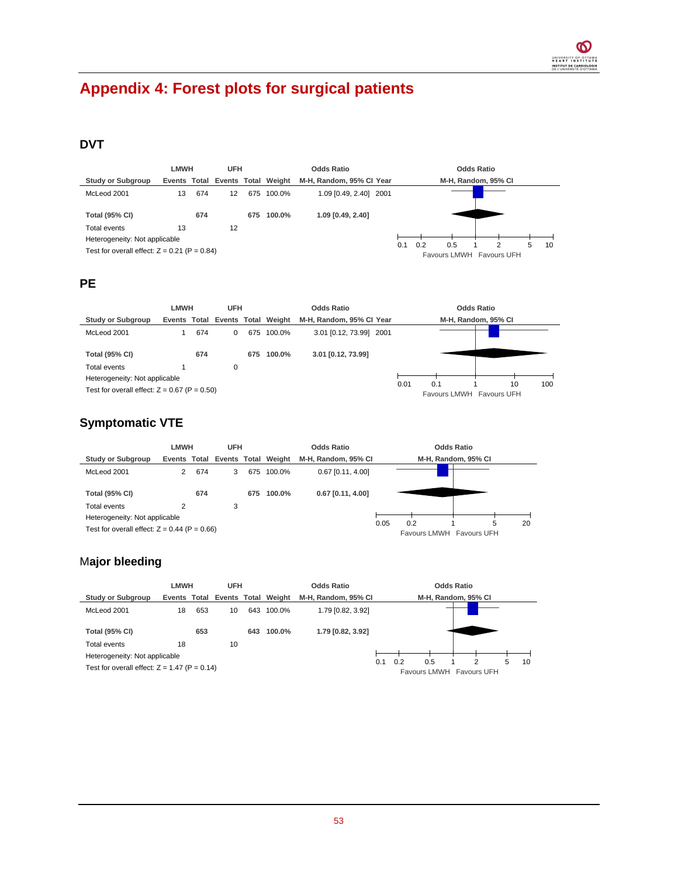# Appendix 4: Forest plots for surgical patients

## DVT

| Study or Subgroup | LMWH Events | LMWH Total | UFH Events | UFH Total | Weight | Odds Ratio M-H, Random, 95% CI | Year |
|---|---|---|---|---|---|---|---|
| McLeod 2001 | 13 | 674 | 12 | 675 | 100.0% | 1.09 [0.49, 2.40] | 2001 |
| **Total (95% CI)** | | **674** | | **675** | **100.0%** | **1.09 [0.49, 2.40]** | |
| Total events | 13 | | 12 | | | | |

Heterogeneity: Not applicable

Test for overall effect: Z = 0.21 (P = 0.84)

Odds Ratio M-H, Random, 95% CI — axis: 0.1, 0.2, 0.5, 1, 2, 5, 10 — Favours LMWH / Favours UFH

## PE

| Study or Subgroup | LMWH Events | LMWH Total | UFH Events | UFH Total | Weight | Odds Ratio M-H, Random, 95% CI | Year |
|---|---|---|---|---|---|---|---|
| McLeod 2001 | 1 | 674 | 0 | 675 | 100.0% | 3.01 [0.12, 73.99] | 2001 |
| **Total (95% CI)** | | **674** | | **675** | **100.0%** | **3.01 [0.12, 73.99]** | |
| Total events | 1 | | 0 | | | | |

Heterogeneity: Not applicable

Test for overall effect: Z = 0.67 (P = 0.50)

Odds Ratio M-H, Random, 95% CI — axis: 0.01, 0.1, 1, 10, 100 — Favours LMWH / Favours UFH

## Symptomatic VTE

| Study or Subgroup | LMWH Events | LMWH Total | UFH Events | UFH Total | Weight | Odds Ratio M-H, Random, 95% CI |
|---|---|---|---|---|---|---|
| McLeod 2001 | 2 | 674 | 3 | 675 | 100.0% | 0.67 [0.11, 4.00] |
| **Total (95% CI)** | | **674** | | **675** | **100.0%** | **0.67 [0.11, 4.00]** |
| Total events | 2 | | 3 | | | |

Heterogeneity: Not applicable

Test for overall effect: Z = 0.44 (P = 0.66)

Odds Ratio M-H, Random, 95% CI — axis: 0.05, 0.2, 1, 5, 20 — Favours LMWH / Favours UFH

## Major bleeding

| Study or Subgroup | LMWH Events | LMWH Total | UFH Events | UFH Total | Weight | Odds Ratio M-H, Random, 95% CI |
|---|---|---|---|---|---|---|
| McLeod 2001 | 18 | 653 | 10 | 643 | 100.0% | 1.79 [0.82, 3.92] |
| **Total (95% CI)** | | **653** | | **643** | **100.0%** | **1.79 [0.82, 3.92]** |
| Total events | 18 | | 10 | | | |

Heterogeneity: Not applicable

Test for overall effect: Z = 1.47 (P = 0.14)

Odds Ratio M-H, Random, 95% CI — axis: 0.1, 0.2, 0.5, 1, 2, 5, 10 — Favours LMWH / Favours UFH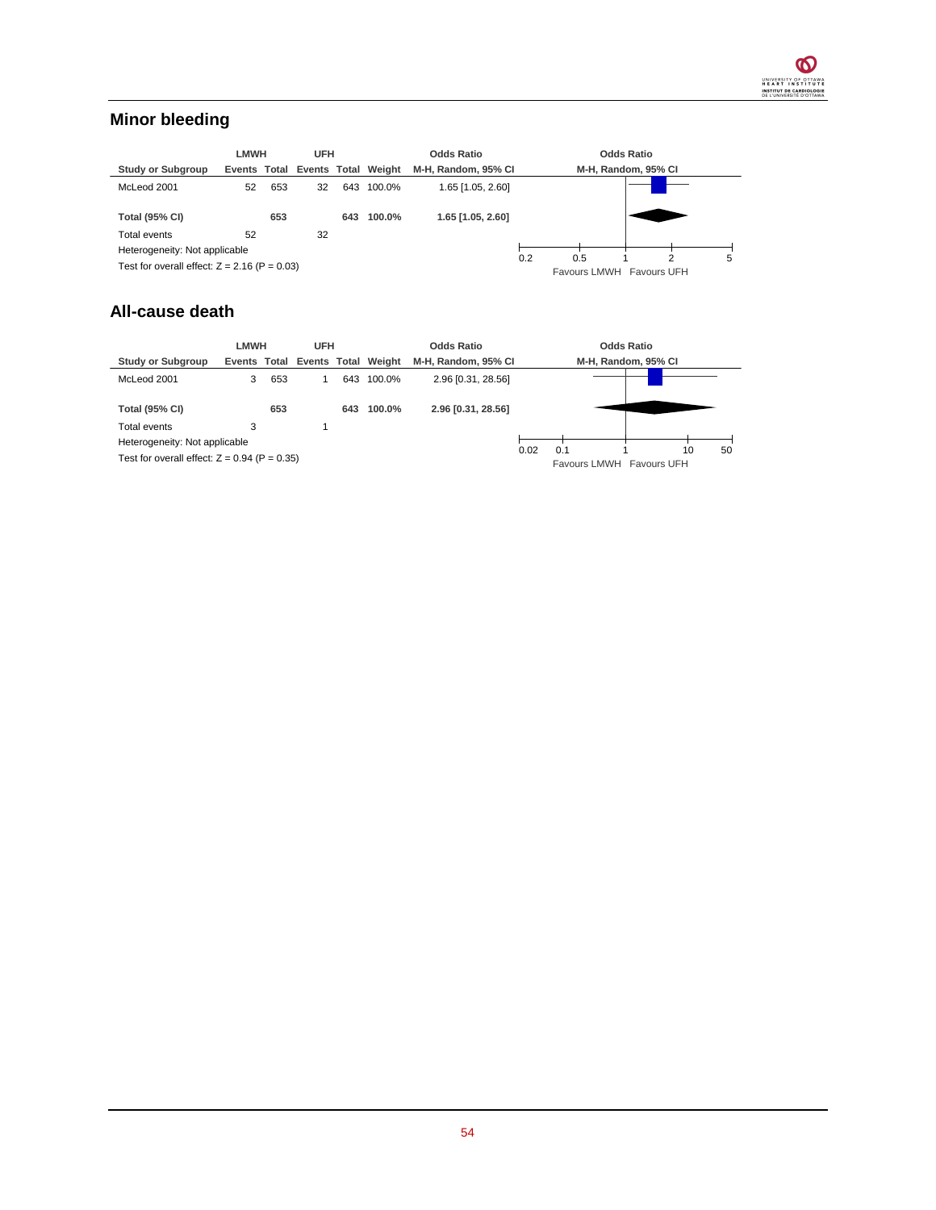## Minor bleeding

| | LMWH | | UFH | | | Odds Ratio |
|---|---|---|---|---|---|---|
| Study or Subgroup | Events | Total | Events | Total | Weight | M-H, Random, 95% CI |
| McLeod 2001 | 52 | 653 | 32 | 643 | 100.0% | 1.65 [1.05, 2.60] |
| **Total (95% CI)** | | **653** | | **643** | **100.0%** | **1.65 [1.05, 2.60]** |
| Total events | 52 | | 32 | | | |

Heterogeneity: Not applicable

Test for overall effect: Z = 2.16 (P = 0.03)

Odds Ratio M-H, Random, 95% CI: 0.2 0.5 1 2 5 — Favours LMWH / Favours UFH

## All-cause death

| | LMWH | | UFH | | | Odds Ratio |
|---|---|---|---|---|---|---|
| Study or Subgroup | Events | Total | Events | Total | Weight | M-H, Random, 95% CI |
| McLeod 2001 | 3 | 653 | 1 | 643 | 100.0% | 2.96 [0.31, 28.56] |
| **Total (95% CI)** | | **653** | | **643** | **100.0%** | **2.96 [0.31, 28.56]** |
| Total events | 3 | | 1 | | | |

Heterogeneity: Not applicable

Test for overall effect: Z = 0.94 (P = 0.35)

Odds Ratio M-H, Random, 95% CI: 0.02 0.1 1 10 50 — Favours LMWH / Favours UFH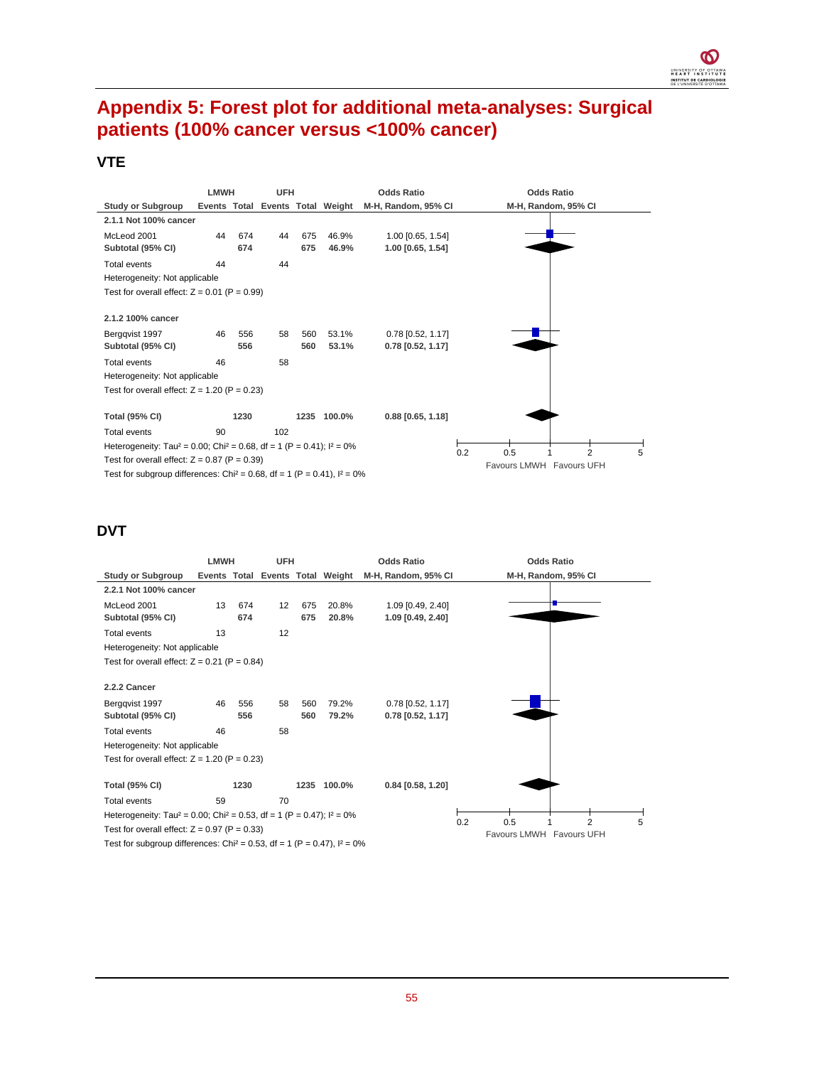# Appendix 5: Forest plot for additional meta-analyses: Surgical patients (100% cancer versus <100% cancer)

## VTE

| Study or Subgroup | LMWH Events | LMWH Total | UFH Events | UFH Total | Weight | Odds Ratio M-H, Random, 95% CI |
|---|---|---|---|---|---|---|
| **2.1.1 Not 100% cancer** | | | | | | |
| McLeod 2001 | 44 | 674 | 44 | 675 | 46.9% | 1.00 [0.65, 1.54] |
| **Subtotal (95% CI)** | | **674** | | **675** | **46.9%** | **1.00 [0.65, 1.54]** |
| Total events | 44 | | 44 | | | |
| Heterogeneity: Not applicable | | | | | | |
| Test for overall effect: Z = 0.01 (P = 0.99) | | | | | | |
| **2.1.2 100% cancer** | | | | | | |
| Bergqvist 1997 | 46 | 556 | 58 | 560 | 53.1% | 0.78 [0.52, 1.17] |
| **Subtotal (95% CI)** | | **556** | | **560** | **53.1%** | **0.78 [0.52, 1.17]** |
| Total events | 46 | | 58 | | | |
| Heterogeneity: Not applicable | | | | | | |
| Test for overall effect: Z = 1.20 (P = 0.23) | | | | | | |
| **Total (95% CI)** | | **1230** | | **1235** | **100.0%** | **0.88 [0.65, 1.18]** |
| Total events | 90 | | 102 | | | |
| Heterogeneity: Tau² = 0.00; Chi² = 0.68, df = 1 (P = 0.41); I² = 0% | | | | | | |
| Test for overall effect: Z = 0.87 (P = 0.39) | | | | | | |
| Test for subgroup differences: Chi² = 0.68, df = 1 (P = 0.41), I² = 0% | | | | | | |

Favours LMWH | Favours UFH (axis: 0.2, 0.5, 1, 2, 5)

## DVT

| Study or Subgroup | LMWH Events | LMWH Total | UFH Events | UFH Total | Weight | Odds Ratio M-H, Random, 95% CI |
|---|---|---|---|---|---|---|
| **2.2.1 Not 100% cancer** | | | | | | |
| McLeod 2001 | 13 | 674 | 12 | 675 | 20.8% | 1.09 [0.49, 2.40] |
| **Subtotal (95% CI)** | | **674** | | **675** | **20.8%** | **1.09 [0.49, 2.40]** |
| Total events | 13 | | 12 | | | |
| Heterogeneity: Not applicable | | | | | | |
| Test for overall effect: Z = 0.21 (P = 0.84) | | | | | | |
| **2.2.2 Cancer** | | | | | | |
| Bergqvist 1997 | 46 | 556 | 58 | 560 | 79.2% | 0.78 [0.52, 1.17] |
| **Subtotal (95% CI)** | | **556** | | **560** | **79.2%** | **0.78 [0.52, 1.17]** |
| Total events | 46 | | 58 | | | |
| Heterogeneity: Not applicable | | | | | | |
| Test for overall effect: Z = 1.20 (P = 0.23) | | | | | | |
| **Total (95% CI)** | | **1230** | | **1235** | **100.0%** | **0.84 [0.58, 1.20]** |
| Total events | 59 | | 70 | | | |
| Heterogeneity: Tau² = 0.00; Chi² = 0.53, df = 1 (P = 0.47); I² = 0% | | | | | | |
| Test for overall effect: Z = 0.97 (P = 0.33) | | | | | | |
| Test for subgroup differences: Chi² = 0.53, df = 1 (P = 0.47), I² = 0% | | | | | | |

Favours LMWH | Favours UFH (axis: 0.2, 0.5, 1, 2, 5)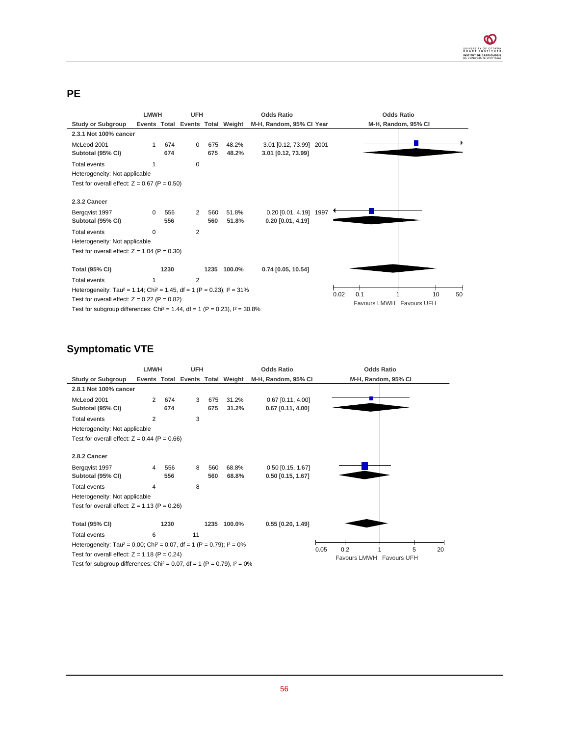## PE

| Study or Subgroup | LMWH Events | LMWH Total | UFH Events | UFH Total | Weight | Odds Ratio M-H, Random, 95% CI | Year |
|---|---|---|---|---|---|---|---|
| **2.3.1 Not 100% cancer** | | | | | | | |
| McLeod 2001 | 1 | 674 | 0 | 675 | 48.2% | 3.01 [0.12, 73.99] | 2001 |
| **Subtotal (95% CI)** | | **674** | | **675** | **48.2%** | **3.01 [0.12, 73.99]** | |
| Total events | 1 | | 0 | | | | |
| Heterogeneity: Not applicable | | | | | | | |
| Test for overall effect: Z = 0.67 (P = 0.50) | | | | | | | |
| **2.3.2 Cancer** | | | | | | | |
| Bergqvist 1997 | 0 | 556 | 2 | 560 | 51.8% | 0.20 [0.01, 4.19] | 1997 |
| **Subtotal (95% CI)** | | **556** | | **560** | **51.8%** | **0.20 [0.01, 4.19]** | |
| Total events | 0 | | 2 | | | | |
| Heterogeneity: Not applicable | | | | | | | |
| Test for overall effect: Z = 1.04 (P = 0.30) | | | | | | | |
| **Total (95% CI)** | | **1230** | | **1235** | **100.0%** | **0.74 [0.05, 10.54]** | |
| Total events | 1 | | 2 | | | | |

Heterogeneity: Tau² = 1.14; Chi² = 1.45, df = 1 (P = 0.23); I² = 31%
Test for overall effect: Z = 0.22 (P = 0.82)
Test for subgroup differences: Chi² = 1.44, df = 1 (P = 0.23), I² = 30.8%

Favours LMWH | Favours UFH

## Symptomatic VTE

| Study or Subgroup | LMWH Events | LMWH Total | UFH Events | UFH Total | Weight | Odds Ratio M-H, Random, 95% CI |
|---|---|---|---|---|---|---|
| **2.8.1 Not 100% cancer** | | | | | | |
| McLeod 2001 | 2 | 674 | 3 | 675 | 31.2% | 0.67 [0.11, 4.00] |
| **Subtotal (95% CI)** | | **674** | | **675** | **31.2%** | **0.67 [0.11, 4.00]** |
| Total events | 2 | | 3 | | | |
| Heterogeneity: Not applicable | | | | | | |
| Test for overall effect: Z = 0.44 (P = 0.66) | | | | | | |
| **2.8.2 Cancer** | | | | | | |
| Bergqvist 1997 | 4 | 556 | 8 | 560 | 68.8% | 0.50 [0.15, 1.67] |
| **Subtotal (95% CI)** | | **556** | | **560** | **68.8%** | **0.50 [0.15, 1.67]** |
| Total events | 4 | | 8 | | | |
| Heterogeneity: Not applicable | | | | | | |
| Test for overall effect: Z = 1.13 (P = 0.26) | | | | | | |
| **Total (95% CI)** | | **1230** | | **1235** | **100.0%** | **0.55 [0.20, 1.49]** |
| Total events | 6 | | 11 | | | |

Heterogeneity: Tau² = 0.00; Chi² = 0.07, df = 1 (P = 0.79); I² = 0%
Test for overall effect: Z = 1.18 (P = 0.24)
Test for subgroup differences: Chi² = 0.07, df = 1 (P = 0.79), I² = 0%

Favours LMWH | Favours UFH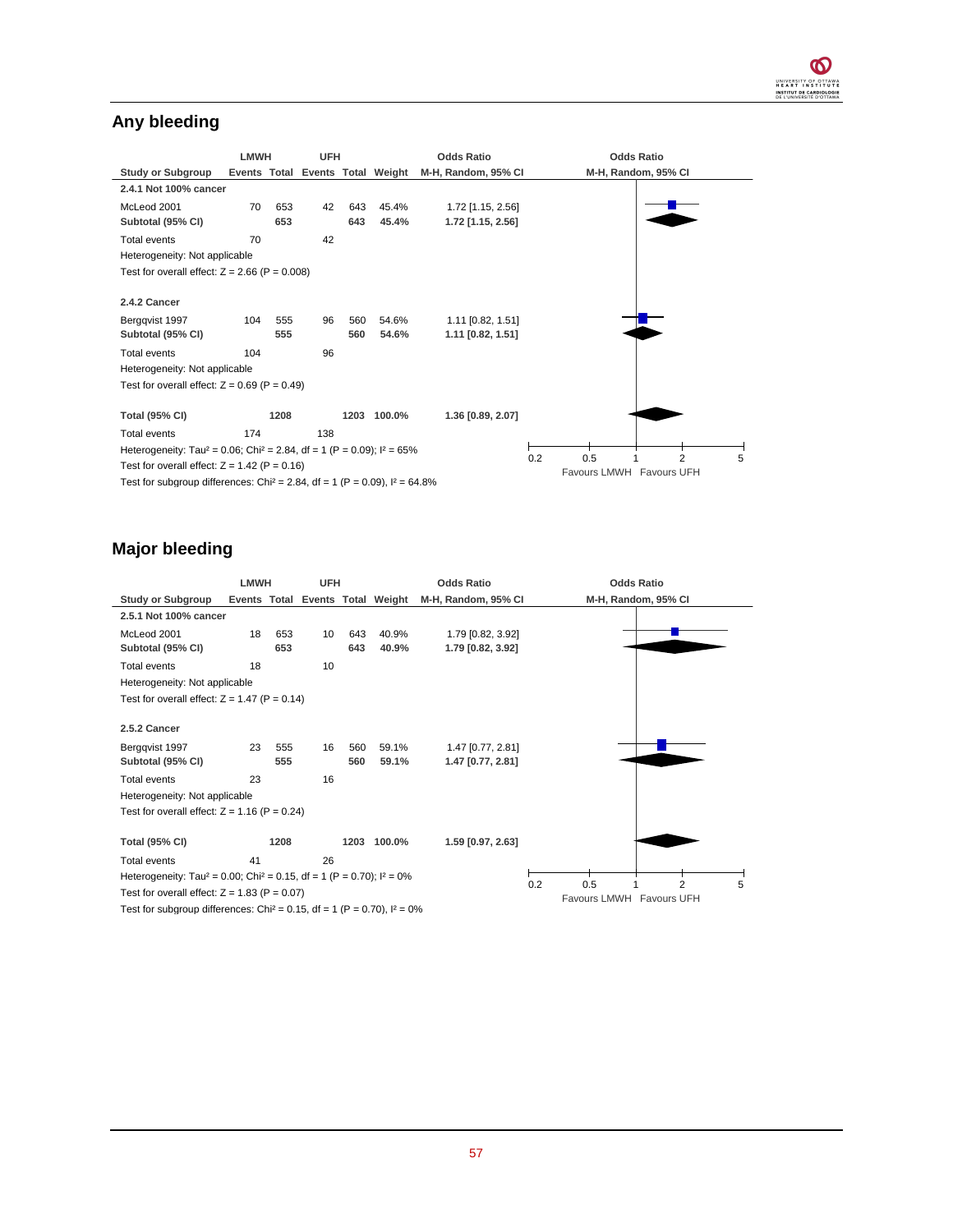## Any bleeding

| Study or Subgroup | LMWH Events | LMWH Total | UFH Events | UFH Total | Weight | Odds Ratio M-H, Random, 95% CI |
|---|---|---|---|---|---|---|
| **2.4.1 Not 100% cancer** | | | | | | |
| McLeod 2001 | 70 | 653 | 42 | 643 | 45.4% | 1.72 [1.15, 2.56] |
| **Subtotal (95% CI)** | | **653** | | **643** | **45.4%** | **1.72 [1.15, 2.56]** |
| Total events | 70 | | 42 | | | |
| Heterogeneity: Not applicable | | | | | | |
| Test for overall effect: Z = 2.66 (P = 0.008) | | | | | | |
| **2.4.2 Cancer** | | | | | | |
| Bergqvist 1997 | 104 | 555 | 96 | 560 | 54.6% | 1.11 [0.82, 1.51] |
| **Subtotal (95% CI)** | | **555** | | **560** | **54.6%** | **1.11 [0.82, 1.51]** |
| Total events | 104 | | 96 | | | |
| Heterogeneity: Not applicable | | | | | | |
| Test for overall effect: Z = 0.69 (P = 0.49) | | | | | | |
| **Total (95% CI)** | | **1208** | | **1203** | **100.0%** | **1.36 [0.89, 2.07]** |
| Total events | 174 | | 138 | | | |

Heterogeneity: $Tau^2 = 0.06$; $Chi^2 = 2.84$, df = 1 (P = 0.09); $I^2 = 65\%$
Test for overall effect: Z = 1.42 (P = 0.16)
Test for subgroup differences: $Chi^2 = 2.84$, df = 1 (P = 0.09), $I^2 = 64.8\%$

Axis: 0.2, 0.5, 1, 2, 5 — Favours LMWH / Favours UFH

## Major bleeding

| Study or Subgroup | LMWH Events | LMWH Total | UFH Events | UFH Total | Weight | Odds Ratio M-H, Random, 95% CI |
|---|---|---|---|---|---|---|
| **2.5.1 Not 100% cancer** | | | | | | |
| McLeod 2001 | 18 | 653 | 10 | 643 | 40.9% | 1.79 [0.82, 3.92] |
| **Subtotal (95% CI)** | | **653** | | **643** | **40.9%** | **1.79 [0.82, 3.92]** |
| Total events | 18 | | 10 | | | |
| Heterogeneity: Not applicable | | | | | | |
| Test for overall effect: Z = 1.47 (P = 0.14) | | | | | | |
| **2.5.2 Cancer** | | | | | | |
| Bergqvist 1997 | 23 | 555 | 16 | 560 | 59.1% | 1.47 [0.77, 2.81] |
| **Subtotal (95% CI)** | | **555** | | **560** | **59.1%** | **1.47 [0.77, 2.81]** |
| Total events | 23 | | 16 | | | |
| Heterogeneity: Not applicable | | | | | | |
| Test for overall effect: Z = 1.16 (P = 0.24) | | | | | | |
| **Total (95% CI)** | | **1208** | | **1203** | **100.0%** | **1.59 [0.97, 2.63]** |
| Total events | 41 | | 26 | | | |

Heterogeneity: $Tau^2 = 0.00$; $Chi^2 = 0.15$, df = 1 (P = 0.70); $I^2 = 0\%$
Test for overall effect: Z = 1.83 (P = 0.07)
Test for subgroup differences: $Chi^2 = 0.15$, df = 1 (P = 0.70), $I^2 = 0\%$

Axis: 0.2, 0.5, 1, 2, 5 — Favours LMWH / Favours UFH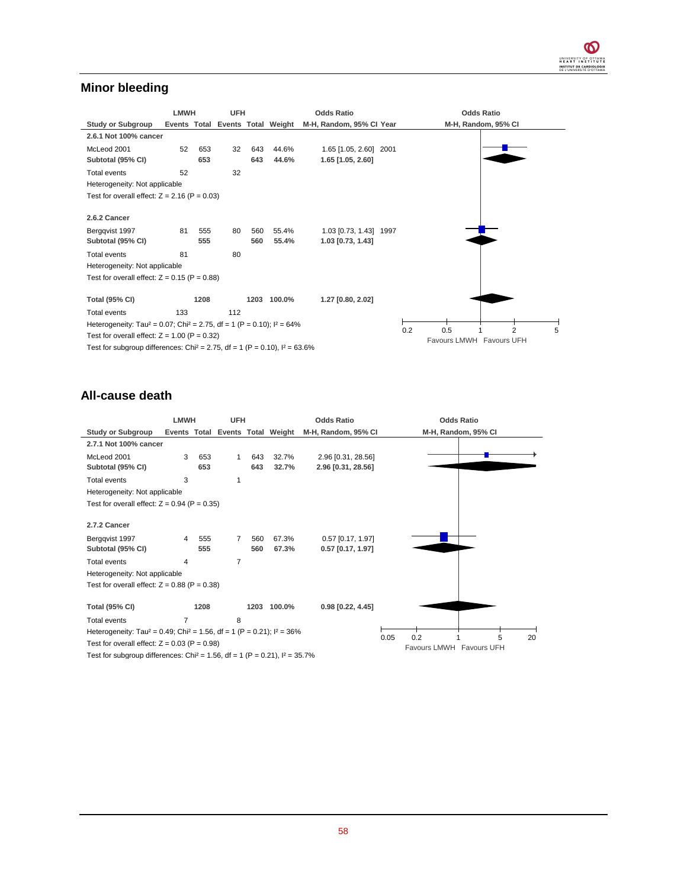## Minor bleeding

| | LMWH | | UFH | | | Odds Ratio | | Odds Ratio |
|---|---|---|---|---|---|---|---|---|
| **Study or Subgroup** | **Events** | **Total** | **Events** | **Total** | **Weight** | **M-H, Random, 95% CI** | **Year** | **M-H, Random, 95% CI** |
| **2.6.1 Not 100% cancer** | | | | | | | | |
| McLeod 2001 | 52 | 653 | 32 | 643 | 44.6% | 1.65 [1.05, 2.60] | 2001 | |
| **Subtotal (95% CI)** | | **653** | | **643** | **44.6%** | **1.65 [1.05, 2.60]** | | |
| Total events | 52 | | 32 | | | | | |
| Heterogeneity: Not applicable | | | | | | | | |
| Test for overall effect: Z = 2.16 (P = 0.03) | | | | | | | | |
| **2.6.2 Cancer** | | | | | | | | |
| Bergqvist 1997 | 81 | 555 | 80 | 560 | 55.4% | 1.03 [0.73, 1.43] | 1997 | |
| **Subtotal (95% CI)** | | **555** | | **560** | **55.4%** | **1.03 [0.73, 1.43]** | | |
| Total events | 81 | | 80 | | | | | |
| Heterogeneity: Not applicable | | | | | | | | |
| Test for overall effect: Z = 0.15 (P = 0.88) | | | | | | | | |
| **Total (95% CI)** | | **1208** | | **1203** | **100.0%** | **1.27 [0.80, 2.02]** | | |
| Total events | 133 | | 112 | | | | | |
| Heterogeneity: Tau² = 0.07; Chi² = 2.75, df = 1 (P = 0.10); I² = 64% | | | | | | | | |
| Test for overall effect: Z = 1.00 (P = 0.32) | | | | | | | | |
| Test for subgroup differences: Chi² = 2.75, df = 1 (P = 0.10), I² = 63.6% | | | | | | | | |

0.2 0.5 1 2 5
Favours LMWH Favours UFH

## All-cause death

| | LMWH | | UFH | | | Odds Ratio | Odds Ratio |
|---|---|---|---|---|---|---|---|
| **Study or Subgroup** | **Events** | **Total** | **Events** | **Total** | **Weight** | **M-H, Random, 95% CI** | **M-H, Random, 95% CI** |
| **2.7.1 Not 100% cancer** | | | | | | | |
| McLeod 2001 | 3 | 653 | 1 | 643 | 32.7% | 2.96 [0.31, 28.56] | |
| **Subtotal (95% CI)** | | **653** | | **643** | **32.7%** | **2.96 [0.31, 28.56]** | |
| Total events | 3 | | 1 | | | | |
| Heterogeneity: Not applicable | | | | | | | |
| Test for overall effect: Z = 0.94 (P = 0.35) | | | | | | | |
| **2.7.2 Cancer** | | | | | | | |
| Bergqvist 1997 | 4 | 555 | 7 | 560 | 67.3% | 0.57 [0.17, 1.97] | |
| **Subtotal (95% CI)** | | **555** | | **560** | **67.3%** | **0.57 [0.17, 1.97]** | |
| Total events | 4 | | 7 | | | | |
| Heterogeneity: Not applicable | | | | | | | |
| Test for overall effect: Z = 0.88 (P = 0.38) | | | | | | | |
| **Total (95% CI)** | | **1208** | | **1203** | **100.0%** | **0.98 [0.22, 4.45]** | |
| Total events | 7 | | 8 | | | | |
| Heterogeneity: Tau² = 0.49; Chi² = 1.56, df = 1 (P = 0.21); I² = 36% | | | | | | | |
| Test for overall effect: Z = 0.03 (P = 0.98) | | | | | | | |
| Test for subgroup differences: Chi² = 1.56, df = 1 (P = 0.21), I² = 35.7% | | | | | | | |

0.05 0.2 1 5 20
Favours LMWH Favours UFH